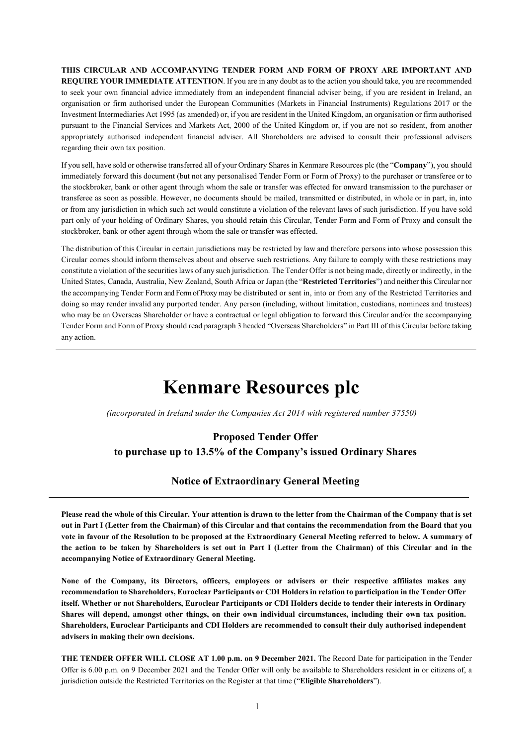**THIS CIRCULAR AND ACCOMPANYING TENDER FORM AND FORM OF PROXY ARE IMPORTANT AND REQUIRE YOUR IMMEDIATE ATTENTION**. If you are in any doubt as to the action you should take, you are recommended to seek your own financial advice immediately from an independent financial adviser being, if you are resident in Ireland, an organisation or firm authorised under the European Communities (Markets in Financial Instruments) Regulations 2017 or the Investment Intermediaries Act 1995 (as amended) or, if you are resident in the United Kingdom, an organisation or firm authorised pursuant to the Financial Services and Markets Act, 2000 of the United Kingdom or, if you are not so resident, from another appropriately authorised independent financial adviser. All Shareholders are advised to consult their professional advisers regarding their own tax position.

If you sell, have sold or otherwise transferred all of your Ordinary Shares in Kenmare Resources plc (the "**Company**"), you should immediately forward this document (but not any personalised Tender Form or Form of Proxy) to the purchaser or transferee or to the stockbroker, bank or other agent through whom the sale or transfer was effected for onward transmission to the purchaser or transferee as soon as possible. However, no documents should be mailed, transmitted or distributed, in whole or in part, in, into or from any jurisdiction in which such act would constitute a violation of the relevant laws of such jurisdiction. If you have sold part only of your holding of Ordinary Shares, you should retain this Circular, Tender Form and Form of Proxy and consult the stockbroker, bank or other agent through whom the sale or transfer was effected.

The distribution of this Circular in certain jurisdictions may be restricted by law and therefore persons into whose possession this Circular comes should inform themselves about and observe such restrictions. Any failure to comply with these restrictions may constitute a violation of the securities laws of any such jurisdiction. The Tender Offer is not being made, directly or indirectly, in the United States, Canada, Australia, New Zealand, South Africa or Japan (the "**Restricted Territories**") and neither this Circular nor the accompanying Tender Form and Form of Proxy may be distributed or sent in, into or from any of the Restricted Territories and doing so may render invalid any purported tender. Any person (including, without limitation, custodians, nominees and trustees) who may be an Overseas Shareholder or have a contractual or legal obligation to forward this Circular and/or the accompanying Tender Form and Form of Proxy should read paragraph 3 headed "Overseas Shareholders" in Part III of this Circular before taking any action.

---

# Kenmare Resources plc

*(incorporated in Ireland under the Companies Act 2014 with registered number 37550)*

## Proposed Tender Offer
## to purchase up to 13.5% of the Company's issued Ordinary Shares

## Notice of Extraordinary General Meeting

---

**Please read the whole of this Circular. Your attention is drawn to the letter from the Chairman of the Company that is set out in Part I (Letter from the Chairman) of this Circular and that contains the recommendation from the Board that you vote in favour of the Resolution to be proposed at the Extraordinary General Meeting referred to below. A summary of the action to be taken by Shareholders is set out in Part I (Letter from the Chairman) of this Circular and in the accompanying Notice of Extraordinary General Meeting.**

**None of the Company, its Directors, officers, employees or advisers or their respective affiliates makes any recommendation to Shareholders, Euroclear Participants or CDI Holders in relation to participation in the Tender Offer itself. Whether or not Shareholders, Euroclear Participants or CDI Holders decide to tender their interests in Ordinary Shares will depend, amongst other things, on their own individual circumstances, including their own tax position. Shareholders, Euroclear Participants and CDI Holders are recommended to consult their duly authorised independent advisers in making their own decisions.**

**THE TENDER OFFER WILL CLOSE AT 1.00 p.m. on 9 December 2021.** The Record Date for participation in the Tender Offer is 6.00 p.m. on 9 December 2021 and the Tender Offer will only be available to Shareholders resident in or citizens of, a jurisdiction outside the Restricted Territories on the Register at that time ("**Eligible Shareholders**").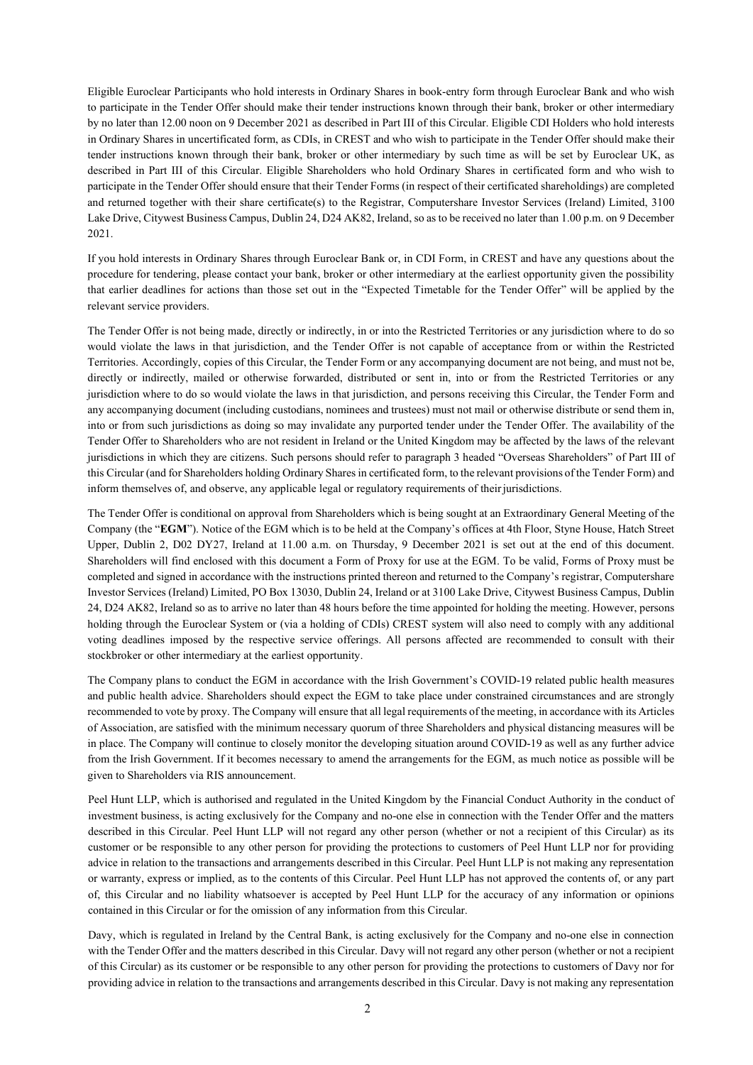Eligible Euroclear Participants who hold interests in Ordinary Shares in book-entry form through Euroclear Bank and who wish to participate in the Tender Offer should make their tender instructions known through their bank, broker or other intermediary by no later than 12.00 noon on 9 December 2021 as described in Part III of this Circular. Eligible CDI Holders who hold interests in Ordinary Shares in uncertificated form, as CDIs, in CREST and who wish to participate in the Tender Offer should make their tender instructions known through their bank, broker or other intermediary by such time as will be set by Euroclear UK, as described in Part III of this Circular. Eligible Shareholders who hold Ordinary Shares in certificated form and who wish to participate in the Tender Offer should ensure that their Tender Forms (in respect of their certificated shareholdings) are completed and returned together with their share certificate(s) to the Registrar, Computershare Investor Services (Ireland) Limited, 3100 Lake Drive, Citywest Business Campus, Dublin 24, D24 AK82, Ireland, so as to be received no later than 1.00 p.m. on 9 December 2021.

If you hold interests in Ordinary Shares through Euroclear Bank or, in CDI Form, in CREST and have any questions about the procedure for tendering, please contact your bank, broker or other intermediary at the earliest opportunity given the possibility that earlier deadlines for actions than those set out in the "Expected Timetable for the Tender Offer" will be applied by the relevant service providers.

The Tender Offer is not being made, directly or indirectly, in or into the Restricted Territories or any jurisdiction where to do so would violate the laws in that jurisdiction, and the Tender Offer is not capable of acceptance from or within the Restricted Territories. Accordingly, copies of this Circular, the Tender Form or any accompanying document are not being, and must not be, directly or indirectly, mailed or otherwise forwarded, distributed or sent in, into or from the Restricted Territories or any jurisdiction where to do so would violate the laws in that jurisdiction, and persons receiving this Circular, the Tender Form and any accompanying document (including custodians, nominees and trustees) must not mail or otherwise distribute or send them in, into or from such jurisdictions as doing so may invalidate any purported tender under the Tender Offer. The availability of the Tender Offer to Shareholders who are not resident in Ireland or the United Kingdom may be affected by the laws of the relevant jurisdictions in which they are citizens. Such persons should refer to paragraph 3 headed "Overseas Shareholders" of Part III of this Circular (and for Shareholders holding Ordinary Shares in certificated form, to the relevant provisions of the Tender Form) and inform themselves of, and observe, any applicable legal or regulatory requirements of their jurisdictions.

The Tender Offer is conditional on approval from Shareholders which is being sought at an Extraordinary General Meeting of the Company (the "**EGM**"). Notice of the EGM which is to be held at the Company's offices at 4th Floor, Styne House, Hatch Street Upper, Dublin 2, D02 DY27, Ireland at 11.00 a.m. on Thursday, 9 December 2021 is set out at the end of this document. Shareholders will find enclosed with this document a Form of Proxy for use at the EGM. To be valid, Forms of Proxy must be completed and signed in accordance with the instructions printed thereon and returned to the Company's registrar, Computershare Investor Services (Ireland) Limited, PO Box 13030, Dublin 24, Ireland or at 3100 Lake Drive, Citywest Business Campus, Dublin 24, D24 AK82, Ireland so as to arrive no later than 48 hours before the time appointed for holding the meeting. However, persons holding through the Euroclear System or (via a holding of CDIs) CREST system will also need to comply with any additional voting deadlines imposed by the respective service offerings. All persons affected are recommended to consult with their stockbroker or other intermediary at the earliest opportunity.

The Company plans to conduct the EGM in accordance with the Irish Government's COVID-19 related public health measures and public health advice. Shareholders should expect the EGM to take place under constrained circumstances and are strongly recommended to vote by proxy. The Company will ensure that all legal requirements of the meeting, in accordance with its Articles of Association, are satisfied with the minimum necessary quorum of three Shareholders and physical distancing measures will be in place. The Company will continue to closely monitor the developing situation around COVID-19 as well as any further advice from the Irish Government. If it becomes necessary to amend the arrangements for the EGM, as much notice as possible will be given to Shareholders via RIS announcement.

Peel Hunt LLP, which is authorised and regulated in the United Kingdom by the Financial Conduct Authority in the conduct of investment business, is acting exclusively for the Company and no-one else in connection with the Tender Offer and the matters described in this Circular. Peel Hunt LLP will not regard any other person (whether or not a recipient of this Circular) as its customer or be responsible to any other person for providing the protections to customers of Peel Hunt LLP nor for providing advice in relation to the transactions and arrangements described in this Circular. Peel Hunt LLP is not making any representation or warranty, express or implied, as to the contents of this Circular. Peel Hunt LLP has not approved the contents of, or any part of, this Circular and no liability whatsoever is accepted by Peel Hunt LLP for the accuracy of any information or opinions contained in this Circular or for the omission of any information from this Circular.

Davy, which is regulated in Ireland by the Central Bank, is acting exclusively for the Company and no-one else in connection with the Tender Offer and the matters described in this Circular. Davy will not regard any other person (whether or not a recipient of this Circular) as its customer or be responsible to any other person for providing the protections to customers of Davy nor for providing advice in relation to the transactions and arrangements described in this Circular. Davy is not making any representation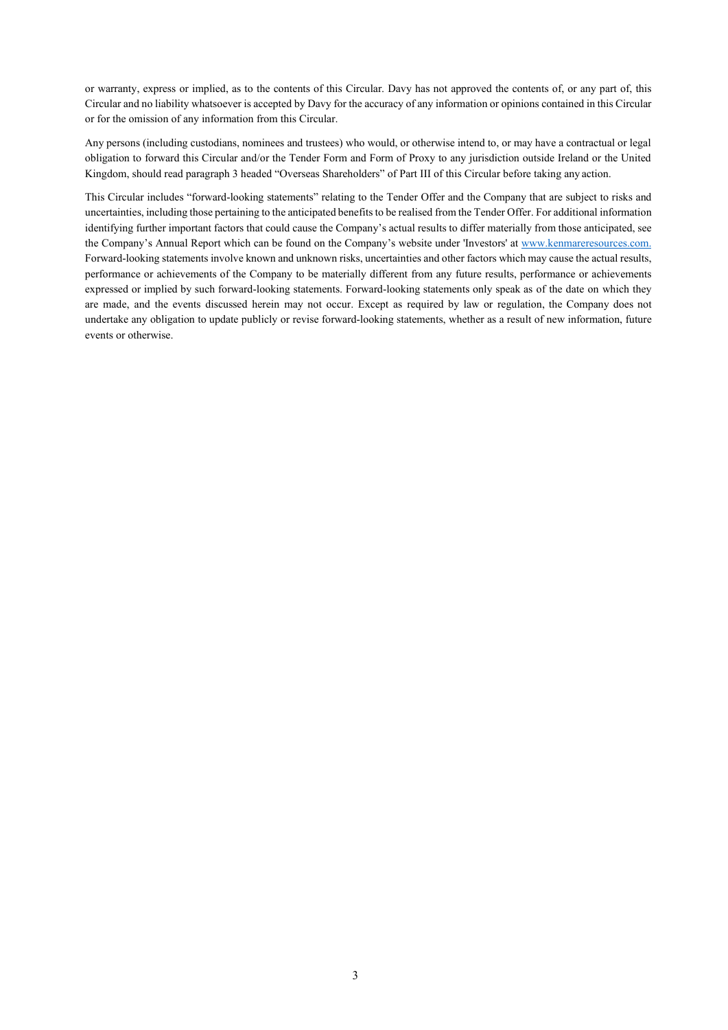or warranty, express or implied, as to the contents of this Circular. Davy has not approved the contents of, or any part of, this Circular and no liability whatsoever is accepted by Davy for the accuracy of any information or opinions contained in this Circular or for the omission of any information from this Circular.

Any persons (including custodians, nominees and trustees) who would, or otherwise intend to, or may have a contractual or legal obligation to forward this Circular and/or the Tender Form and Form of Proxy to any jurisdiction outside Ireland or the United Kingdom, should read paragraph 3 headed "Overseas Shareholders" of Part III of this Circular before taking any action.

This Circular includes "forward-looking statements" relating to the Tender Offer and the Company that are subject to risks and uncertainties, including those pertaining to the anticipated benefits to be realised from the Tender Offer. For additional information identifying further important factors that could cause the Company's actual results to differ materially from those anticipated, see the Company's Annual Report which can be found on the Company's website under 'Investors' at www.kenmareresources.com. Forward-looking statements involve known and unknown risks, uncertainties and other factors which may cause the actual results, performance or achievements of the Company to be materially different from any future results, performance or achievements expressed or implied by such forward-looking statements. Forward-looking statements only speak as of the date on which they are made, and the events discussed herein may not occur. Except as required by law or regulation, the Company does not undertake any obligation to update publicly or revise forward-looking statements, whether as a result of new information, future events or otherwise.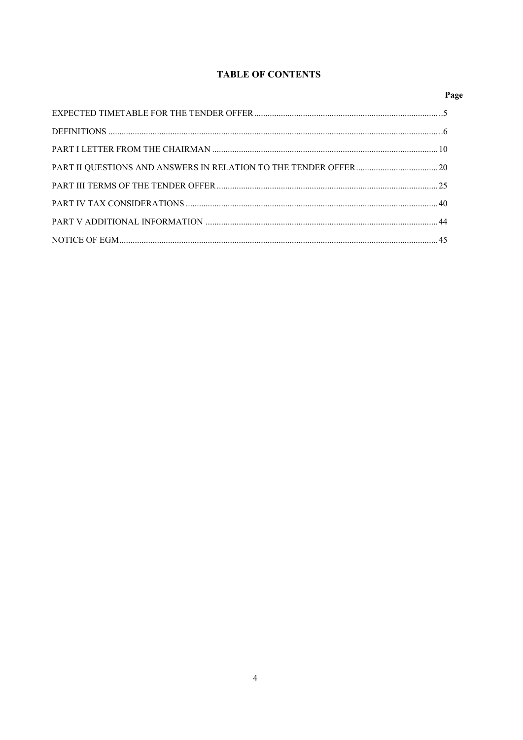# TABLE OF CONTENTS

| | Page |
|---|---|
| EXPECTED TIMETABLE FOR THE TENDER OFFER | 5 |
| DEFINITIONS | 6 |
| PART I LETTER FROM THE CHAIRMAN | 10 |
| PART II QUESTIONS AND ANSWERS IN RELATION TO THE TENDER OFFER | 20 |
| PART III TERMS OF THE TENDER OFFER | 25 |
| PART IV TAX CONSIDERATIONS | 40 |
| PART V ADDITIONAL INFORMATION | 44 |
| NOTICE OF EGM | 45 |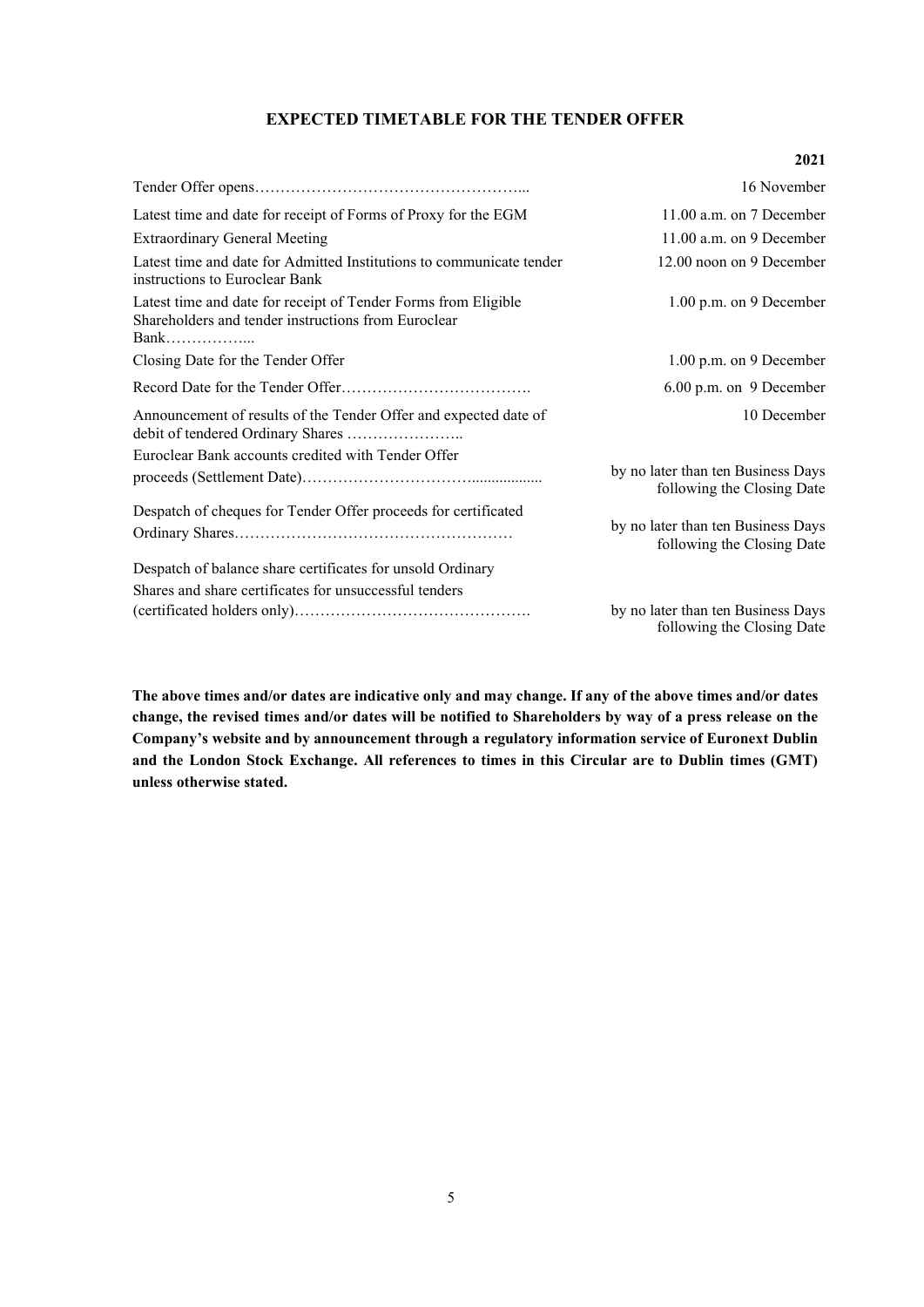# EXPECTED TIMETABLE FOR THE TENDER OFFER

| | 2021 |
|---|---|
| Tender Offer opens | 16 November |
| Latest time and date for receipt of Forms of Proxy for the EGM | 11.00 a.m. on 7 December |
| Extraordinary General Meeting | 11.00 a.m. on 9 December |
| Latest time and date for Admitted Institutions to communicate tender instructions to Euroclear Bank | 12.00 noon on 9 December |
| Latest time and date for receipt of Tender Forms from Eligible Shareholders and tender instructions from Euroclear Bank | 1.00 p.m. on 9 December |
| Closing Date for the Tender Offer | 1.00 p.m. on 9 December |
| Record Date for the Tender Offer | 6.00 p.m. on 9 December |
| Announcement of results of the Tender Offer and expected date of debit of tendered Ordinary Shares | 10 December |
| Euroclear Bank accounts credited with Tender Offer proceeds (Settlement Date) | by no later than ten Business Days following the Closing Date |
| Despatch of cheques for Tender Offer proceeds for certificated Ordinary Shares | by no later than ten Business Days following the Closing Date |
| Despatch of balance share certificates for unsold Ordinary Shares and share certificates for unsuccessful tenders (certificated holders only) | by no later than ten Business Days following the Closing Date |

**The above times and/or dates are indicative only and may change. If any of the above times and/or dates change, the revised times and/or dates will be notified to Shareholders by way of a press release on the Company's website and by announcement through a regulatory information service of Euronext Dublin and the London Stock Exchange. All references to times in this Circular are to Dublin times (GMT) unless otherwise stated.**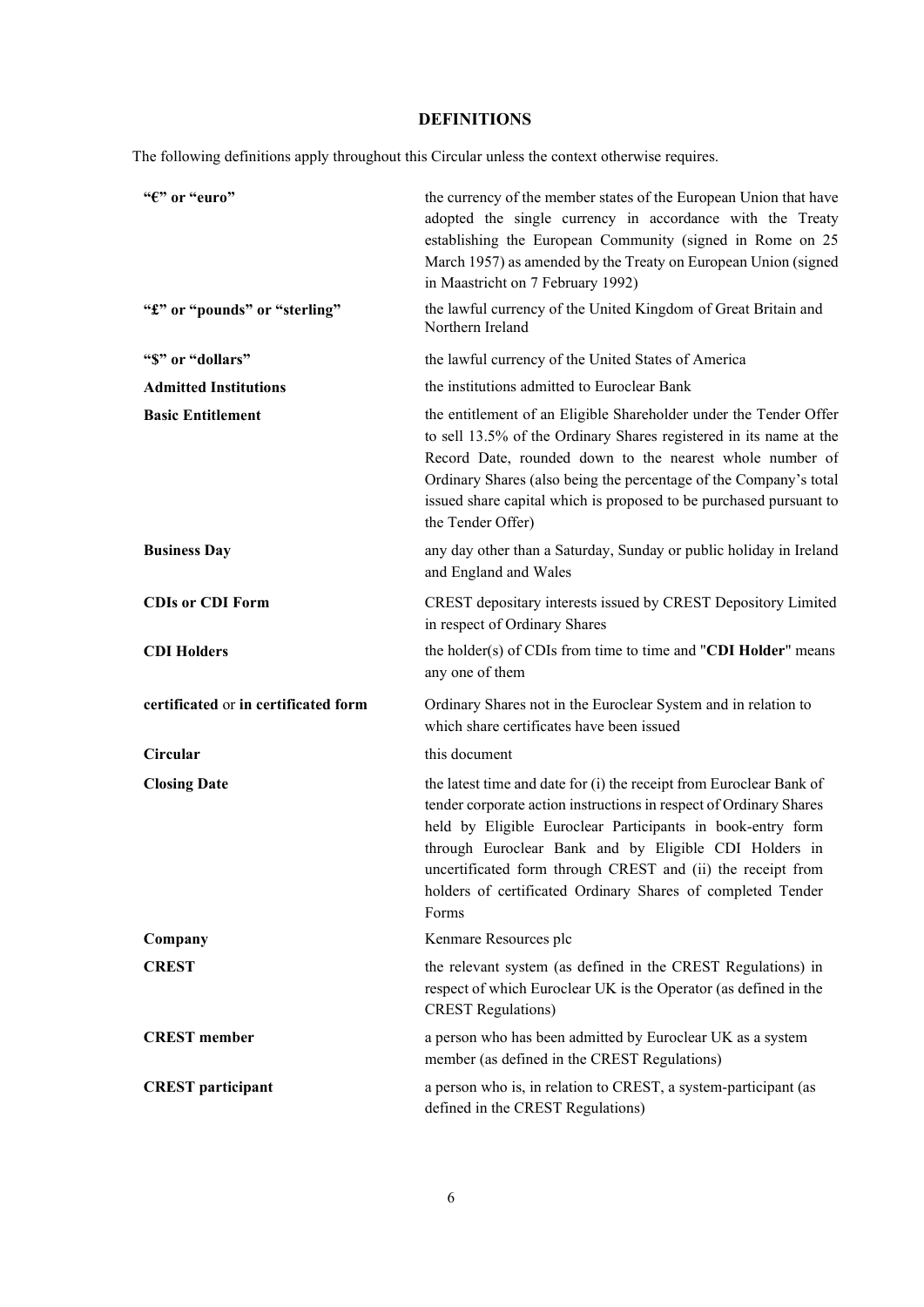## DEFINITIONS

The following definitions apply throughout this Circular unless the context otherwise requires.

| | |
|---|---|
| **"€" or "euro"** | the currency of the member states of the European Union that have adopted the single currency in accordance with the Treaty establishing the European Community (signed in Rome on 25 March 1957) as amended by the Treaty on European Union (signed in Maastricht on 7 February 1992) |
| **"£" or "pounds" or "sterling"** | the lawful currency of the United Kingdom of Great Britain and Northern Ireland |
| **"$" or "dollars"** | the lawful currency of the United States of America |
| **Admitted Institutions** | the institutions admitted to Euroclear Bank |
| **Basic Entitlement** | the entitlement of an Eligible Shareholder under the Tender Offer to sell 13.5% of the Ordinary Shares registered in its name at the Record Date, rounded down to the nearest whole number of Ordinary Shares (also being the percentage of the Company's total issued share capital which is proposed to be purchased pursuant to the Tender Offer) |
| **Business Day** | any day other than a Saturday, Sunday or public holiday in Ireland and England and Wales |
| **CDIs or CDI Form** | CREST depositary interests issued by CREST Depository Limited in respect of Ordinary Shares |
| **CDI Holders** | the holder(s) of CDIs from time to time and "**CDI Holder**" means any one of them |
| **certificated** or **in certificated form** | Ordinary Shares not in the Euroclear System and in relation to which share certificates have been issued |
| **Circular** | this document |
| **Closing Date** | the latest time and date for (i) the receipt from Euroclear Bank of tender corporate action instructions in respect of Ordinary Shares held by Eligible Euroclear Participants in book-entry form through Euroclear Bank and by Eligible CDI Holders in uncertificated form through CREST and (ii) the receipt from holders of certificated Ordinary Shares of completed Tender Forms |
| **Company** | Kenmare Resources plc |
| **CREST** | the relevant system (as defined in the CREST Regulations) in respect of which Euroclear UK is the Operator (as defined in the CREST Regulations) |
| **CREST member** | a person who has been admitted by Euroclear UK as a system member (as defined in the CREST Regulations) |
| **CREST participant** | a person who is, in relation to CREST, a system-participant (as defined in the CREST Regulations) |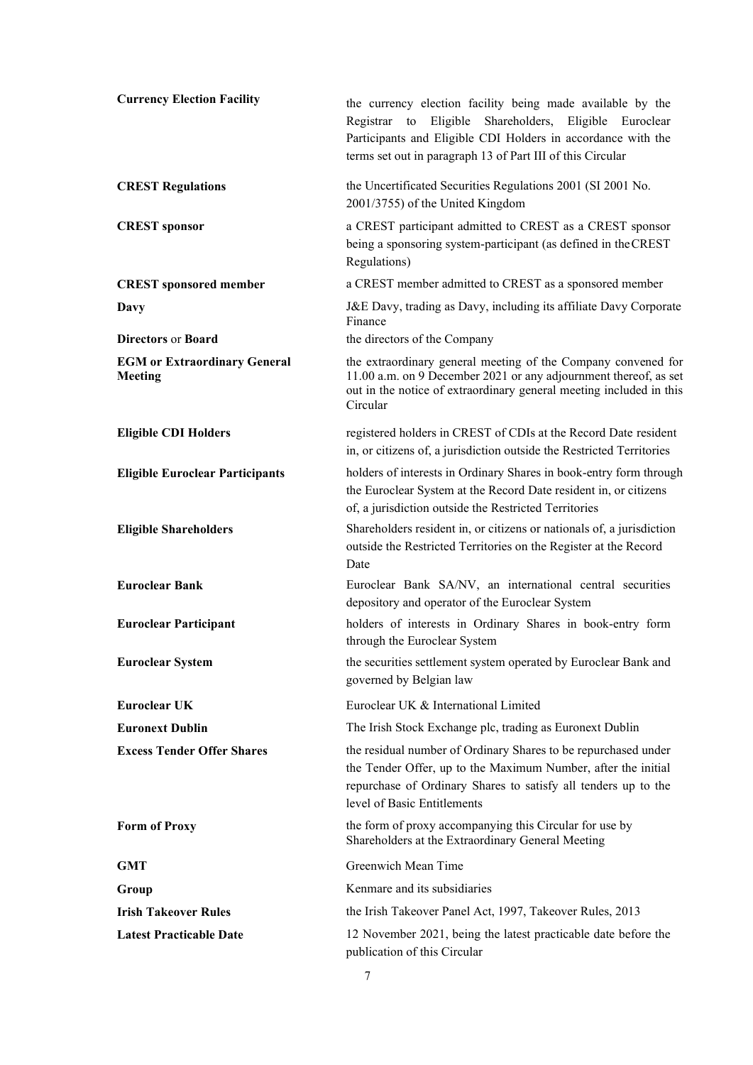| | |
|---|---|
| **Currency Election Facility** | the currency election facility being made available by the Registrar to Eligible Shareholders, Eligible Euroclear Participants and Eligible CDI Holders in accordance with the terms set out in paragraph 13 of Part III of this Circular |
| **CREST Regulations** | the Uncertificated Securities Regulations 2001 (SI 2001 No. 2001/3755) of the United Kingdom |
| **CREST sponsor** | a CREST participant admitted to CREST as a CREST sponsor being a sponsoring system-participant (as defined in the CREST Regulations) |
| **CREST sponsored member** | a CREST member admitted to CREST as a sponsored member |
| **Davy** | J&E Davy, trading as Davy, including its affiliate Davy Corporate Finance |
| **Directors** or **Board** | the directors of the Company |
| **EGM or Extraordinary General Meeting** | the extraordinary general meeting of the Company convened for 11.00 a.m. on 9 December 2021 or any adjournment thereof, as set out in the notice of extraordinary general meeting included in this Circular |
| **Eligible CDI Holders** | registered holders in CREST of CDIs at the Record Date resident in, or citizens of, a jurisdiction outside the Restricted Territories |
| **Eligible Euroclear Participants** | holders of interests in Ordinary Shares in book-entry form through the Euroclear System at the Record Date resident in, or citizens of, a jurisdiction outside the Restricted Territories |
| **Eligible Shareholders** | Shareholders resident in, or citizens or nationals of, a jurisdiction outside the Restricted Territories on the Register at the Record Date |
| **Euroclear Bank** | Euroclear Bank SA/NV, an international central securities depository and operator of the Euroclear System |
| **Euroclear Participant** | holders of interests in Ordinary Shares in book-entry form through the Euroclear System |
| **Euroclear System** | the securities settlement system operated by Euroclear Bank and governed by Belgian law |
| **Euroclear UK** | Euroclear UK & International Limited |
| **Euronext Dublin** | The Irish Stock Exchange plc, trading as Euronext Dublin |
| **Excess Tender Offer Shares** | the residual number of Ordinary Shares to be repurchased under the Tender Offer, up to the Maximum Number, after the initial repurchase of Ordinary Shares to satisfy all tenders up to the level of Basic Entitlements |
| **Form of Proxy** | the form of proxy accompanying this Circular for use by Shareholders at the Extraordinary General Meeting |
| **GMT** | Greenwich Mean Time |
| **Group** | Kenmare and its subsidiaries |
| **Irish Takeover Rules** | the Irish Takeover Panel Act, 1997, Takeover Rules, 2013 |
| **Latest Practicable Date** | 12 November 2021, being the latest practicable date before the publication of this Circular |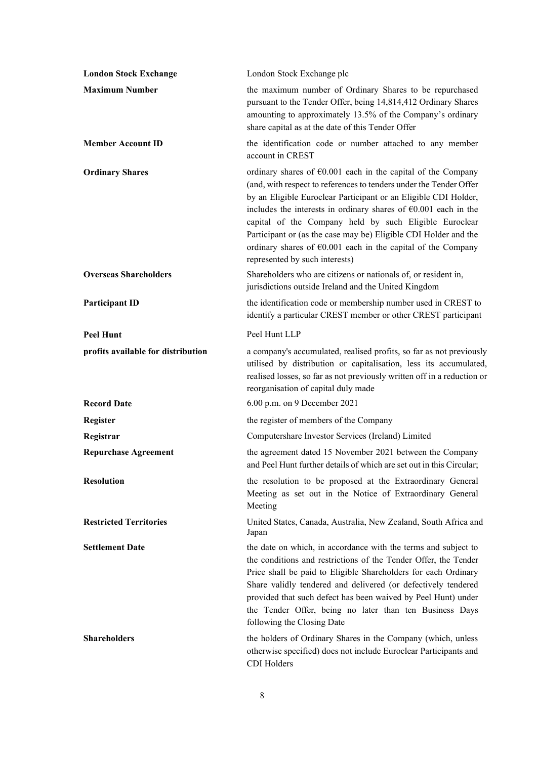| | |
|---|---|
| **London Stock Exchange** | London Stock Exchange plc |
| **Maximum Number** | the maximum number of Ordinary Shares to be repurchased pursuant to the Tender Offer, being 14,814,412 Ordinary Shares amounting to approximately 13.5% of the Company's ordinary share capital as at the date of this Tender Offer |
| **Member Account ID** | the identification code or number attached to any member account in CREST |
| **Ordinary Shares** | ordinary shares of €0.001 each in the capital of the Company (and, with respect to references to tenders under the Tender Offer by an Eligible Euroclear Participant or an Eligible CDI Holder, includes the interests in ordinary shares of €0.001 each in the capital of the Company held by such Eligible Euroclear Participant or (as the case may be) Eligible CDI Holder and the ordinary shares of €0.001 each in the capital of the Company represented by such interests) |
| **Overseas Shareholders** | Shareholders who are citizens or nationals of, or resident in, jurisdictions outside Ireland and the United Kingdom |
| **Participant ID** | the identification code or membership number used in CREST to identify a particular CREST member or other CREST participant |
| **Peel Hunt** | Peel Hunt LLP |
| **profits available for distribution** | a company's accumulated, realised profits, so far as not previously utilised by distribution or capitalisation, less its accumulated, realised losses, so far as not previously written off in a reduction or reorganisation of capital duly made |
| **Record Date** | 6.00 p.m. on 9 December 2021 |
| **Register** | the register of members of the Company |
| **Registrar** | Computershare Investor Services (Ireland) Limited |
| **Repurchase Agreement** | the agreement dated 15 November 2021 between the Company and Peel Hunt further details of which are set out in this Circular; |
| **Resolution** | the resolution to be proposed at the Extraordinary General Meeting as set out in the Notice of Extraordinary General Meeting |
| **Restricted Territories** | United States, Canada, Australia, New Zealand, South Africa and Japan |
| **Settlement Date** | the date on which, in accordance with the terms and subject to the conditions and restrictions of the Tender Offer, the Tender Price shall be paid to Eligible Shareholders for each Ordinary Share validly tendered and delivered (or defectively tendered provided that such defect has been waived by Peel Hunt) under the Tender Offer, being no later than ten Business Days following the Closing Date |
| **Shareholders** | the holders of Ordinary Shares in the Company (which, unless otherwise specified) does not include Euroclear Participants and CDI Holders |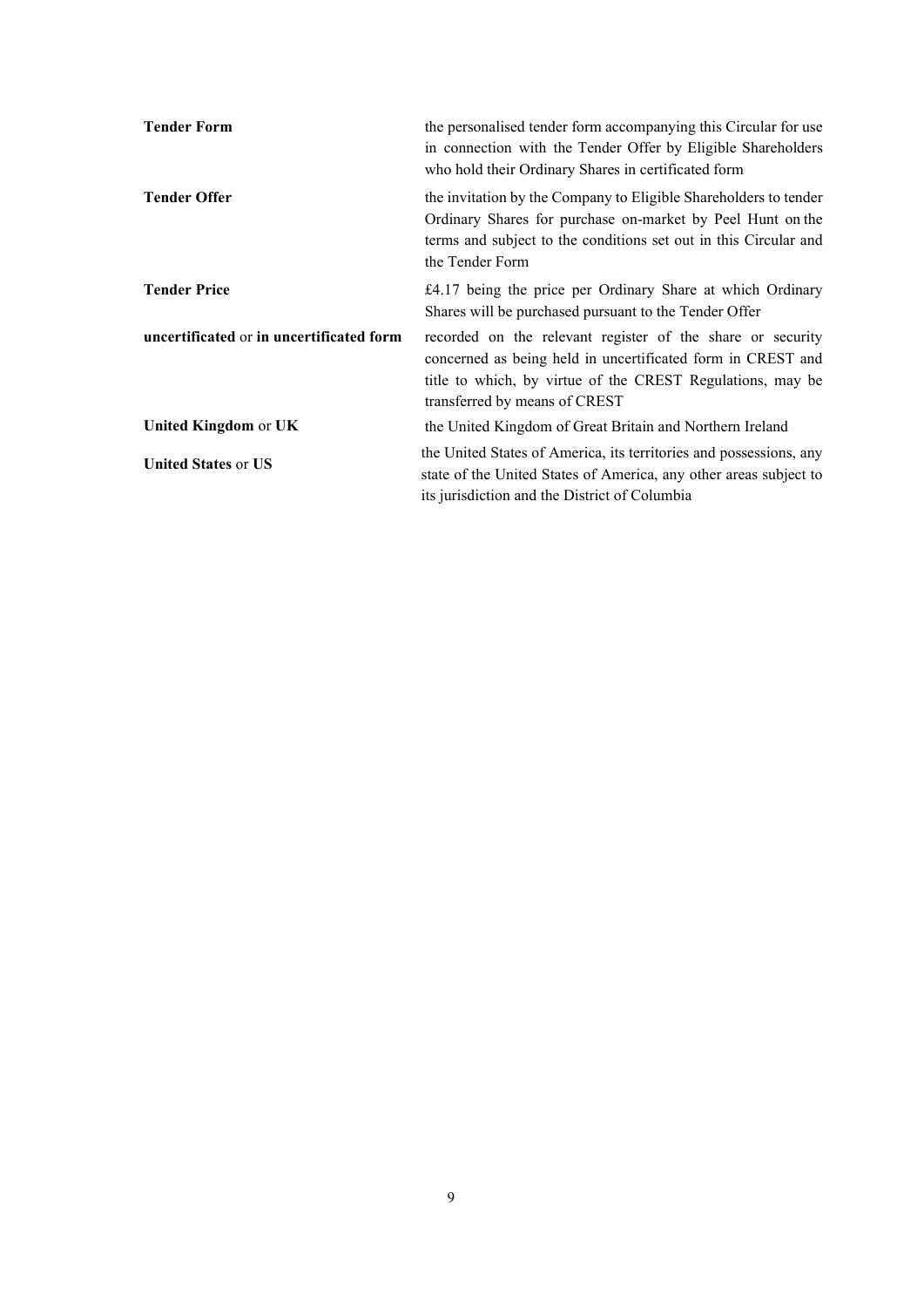| | |
|---|---|
| **Tender Form** | the personalised tender form accompanying this Circular for use in connection with the Tender Offer by Eligible Shareholders who hold their Ordinary Shares in certificated form |
| **Tender Offer** | the invitation by the Company to Eligible Shareholders to tender Ordinary Shares for purchase on-market by Peel Hunt on the terms and subject to the conditions set out in this Circular and the Tender Form |
| **Tender Price** | £4.17 being the price per Ordinary Share at which Ordinary Shares will be purchased pursuant to the Tender Offer |
| **uncertificated** or **in uncertificated form** | recorded on the relevant register of the share or security concerned as being held in uncertificated form in CREST and title to which, by virtue of the CREST Regulations, may be transferred by means of CREST |
| **United Kingdom** or **UK** | the United Kingdom of Great Britain and Northern Ireland |
| **United States** or **US** | the United States of America, its territories and possessions, any state of the United States of America, any other areas subject to its jurisdiction and the District of Columbia |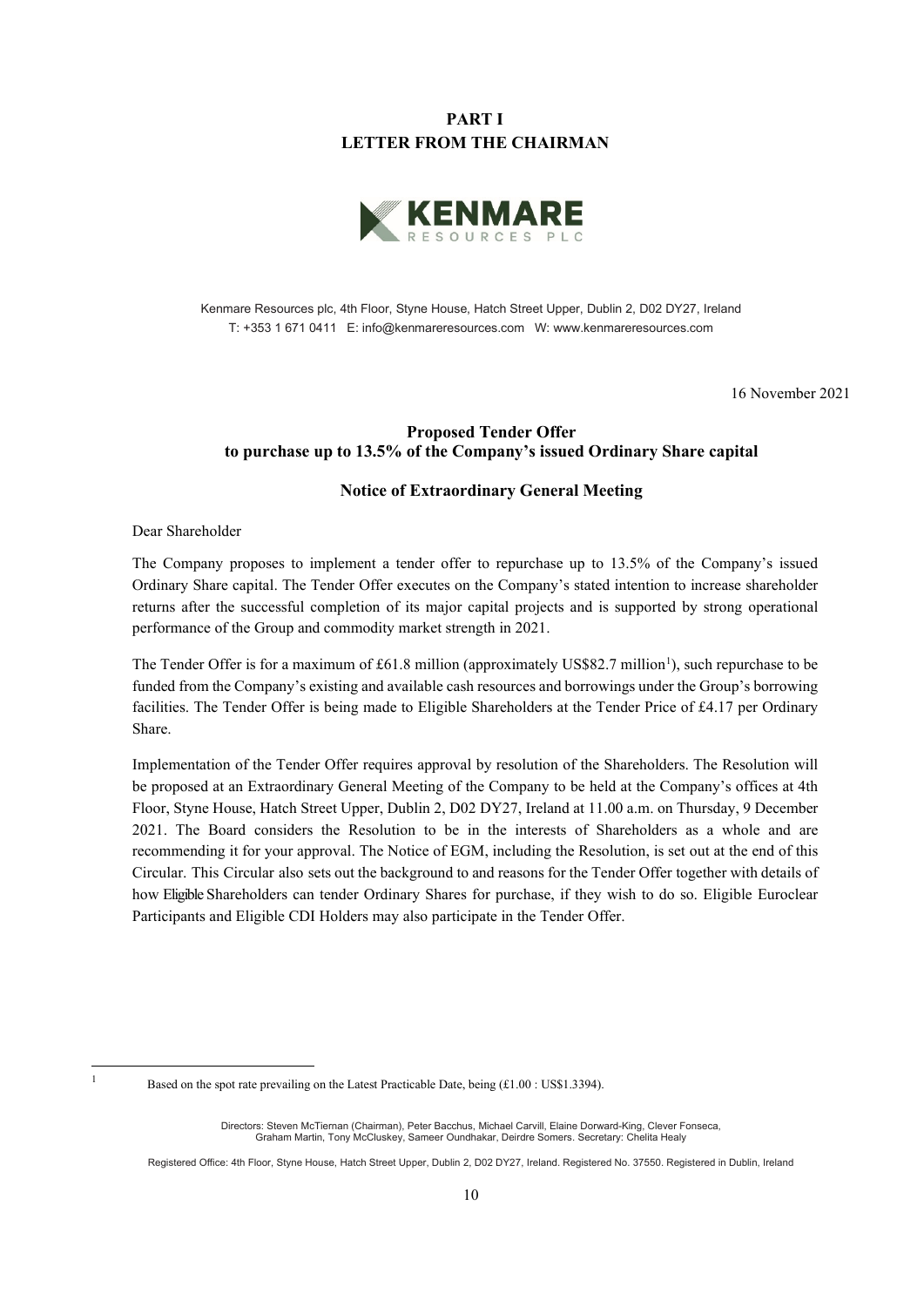# PART I
# LETTER FROM THE CHAIRMAN

**KENMARE**
RESOURCES PLC

Kenmare Resources plc, 4th Floor, Styne House, Hatch Street Upper, Dublin 2, D02 DY27, Ireland
T: +353 1 671 0411 E: info@kenmareresources.com W: www.kenmareresources.com

16 November 2021

**Proposed Tender Offer**
**to purchase up to 13.5% of the Company's issued Ordinary Share capital**

**Notice of Extraordinary General Meeting**

Dear Shareholder

The Company proposes to implement a tender offer to repurchase up to 13.5% of the Company's issued Ordinary Share capital. The Tender Offer executes on the Company's stated intention to increase shareholder returns after the successful completion of its major capital projects and is supported by strong operational performance of the Group and commodity market strength in 2021.

The Tender Offer is for a maximum of £61.8 million (approximately US$82.7 million[1]), such repurchase to be funded from the Company's existing and available cash resources and borrowings under the Group's borrowing facilities. The Tender Offer is being made to Eligible Shareholders at the Tender Price of £4.17 per Ordinary Share.

Implementation of the Tender Offer requires approval by resolution of the Shareholders. The Resolution will be proposed at an Extraordinary General Meeting of the Company to be held at the Company's offices at 4th Floor, Styne House, Hatch Street Upper, Dublin 2, D02 DY27, Ireland at 11.00 a.m. on Thursday, 9 December 2021. The Board considers the Resolution to be in the interests of Shareholders as a whole and are recommending it for your approval. The Notice of EGM, including the Resolution, is set out at the end of this Circular. This Circular also sets out the background to and reasons for the Tender Offer together with details of how Eligible Shareholders can tender Ordinary Shares for purchase, if they wish to do so. Eligible Euroclear Participants and Eligible CDI Holders may also participate in the Tender Offer.

[1] Based on the spot rate prevailing on the Latest Practicable Date, being (£1.00 : US$1.3394).

Directors: Steven McTiernan (Chairman), Peter Bacchus, Michael Carvill, Elaine Dorward-King, Clever Fonseca, Graham Martin, Tony McCluskey, Sameer Oundhakar, Deirdre Somers. Secretary: Chelita Healy

Registered Office: 4th Floor, Styne House, Hatch Street Upper, Dublin 2, D02 DY27, Ireland. Registered No. 37550. Registered in Dublin, Ireland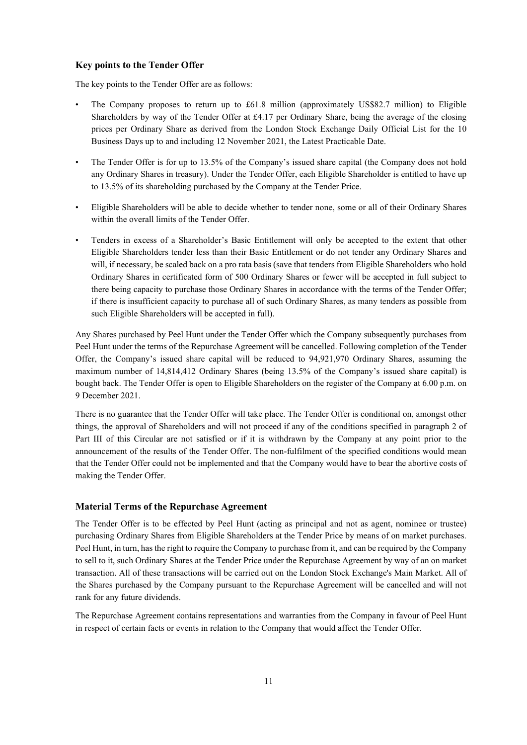### Key points to the Tender Offer

The key points to the Tender Offer are as follows:

- The Company proposes to return up to £61.8 million (approximately US$82.7 million) to Eligible Shareholders by way of the Tender Offer at £4.17 per Ordinary Share, being the average of the closing prices per Ordinary Share as derived from the London Stock Exchange Daily Official List for the 10 Business Days up to and including 12 November 2021, the Latest Practicable Date.
- The Tender Offer is for up to 13.5% of the Company's issued share capital (the Company does not hold any Ordinary Shares in treasury). Under the Tender Offer, each Eligible Shareholder is entitled to have up to 13.5% of its shareholding purchased by the Company at the Tender Price.
- Eligible Shareholders will be able to decide whether to tender none, some or all of their Ordinary Shares within the overall limits of the Tender Offer.
- Tenders in excess of a Shareholder's Basic Entitlement will only be accepted to the extent that other Eligible Shareholders tender less than their Basic Entitlement or do not tender any Ordinary Shares and will, if necessary, be scaled back on a pro rata basis (save that tenders from Eligible Shareholders who hold Ordinary Shares in certificated form of 500 Ordinary Shares or fewer will be accepted in full subject to there being capacity to purchase those Ordinary Shares in accordance with the terms of the Tender Offer; if there is insufficient capacity to purchase all of such Ordinary Shares, as many tenders as possible from such Eligible Shareholders will be accepted in full).

Any Shares purchased by Peel Hunt under the Tender Offer which the Company subsequently purchases from Peel Hunt under the terms of the Repurchase Agreement will be cancelled. Following completion of the Tender Offer, the Company's issued share capital will be reduced to 94,921,970 Ordinary Shares, assuming the maximum number of 14,814,412 Ordinary Shares (being 13.5% of the Company's issued share capital) is bought back. The Tender Offer is open to Eligible Shareholders on the register of the Company at 6.00 p.m. on 9 December 2021.

There is no guarantee that the Tender Offer will take place. The Tender Offer is conditional on, amongst other things, the approval of Shareholders and will not proceed if any of the conditions specified in paragraph 2 of Part III of this Circular are not satisfied or if it is withdrawn by the Company at any point prior to the announcement of the results of the Tender Offer. The non-fulfilment of the specified conditions would mean that the Tender Offer could not be implemented and that the Company would have to bear the abortive costs of making the Tender Offer.

### Material Terms of the Repurchase Agreement

The Tender Offer is to be effected by Peel Hunt (acting as principal and not as agent, nominee or trustee) purchasing Ordinary Shares from Eligible Shareholders at the Tender Price by means of on market purchases. Peel Hunt, in turn, has the right to require the Company to purchase from it, and can be required by the Company to sell to it, such Ordinary Shares at the Tender Price under the Repurchase Agreement by way of an on market transaction. All of these transactions will be carried out on the London Stock Exchange's Main Market. All of the Shares purchased by the Company pursuant to the Repurchase Agreement will be cancelled and will not rank for any future dividends.

The Repurchase Agreement contains representations and warranties from the Company in favour of Peel Hunt in respect of certain facts or events in relation to the Company that would affect the Tender Offer.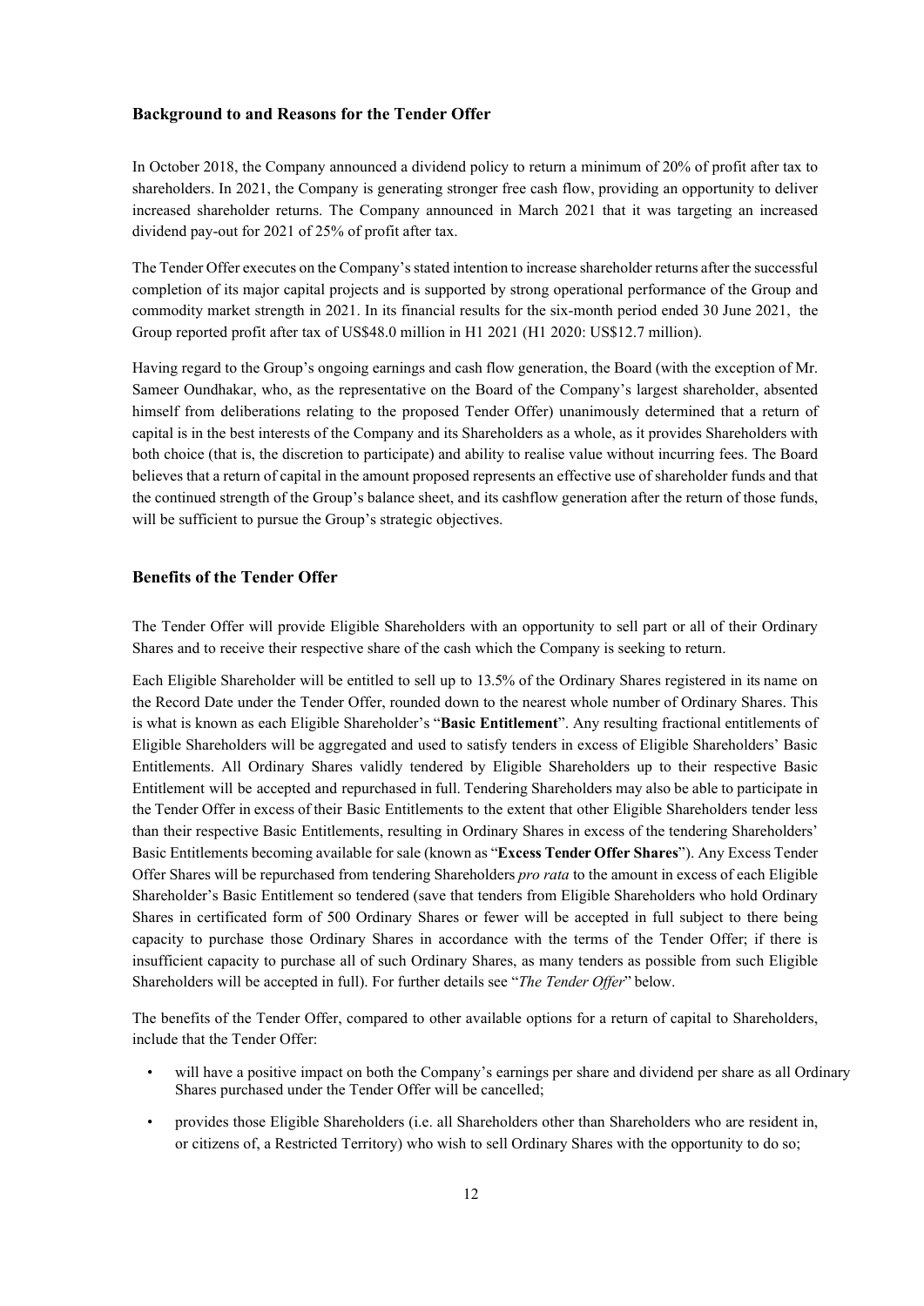## Background to and Reasons for the Tender Offer

In October 2018, the Company announced a dividend policy to return a minimum of 20% of profit after tax to shareholders. In 2021, the Company is generating stronger free cash flow, providing an opportunity to deliver increased shareholder returns. The Company announced in March 2021 that it was targeting an increased dividend pay-out for 2021 of 25% of profit after tax.

The Tender Offer executes on the Company's stated intention to increase shareholder returns after the successful completion of its major capital projects and is supported by strong operational performance of the Group and commodity market strength in 2021. In its financial results for the six-month period ended 30 June 2021, the Group reported profit after tax of US$48.0 million in H1 2021 (H1 2020: US$12.7 million).

Having regard to the Group's ongoing earnings and cash flow generation, the Board (with the exception of Mr. Sameer Oundhakar, who, as the representative on the Board of the Company's largest shareholder, absented himself from deliberations relating to the proposed Tender Offer) unanimously determined that a return of capital is in the best interests of the Company and its Shareholders as a whole, as it provides Shareholders with both choice (that is, the discretion to participate) and ability to realise value without incurring fees. The Board believes that a return of capital in the amount proposed represents an effective use of shareholder funds and that the continued strength of the Group's balance sheet, and its cashflow generation after the return of those funds, will be sufficient to pursue the Group's strategic objectives.

## Benefits of the Tender Offer

The Tender Offer will provide Eligible Shareholders with an opportunity to sell part or all of their Ordinary Shares and to receive their respective share of the cash which the Company is seeking to return.

Each Eligible Shareholder will be entitled to sell up to 13.5% of the Ordinary Shares registered in its name on the Record Date under the Tender Offer, rounded down to the nearest whole number of Ordinary Shares. This is what is known as each Eligible Shareholder's "**Basic Entitlement**". Any resulting fractional entitlements of Eligible Shareholders will be aggregated and used to satisfy tenders in excess of Eligible Shareholders' Basic Entitlements. All Ordinary Shares validly tendered by Eligible Shareholders up to their respective Basic Entitlement will be accepted and repurchased in full. Tendering Shareholders may also be able to participate in the Tender Offer in excess of their Basic Entitlements to the extent that other Eligible Shareholders tender less than their respective Basic Entitlements, resulting in Ordinary Shares in excess of the tendering Shareholders' Basic Entitlements becoming available for sale (known as "**Excess Tender Offer Shares**"). Any Excess Tender Offer Shares will be repurchased from tendering Shareholders *pro rata* to the amount in excess of each Eligible Shareholder's Basic Entitlement so tendered (save that tenders from Eligible Shareholders who hold Ordinary Shares in certificated form of 500 Ordinary Shares or fewer will be accepted in full subject to there being capacity to purchase those Ordinary Shares in accordance with the terms of the Tender Offer; if there is insufficient capacity to purchase all of such Ordinary Shares, as many tenders as possible from such Eligible Shareholders will be accepted in full). For further details see "*The Tender Offer*" below.

The benefits of the Tender Offer, compared to other available options for a return of capital to Shareholders, include that the Tender Offer:

- will have a positive impact on both the Company's earnings per share and dividend per share as all Ordinary Shares purchased under the Tender Offer will be cancelled;
- provides those Eligible Shareholders (i.e. all Shareholders other than Shareholders who are resident in, or citizens of, a Restricted Territory) who wish to sell Ordinary Shares with the opportunity to do so;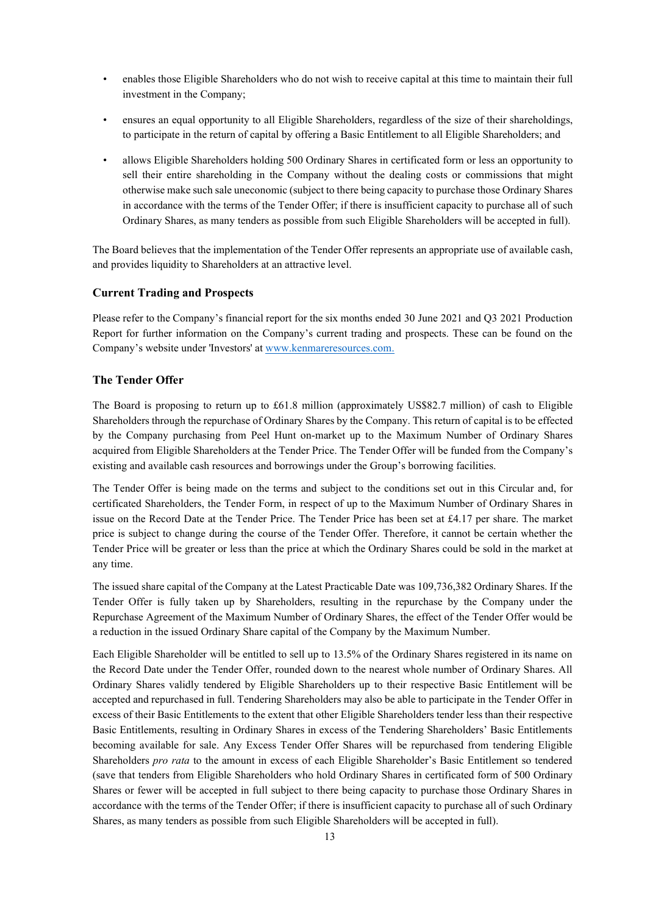- enables those Eligible Shareholders who do not wish to receive capital at this time to maintain their full investment in the Company;
- ensures an equal opportunity to all Eligible Shareholders, regardless of the size of their shareholdings, to participate in the return of capital by offering a Basic Entitlement to all Eligible Shareholders; and
- allows Eligible Shareholders holding 500 Ordinary Shares in certificated form or less an opportunity to sell their entire shareholding in the Company without the dealing costs or commissions that might otherwise make such sale uneconomic (subject to there being capacity to purchase those Ordinary Shares in accordance with the terms of the Tender Offer; if there is insufficient capacity to purchase all of such Ordinary Shares, as many tenders as possible from such Eligible Shareholders will be accepted in full).

The Board believes that the implementation of the Tender Offer represents an appropriate use of available cash, and provides liquidity to Shareholders at an attractive level.

### Current Trading and Prospects

Please refer to the Company's financial report for the six months ended 30 June 2021 and Q3 2021 Production Report for further information on the Company's current trading and prospects. These can be found on the Company's website under 'Investors' at www.kenmareresources.com.

### The Tender Offer

The Board is proposing to return up to £61.8 million (approximately US$82.7 million) of cash to Eligible Shareholders through the repurchase of Ordinary Shares by the Company. This return of capital is to be effected by the Company purchasing from Peel Hunt on-market up to the Maximum Number of Ordinary Shares acquired from Eligible Shareholders at the Tender Price. The Tender Offer will be funded from the Company's existing and available cash resources and borrowings under the Group's borrowing facilities.

The Tender Offer is being made on the terms and subject to the conditions set out in this Circular and, for certificated Shareholders, the Tender Form, in respect of up to the Maximum Number of Ordinary Shares in issue on the Record Date at the Tender Price. The Tender Price has been set at £4.17 per share. The market price is subject to change during the course of the Tender Offer. Therefore, it cannot be certain whether the Tender Price will be greater or less than the price at which the Ordinary Shares could be sold in the market at any time.

The issued share capital of the Company at the Latest Practicable Date was 109,736,382 Ordinary Shares. If the Tender Offer is fully taken up by Shareholders, resulting in the repurchase by the Company under the Repurchase Agreement of the Maximum Number of Ordinary Shares, the effect of the Tender Offer would be a reduction in the issued Ordinary Share capital of the Company by the Maximum Number.

Each Eligible Shareholder will be entitled to sell up to 13.5% of the Ordinary Shares registered in its name on the Record Date under the Tender Offer, rounded down to the nearest whole number of Ordinary Shares. All Ordinary Shares validly tendered by Eligible Shareholders up to their respective Basic Entitlement will be accepted and repurchased in full. Tendering Shareholders may also be able to participate in the Tender Offer in excess of their Basic Entitlements to the extent that other Eligible Shareholders tender less than their respective Basic Entitlements, resulting in Ordinary Shares in excess of the Tendering Shareholders' Basic Entitlements becoming available for sale. Any Excess Tender Offer Shares will be repurchased from tendering Eligible Shareholders *pro rata* to the amount in excess of each Eligible Shareholder's Basic Entitlement so tendered (save that tenders from Eligible Shareholders who hold Ordinary Shares in certificated form of 500 Ordinary Shares or fewer will be accepted in full subject to there being capacity to purchase those Ordinary Shares in accordance with the terms of the Tender Offer; if there is insufficient capacity to purchase all of such Ordinary Shares, as many tenders as possible from such Eligible Shareholders will be accepted in full).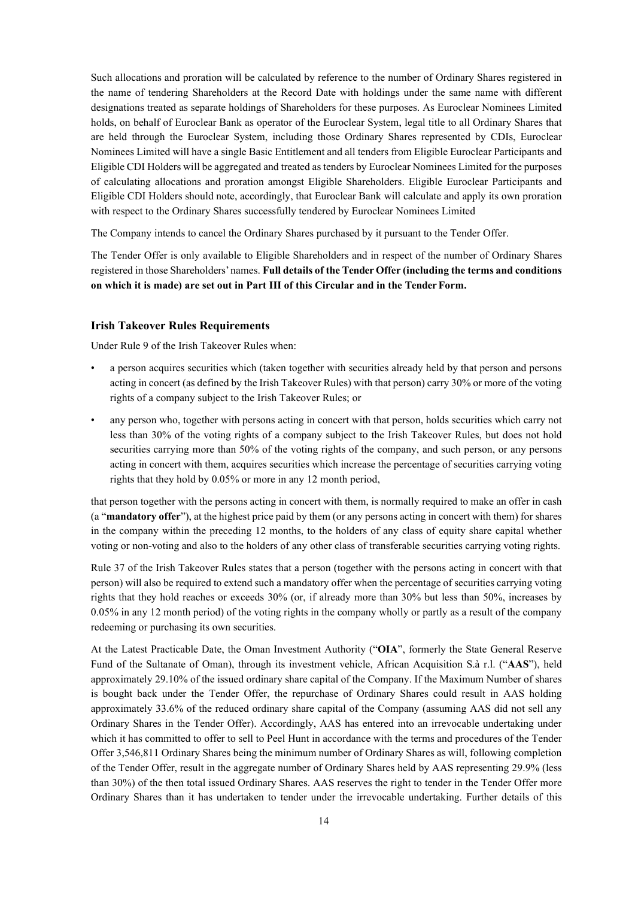Such allocations and proration will be calculated by reference to the number of Ordinary Shares registered in the name of tendering Shareholders at the Record Date with holdings under the same name with different designations treated as separate holdings of Shareholders for these purposes. As Euroclear Nominees Limited holds, on behalf of Euroclear Bank as operator of the Euroclear System, legal title to all Ordinary Shares that are held through the Euroclear System, including those Ordinary Shares represented by CDIs, Euroclear Nominees Limited will have a single Basic Entitlement and all tenders from Eligible Euroclear Participants and Eligible CDI Holders will be aggregated and treated as tenders by Euroclear Nominees Limited for the purposes of calculating allocations and proration amongst Eligible Shareholders. Eligible Euroclear Participants and Eligible CDI Holders should note, accordingly, that Euroclear Bank will calculate and apply its own proration with respect to the Ordinary Shares successfully tendered by Euroclear Nominees Limited

The Company intends to cancel the Ordinary Shares purchased by it pursuant to the Tender Offer.

The Tender Offer is only available to Eligible Shareholders and in respect of the number of Ordinary Shares registered in those Shareholders' names. **Full details of the Tender Offer (including the terms and conditions on which it is made) are set out in Part III of this Circular and in the Tender Form.**

### Irish Takeover Rules Requirements

Under Rule 9 of the Irish Takeover Rules when:

- a person acquires securities which (taken together with securities already held by that person and persons acting in concert (as defined by the Irish Takeover Rules) with that person) carry 30% or more of the voting rights of a company subject to the Irish Takeover Rules; or
- any person who, together with persons acting in concert with that person, holds securities which carry not less than 30% of the voting rights of a company subject to the Irish Takeover Rules, but does not hold securities carrying more than 50% of the voting rights of the company, and such person, or any persons acting in concert with them, acquires securities which increase the percentage of securities carrying voting rights that they hold by 0.05% or more in any 12 month period,

that person together with the persons acting in concert with them, is normally required to make an offer in cash (a "**mandatory offer**"), at the highest price paid by them (or any persons acting in concert with them) for shares in the company within the preceding 12 months, to the holders of any class of equity share capital whether voting or non-voting and also to the holders of any other class of transferable securities carrying voting rights.

Rule 37 of the Irish Takeover Rules states that a person (together with the persons acting in concert with that person) will also be required to extend such a mandatory offer when the percentage of securities carrying voting rights that they hold reaches or exceeds 30% (or, if already more than 30% but less than 50%, increases by 0.05% in any 12 month period) of the voting rights in the company wholly or partly as a result of the company redeeming or purchasing its own securities.

At the Latest Practicable Date, the Oman Investment Authority ("**OIA**", formerly the State General Reserve Fund of the Sultanate of Oman), through its investment vehicle, African Acquisition S.à r.l. ("**AAS**"), held approximately 29.10% of the issued ordinary share capital of the Company. If the Maximum Number of shares is bought back under the Tender Offer, the repurchase of Ordinary Shares could result in AAS holding approximately 33.6% of the reduced ordinary share capital of the Company (assuming AAS did not sell any Ordinary Shares in the Tender Offer). Accordingly, AAS has entered into an irrevocable undertaking under which it has committed to offer to sell to Peel Hunt in accordance with the terms and procedures of the Tender Offer 3,546,811 Ordinary Shares being the minimum number of Ordinary Shares as will, following completion of the Tender Offer, result in the aggregate number of Ordinary Shares held by AAS representing 29.9% (less than 30%) of the then total issued Ordinary Shares. AAS reserves the right to tender in the Tender Offer more Ordinary Shares than it has undertaken to tender under the irrevocable undertaking. Further details of this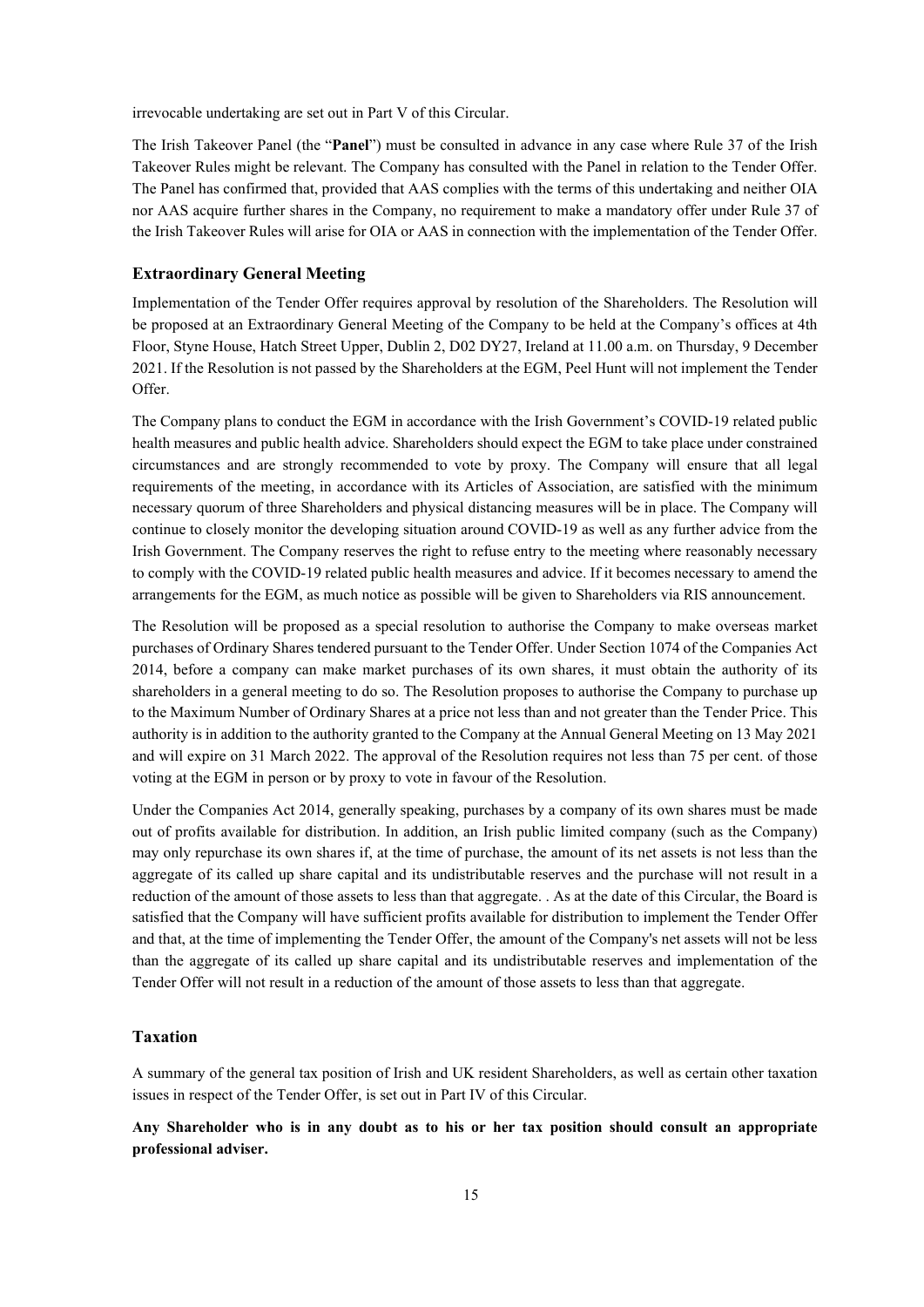irrevocable undertaking are set out in Part V of this Circular.

The Irish Takeover Panel (the "**Panel**") must be consulted in advance in any case where Rule 37 of the Irish Takeover Rules might be relevant. The Company has consulted with the Panel in relation to the Tender Offer. The Panel has confirmed that, provided that AAS complies with the terms of this undertaking and neither OIA nor AAS acquire further shares in the Company, no requirement to make a mandatory offer under Rule 37 of the Irish Takeover Rules will arise for OIA or AAS in connection with the implementation of the Tender Offer.

### Extraordinary General Meeting

Implementation of the Tender Offer requires approval by resolution of the Shareholders. The Resolution will be proposed at an Extraordinary General Meeting of the Company to be held at the Company's offices at 4th Floor, Styne House, Hatch Street Upper, Dublin 2, D02 DY27, Ireland at 11.00 a.m. on Thursday, 9 December 2021. If the Resolution is not passed by the Shareholders at the EGM, Peel Hunt will not implement the Tender Offer.

The Company plans to conduct the EGM in accordance with the Irish Government's COVID-19 related public health measures and public health advice. Shareholders should expect the EGM to take place under constrained circumstances and are strongly recommended to vote by proxy. The Company will ensure that all legal requirements of the meeting, in accordance with its Articles of Association, are satisfied with the minimum necessary quorum of three Shareholders and physical distancing measures will be in place. The Company will continue to closely monitor the developing situation around COVID-19 as well as any further advice from the Irish Government. The Company reserves the right to refuse entry to the meeting where reasonably necessary to comply with the COVID-19 related public health measures and advice. If it becomes necessary to amend the arrangements for the EGM, as much notice as possible will be given to Shareholders via RIS announcement.

The Resolution will be proposed as a special resolution to authorise the Company to make overseas market purchases of Ordinary Shares tendered pursuant to the Tender Offer. Under Section 1074 of the Companies Act 2014, before a company can make market purchases of its own shares, it must obtain the authority of its shareholders in a general meeting to do so. The Resolution proposes to authorise the Company to purchase up to the Maximum Number of Ordinary Shares at a price not less than and not greater than the Tender Price. This authority is in addition to the authority granted to the Company at the Annual General Meeting on 13 May 2021 and will expire on 31 March 2022. The approval of the Resolution requires not less than 75 per cent. of those voting at the EGM in person or by proxy to vote in favour of the Resolution.

Under the Companies Act 2014, generally speaking, purchases by a company of its own shares must be made out of profits available for distribution. In addition, an Irish public limited company (such as the Company) may only repurchase its own shares if, at the time of purchase, the amount of its net assets is not less than the aggregate of its called up share capital and its undistributable reserves and the purchase will not result in a reduction of the amount of those assets to less than that aggregate. . As at the date of this Circular, the Board is satisfied that the Company will have sufficient profits available for distribution to implement the Tender Offer and that, at the time of implementing the Tender Offer, the amount of the Company's net assets will not be less than the aggregate of its called up share capital and its undistributable reserves and implementation of the Tender Offer will not result in a reduction of the amount of those assets to less than that aggregate.

### Taxation

A summary of the general tax position of Irish and UK resident Shareholders, as well as certain other taxation issues in respect of the Tender Offer, is set out in Part IV of this Circular.

**Any Shareholder who is in any doubt as to his or her tax position should consult an appropriate professional adviser.**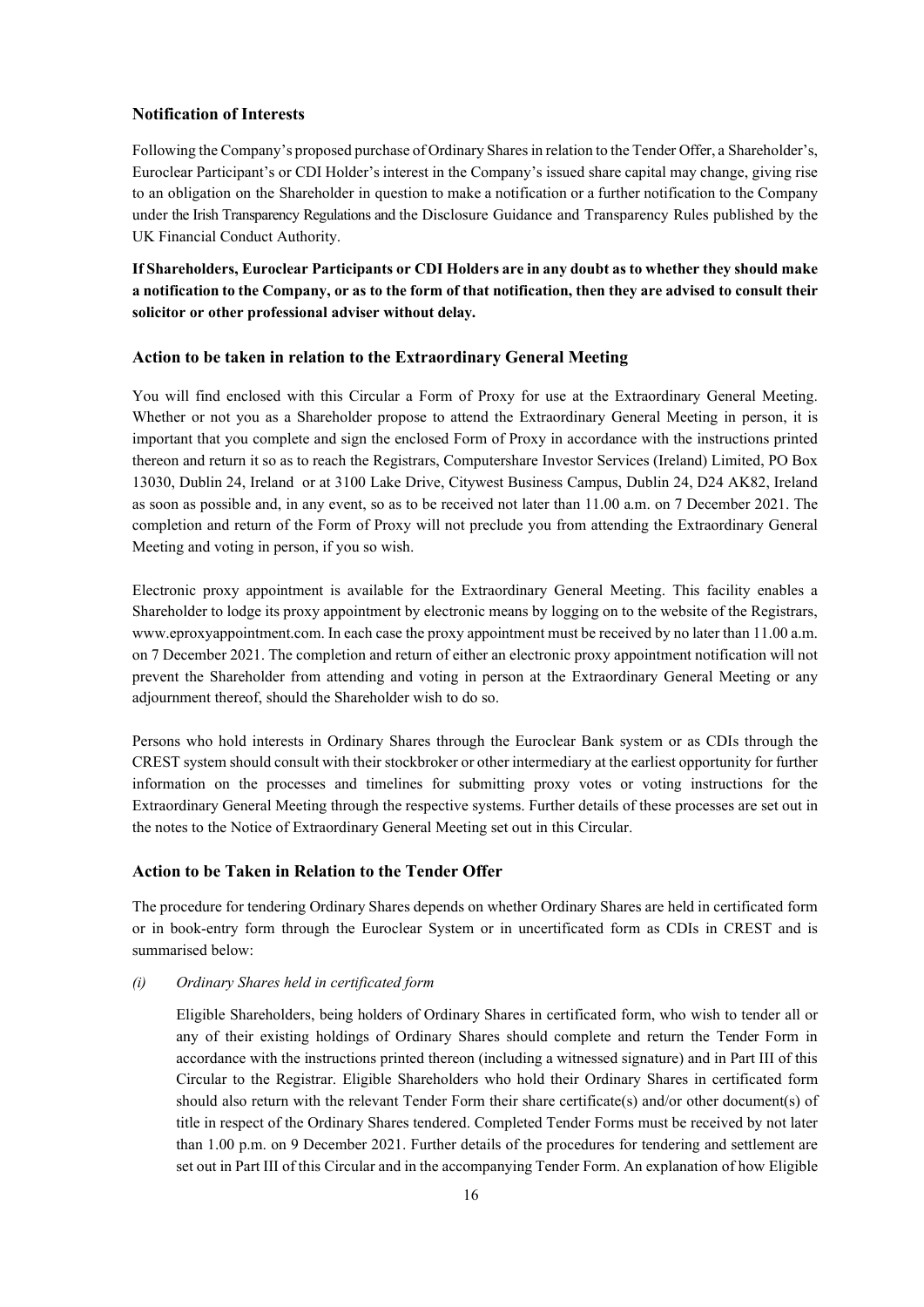### Notification of Interests

Following the Company's proposed purchase of Ordinary Shares in relation to the Tender Offer, a Shareholder's, Euroclear Participant's or CDI Holder's interest in the Company's issued share capital may change, giving rise to an obligation on the Shareholder in question to make a notification or a further notification to the Company under the Irish Transparency Regulations and the Disclosure Guidance and Transparency Rules published by the UK Financial Conduct Authority.

**If Shareholders, Euroclear Participants or CDI Holders are in any doubt as to whether they should make a notification to the Company, or as to the form of that notification, then they are advised to consult their solicitor or other professional adviser without delay.**

### Action to be taken in relation to the Extraordinary General Meeting

You will find enclosed with this Circular a Form of Proxy for use at the Extraordinary General Meeting. Whether or not you as a Shareholder propose to attend the Extraordinary General Meeting in person, it is important that you complete and sign the enclosed Form of Proxy in accordance with the instructions printed thereon and return it so as to reach the Registrars, Computershare Investor Services (Ireland) Limited, PO Box 13030, Dublin 24, Ireland or at 3100 Lake Drive, Citywest Business Campus, Dublin 24, D24 AK82, Ireland as soon as possible and, in any event, so as to be received not later than 11.00 a.m. on 7 December 2021. The completion and return of the Form of Proxy will not preclude you from attending the Extraordinary General Meeting and voting in person, if you so wish.

Electronic proxy appointment is available for the Extraordinary General Meeting. This facility enables a Shareholder to lodge its proxy appointment by electronic means by logging on to the website of the Registrars, www.eproxyappointment.com. In each case the proxy appointment must be received by no later than 11.00 a.m. on 7 December 2021. The completion and return of either an electronic proxy appointment notification will not prevent the Shareholder from attending and voting in person at the Extraordinary General Meeting or any adjournment thereof, should the Shareholder wish to do so.

Persons who hold interests in Ordinary Shares through the Euroclear Bank system or as CDIs through the CREST system should consult with their stockbroker or other intermediary at the earliest opportunity for further information on the processes and timelines for submitting proxy votes or voting instructions for the Extraordinary General Meeting through the respective systems. Further details of these processes are set out in the notes to the Notice of Extraordinary General Meeting set out in this Circular.

### Action to be Taken in Relation to the Tender Offer

The procedure for tendering Ordinary Shares depends on whether Ordinary Shares are held in certificated form or in book-entry form through the Euroclear System or in uncertificated form as CDIs in CREST and is summarised below:

*(i) Ordinary Shares held in certificated form*

Eligible Shareholders, being holders of Ordinary Shares in certificated form, who wish to tender all or any of their existing holdings of Ordinary Shares should complete and return the Tender Form in accordance with the instructions printed thereon (including a witnessed signature) and in Part III of this Circular to the Registrar. Eligible Shareholders who hold their Ordinary Shares in certificated form should also return with the relevant Tender Form their share certificate(s) and/or other document(s) of title in respect of the Ordinary Shares tendered. Completed Tender Forms must be received by not later than 1.00 p.m. on 9 December 2021. Further details of the procedures for tendering and settlement are set out in Part III of this Circular and in the accompanying Tender Form. An explanation of how Eligible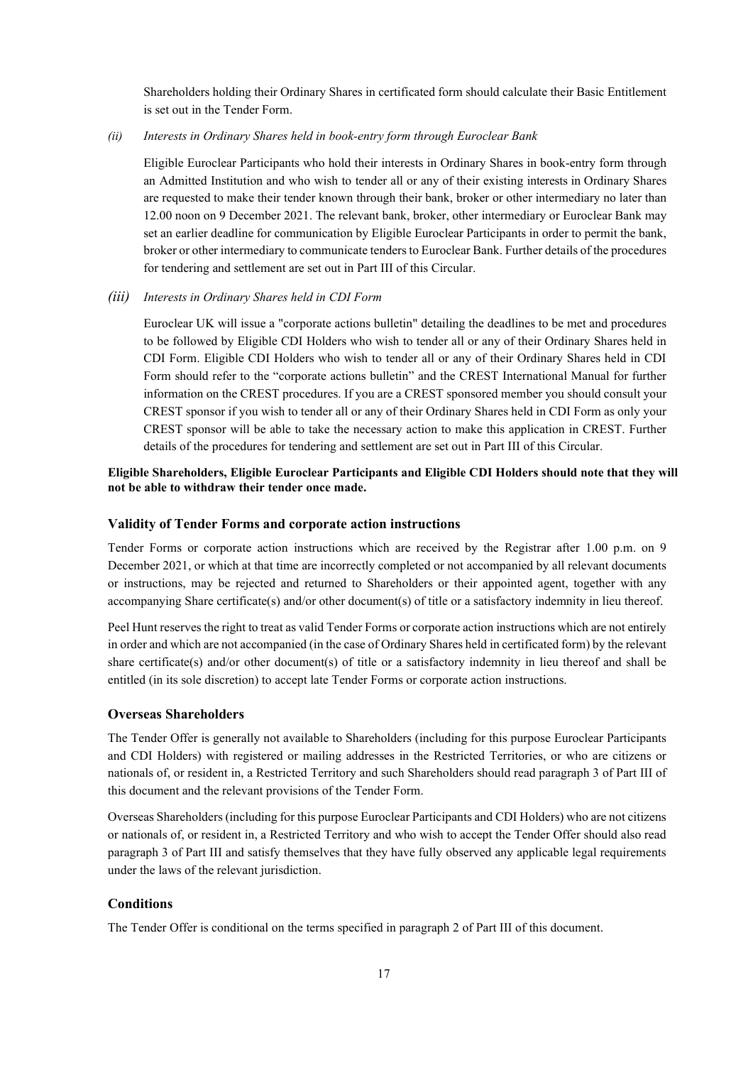Shareholders holding their Ordinary Shares in certificated form should calculate their Basic Entitlement is set out in the Tender Form.

*(ii) Interests in Ordinary Shares held in book-entry form through Euroclear Bank*

Eligible Euroclear Participants who hold their interests in Ordinary Shares in book-entry form through an Admitted Institution and who wish to tender all or any of their existing interests in Ordinary Shares are requested to make their tender known through their bank, broker or other intermediary no later than 12.00 noon on 9 December 2021. The relevant bank, broker, other intermediary or Euroclear Bank may set an earlier deadline for communication by Eligible Euroclear Participants in order to permit the bank, broker or other intermediary to communicate tenders to Euroclear Bank. Further details of the procedures for tendering and settlement are set out in Part III of this Circular.

*(iii) Interests in Ordinary Shares held in CDI Form*

Euroclear UK will issue a "corporate actions bulletin" detailing the deadlines to be met and procedures to be followed by Eligible CDI Holders who wish to tender all or any of their Ordinary Shares held in CDI Form. Eligible CDI Holders who wish to tender all or any of their Ordinary Shares held in CDI Form should refer to the "corporate actions bulletin" and the CREST International Manual for further information on the CREST procedures. If you are a CREST sponsored member you should consult your CREST sponsor if you wish to tender all or any of their Ordinary Shares held in CDI Form as only your CREST sponsor will be able to take the necessary action to make this application in CREST. Further details of the procedures for tendering and settlement are set out in Part III of this Circular.

**Eligible Shareholders, Eligible Euroclear Participants and Eligible CDI Holders should note that they will not be able to withdraw their tender once made.**

### Validity of Tender Forms and corporate action instructions

Tender Forms or corporate action instructions which are received by the Registrar after 1.00 p.m. on 9 December 2021, or which at that time are incorrectly completed or not accompanied by all relevant documents or instructions, may be rejected and returned to Shareholders or their appointed agent, together with any accompanying Share certificate(s) and/or other document(s) of title or a satisfactory indemnity in lieu thereof.

Peel Hunt reserves the right to treat as valid Tender Forms or corporate action instructions which are not entirely in order and which are not accompanied (in the case of Ordinary Shares held in certificated form) by the relevant share certificate(s) and/or other document(s) of title or a satisfactory indemnity in lieu thereof and shall be entitled (in its sole discretion) to accept late Tender Forms or corporate action instructions.

### Overseas Shareholders

The Tender Offer is generally not available to Shareholders (including for this purpose Euroclear Participants and CDI Holders) with registered or mailing addresses in the Restricted Territories, or who are citizens or nationals of, or resident in, a Restricted Territory and such Shareholders should read paragraph 3 of Part III of this document and the relevant provisions of the Tender Form.

Overseas Shareholders (including for this purpose Euroclear Participants and CDI Holders) who are not citizens or nationals of, or resident in, a Restricted Territory and who wish to accept the Tender Offer should also read paragraph 3 of Part III and satisfy themselves that they have fully observed any applicable legal requirements under the laws of the relevant jurisdiction.

### Conditions

The Tender Offer is conditional on the terms specified in paragraph 2 of Part III of this document.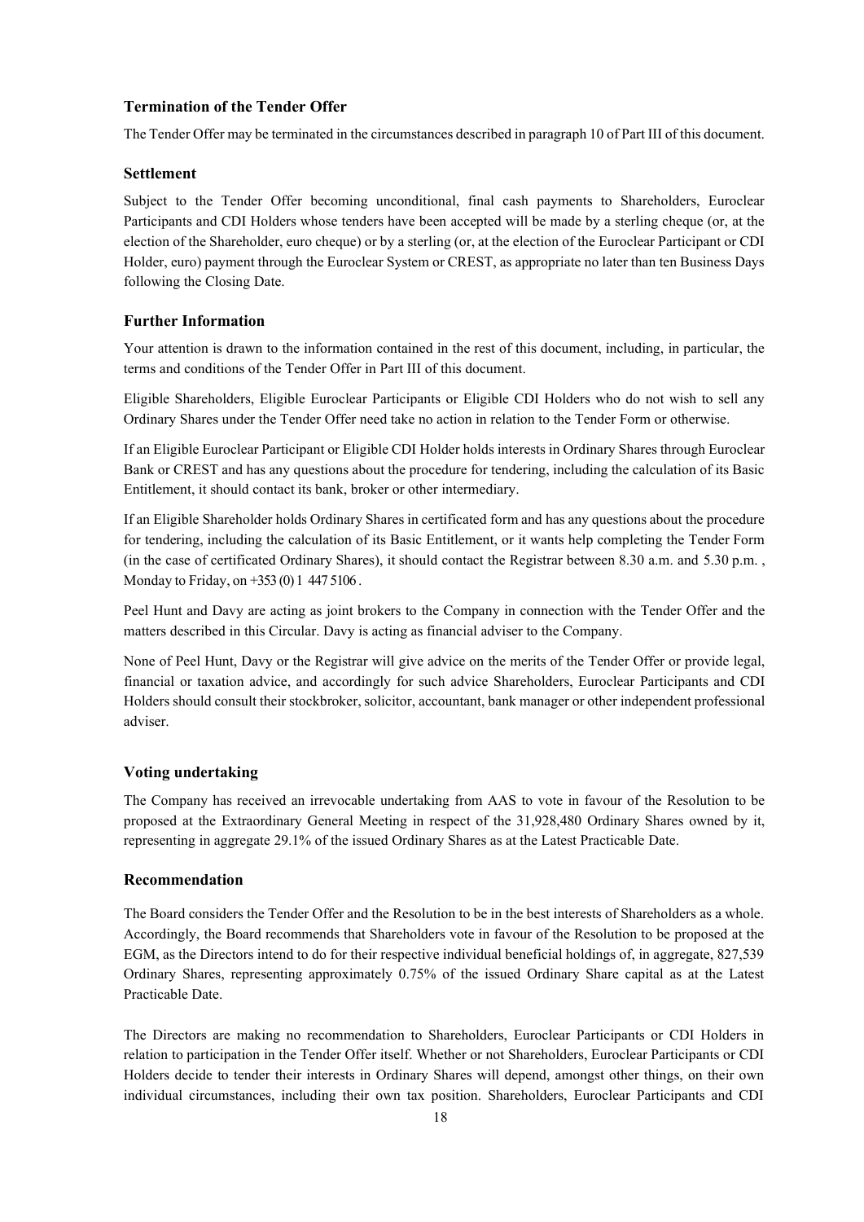### Termination of the Tender Offer

The Tender Offer may be terminated in the circumstances described in paragraph 10 of Part III of this document.

### Settlement

Subject to the Tender Offer becoming unconditional, final cash payments to Shareholders, Euroclear Participants and CDI Holders whose tenders have been accepted will be made by a sterling cheque (or, at the election of the Shareholder, euro cheque) or by a sterling (or, at the election of the Euroclear Participant or CDI Holder, euro) payment through the Euroclear System or CREST, as appropriate no later than ten Business Days following the Closing Date.

### Further Information

Your attention is drawn to the information contained in the rest of this document, including, in particular, the terms and conditions of the Tender Offer in Part III of this document.

Eligible Shareholders, Eligible Euroclear Participants or Eligible CDI Holders who do not wish to sell any Ordinary Shares under the Tender Offer need take no action in relation to the Tender Form or otherwise.

If an Eligible Euroclear Participant or Eligible CDI Holder holds interests in Ordinary Shares through Euroclear Bank or CREST and has any questions about the procedure for tendering, including the calculation of its Basic Entitlement, it should contact its bank, broker or other intermediary.

If an Eligible Shareholder holds Ordinary Shares in certificated form and has any questions about the procedure for tendering, including the calculation of its Basic Entitlement, or it wants help completing the Tender Form (in the case of certificated Ordinary Shares), it should contact the Registrar between 8.30 a.m. and 5.30 p.m. , Monday to Friday, on +353 (0) 1 447 5106 .

Peel Hunt and Davy are acting as joint brokers to the Company in connection with the Tender Offer and the matters described in this Circular. Davy is acting as financial adviser to the Company.

None of Peel Hunt, Davy or the Registrar will give advice on the merits of the Tender Offer or provide legal, financial or taxation advice, and accordingly for such advice Shareholders, Euroclear Participants and CDI Holders should consult their stockbroker, solicitor, accountant, bank manager or other independent professional adviser.

### Voting undertaking

The Company has received an irrevocable undertaking from AAS to vote in favour of the Resolution to be proposed at the Extraordinary General Meeting in respect of the 31,928,480 Ordinary Shares owned by it, representing in aggregate 29.1% of the issued Ordinary Shares as at the Latest Practicable Date.

### Recommendation

The Board considers the Tender Offer and the Resolution to be in the best interests of Shareholders as a whole. Accordingly, the Board recommends that Shareholders vote in favour of the Resolution to be proposed at the EGM, as the Directors intend to do for their respective individual beneficial holdings of, in aggregate, 827,539 Ordinary Shares, representing approximately 0.75% of the issued Ordinary Share capital as at the Latest Practicable Date.

The Directors are making no recommendation to Shareholders, Euroclear Participants or CDI Holders in relation to participation in the Tender Offer itself. Whether or not Shareholders, Euroclear Participants or CDI Holders decide to tender their interests in Ordinary Shares will depend, amongst other things, on their own individual circumstances, including their own tax position. Shareholders, Euroclear Participants and CDI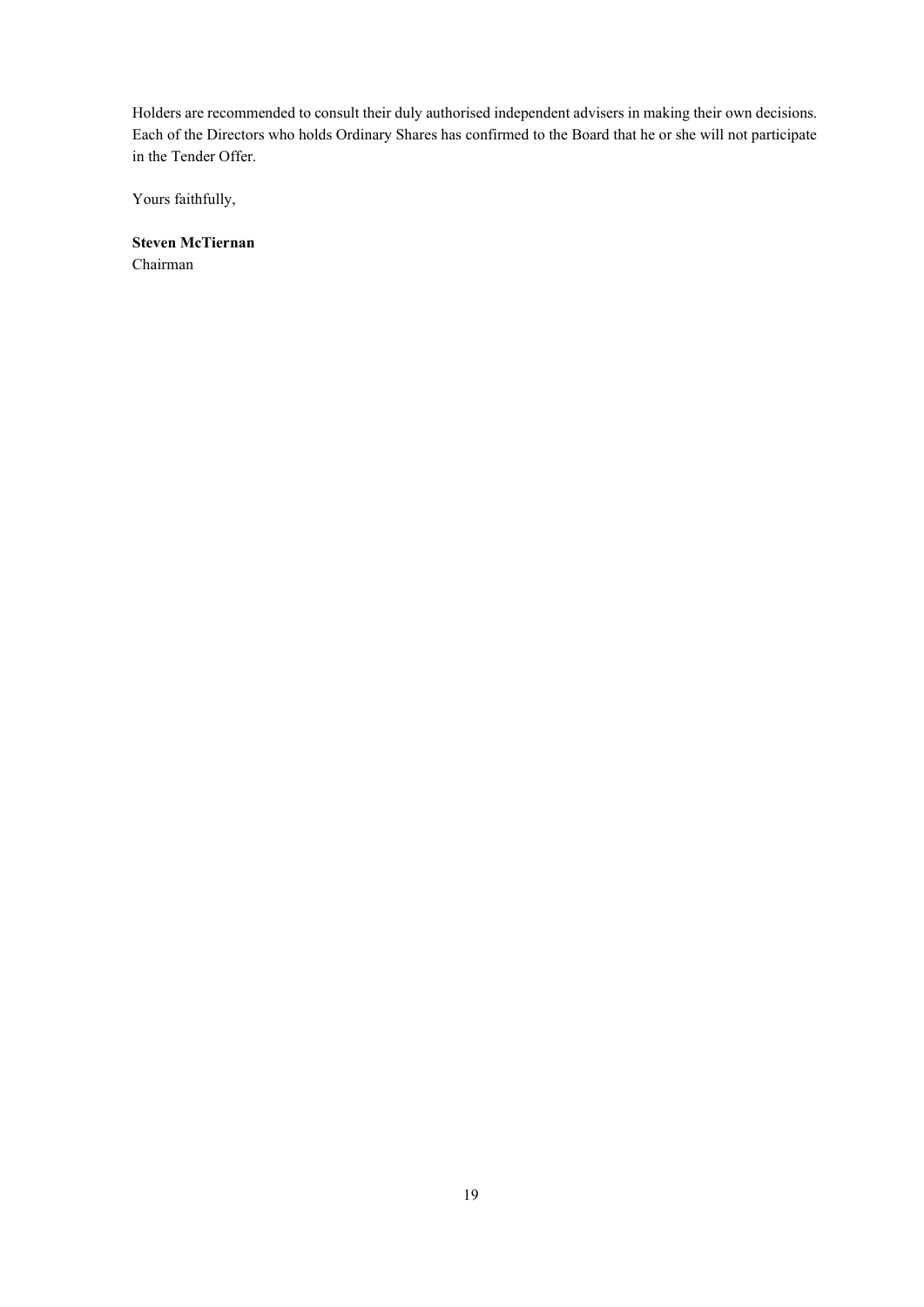Holders are recommended to consult their duly authorised independent advisers in making their own decisions. Each of the Directors who holds Ordinary Shares has confirmed to the Board that he or she will not participate in the Tender Offer.

Yours faithfully,

**Steven McTiernan**
Chairman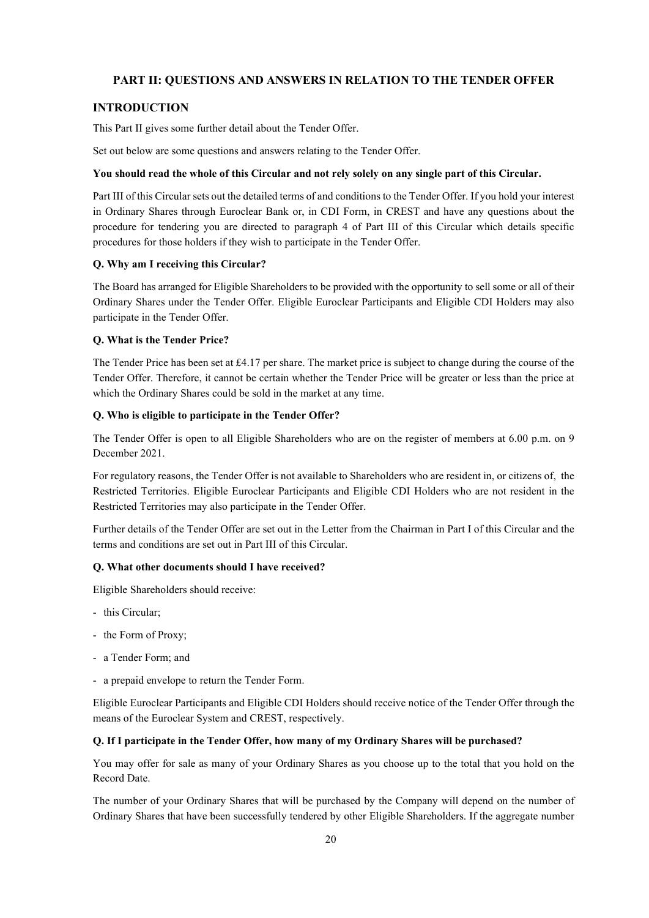## PART II: QUESTIONS AND ANSWERS IN RELATION TO THE TENDER OFFER

### INTRODUCTION

This Part II gives some further detail about the Tender Offer.

Set out below are some questions and answers relating to the Tender Offer.

**You should read the whole of this Circular and not rely solely on any single part of this Circular.**

Part III of this Circular sets out the detailed terms of and conditions to the Tender Offer. If you hold your interest in Ordinary Shares through Euroclear Bank or, in CDI Form, in CREST and have any questions about the procedure for tendering you are directed to paragraph 4 of Part III of this Circular which details specific procedures for those holders if they wish to participate in the Tender Offer.

**Q. Why am I receiving this Circular?**

The Board has arranged for Eligible Shareholders to be provided with the opportunity to sell some or all of their Ordinary Shares under the Tender Offer. Eligible Euroclear Participants and Eligible CDI Holders may also participate in the Tender Offer.

**Q. What is the Tender Price?**

The Tender Price has been set at £4.17 per share. The market price is subject to change during the course of the Tender Offer. Therefore, it cannot be certain whether the Tender Price will be greater or less than the price at which the Ordinary Shares could be sold in the market at any time.

**Q. Who is eligible to participate in the Tender Offer?**

The Tender Offer is open to all Eligible Shareholders who are on the register of members at 6.00 p.m. on 9 December 2021.

For regulatory reasons, the Tender Offer is not available to Shareholders who are resident in, or citizens of, the Restricted Territories. Eligible Euroclear Participants and Eligible CDI Holders who are not resident in the Restricted Territories may also participate in the Tender Offer.

Further details of the Tender Offer are set out in the Letter from the Chairman in Part I of this Circular and the terms and conditions are set out in Part III of this Circular.

**Q. What other documents should I have received?**

Eligible Shareholders should receive:

- this Circular;
- the Form of Proxy;
- a Tender Form; and
- a prepaid envelope to return the Tender Form.

Eligible Euroclear Participants and Eligible CDI Holders should receive notice of the Tender Offer through the means of the Euroclear System and CREST, respectively.

**Q. If I participate in the Tender Offer, how many of my Ordinary Shares will be purchased?**

You may offer for sale as many of your Ordinary Shares as you choose up to the total that you hold on the Record Date.

The number of your Ordinary Shares that will be purchased by the Company will depend on the number of Ordinary Shares that have been successfully tendered by other Eligible Shareholders. If the aggregate number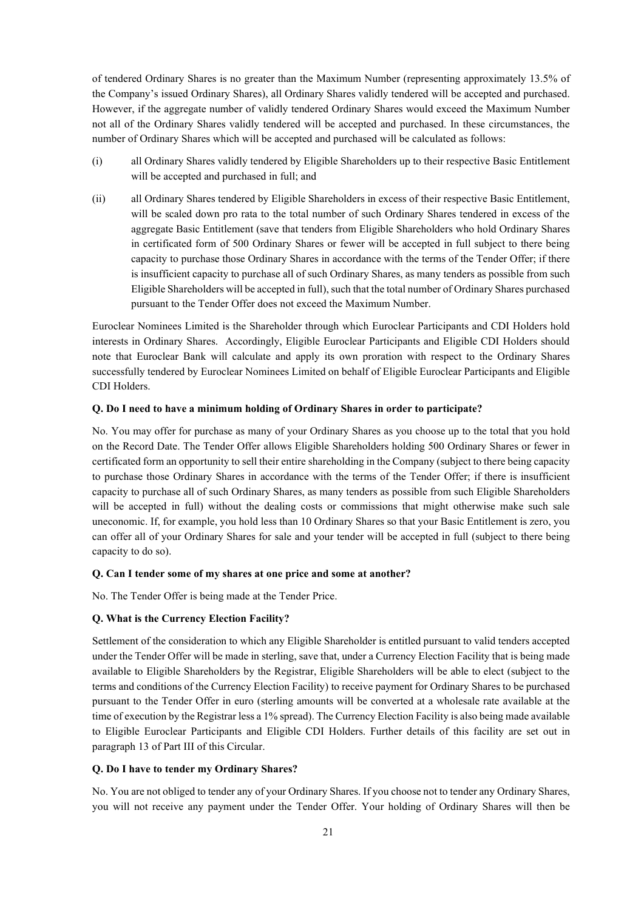of tendered Ordinary Shares is no greater than the Maximum Number (representing approximately 13.5% of the Company's issued Ordinary Shares), all Ordinary Shares validly tendered will be accepted and purchased. However, if the aggregate number of validly tendered Ordinary Shares would exceed the Maximum Number not all of the Ordinary Shares validly tendered will be accepted and purchased. In these circumstances, the number of Ordinary Shares which will be accepted and purchased will be calculated as follows:

(i) all Ordinary Shares validly tendered by Eligible Shareholders up to their respective Basic Entitlement will be accepted and purchased in full; and

(ii) all Ordinary Shares tendered by Eligible Shareholders in excess of their respective Basic Entitlement, will be scaled down pro rata to the total number of such Ordinary Shares tendered in excess of the aggregate Basic Entitlement (save that tenders from Eligible Shareholders who hold Ordinary Shares in certificated form of 500 Ordinary Shares or fewer will be accepted in full subject to there being capacity to purchase those Ordinary Shares in accordance with the terms of the Tender Offer; if there is insufficient capacity to purchase all of such Ordinary Shares, as many tenders as possible from such Eligible Shareholders will be accepted in full), such that the total number of Ordinary Shares purchased pursuant to the Tender Offer does not exceed the Maximum Number.

Euroclear Nominees Limited is the Shareholder through which Euroclear Participants and CDI Holders hold interests in Ordinary Shares. Accordingly, Eligible Euroclear Participants and Eligible CDI Holders should note that Euroclear Bank will calculate and apply its own proration with respect to the Ordinary Shares successfully tendered by Euroclear Nominees Limited on behalf of Eligible Euroclear Participants and Eligible CDI Holders.

**Q. Do I need to have a minimum holding of Ordinary Shares in order to participate?**

No. You may offer for purchase as many of your Ordinary Shares as you choose up to the total that you hold on the Record Date. The Tender Offer allows Eligible Shareholders holding 500 Ordinary Shares or fewer in certificated form an opportunity to sell their entire shareholding in the Company (subject to there being capacity to purchase those Ordinary Shares in accordance with the terms of the Tender Offer; if there is insufficient capacity to purchase all of such Ordinary Shares, as many tenders as possible from such Eligible Shareholders will be accepted in full) without the dealing costs or commissions that might otherwise make such sale uneconomic. If, for example, you hold less than 10 Ordinary Shares so that your Basic Entitlement is zero, you can offer all of your Ordinary Shares for sale and your tender will be accepted in full (subject to there being capacity to do so).

**Q. Can I tender some of my shares at one price and some at another?**

No. The Tender Offer is being made at the Tender Price.

**Q. What is the Currency Election Facility?**

Settlement of the consideration to which any Eligible Shareholder is entitled pursuant to valid tenders accepted under the Tender Offer will be made in sterling, save that, under a Currency Election Facility that is being made available to Eligible Shareholders by the Registrar, Eligible Shareholders will be able to elect (subject to the terms and conditions of the Currency Election Facility) to receive payment for Ordinary Shares to be purchased pursuant to the Tender Offer in euro (sterling amounts will be converted at a wholesale rate available at the time of execution by the Registrar less a 1% spread). The Currency Election Facility is also being made available to Eligible Euroclear Participants and Eligible CDI Holders. Further details of this facility are set out in paragraph 13 of Part III of this Circular.

**Q. Do I have to tender my Ordinary Shares?**

No. You are not obliged to tender any of your Ordinary Shares. If you choose not to tender any Ordinary Shares, you will not receive any payment under the Tender Offer. Your holding of Ordinary Shares will then be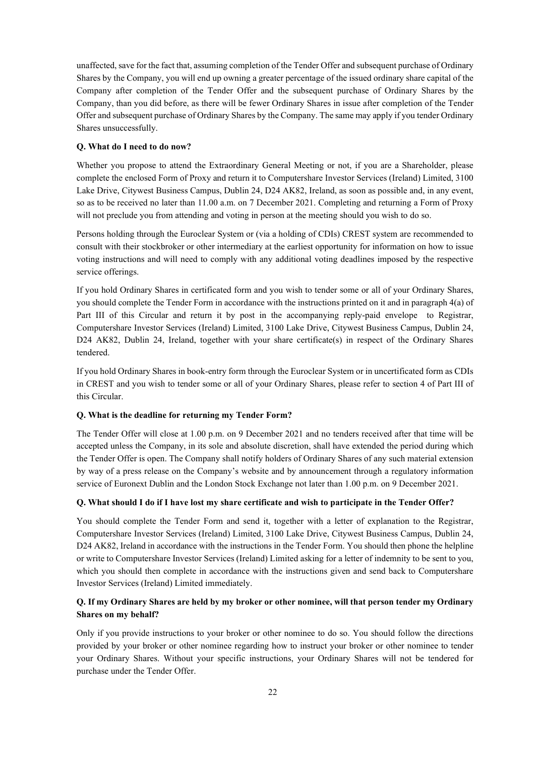unaffected, save for the fact that, assuming completion of the Tender Offer and subsequent purchase of Ordinary Shares by the Company, you will end up owning a greater percentage of the issued ordinary share capital of the Company after completion of the Tender Offer and the subsequent purchase of Ordinary Shares by the Company, than you did before, as there will be fewer Ordinary Shares in issue after completion of the Tender Offer and subsequent purchase of Ordinary Shares by the Company. The same may apply if you tender Ordinary Shares unsuccessfully.

**Q. What do I need to do now?**

Whether you propose to attend the Extraordinary General Meeting or not, if you are a Shareholder, please complete the enclosed Form of Proxy and return it to Computershare Investor Services (Ireland) Limited, 3100 Lake Drive, Citywest Business Campus, Dublin 24, D24 AK82, Ireland, as soon as possible and, in any event, so as to be received no later than 11.00 a.m. on 7 December 2021. Completing and returning a Form of Proxy will not preclude you from attending and voting in person at the meeting should you wish to do so.

Persons holding through the Euroclear System or (via a holding of CDIs) CREST system are recommended to consult with their stockbroker or other intermediary at the earliest opportunity for information on how to issue voting instructions and will need to comply with any additional voting deadlines imposed by the respective service offerings.

If you hold Ordinary Shares in certificated form and you wish to tender some or all of your Ordinary Shares, you should complete the Tender Form in accordance with the instructions printed on it and in paragraph 4(a) of Part III of this Circular and return it by post in the accompanying reply-paid envelope to Registrar, Computershare Investor Services (Ireland) Limited, 3100 Lake Drive, Citywest Business Campus, Dublin 24, D24 AK82, Dublin 24, Ireland, together with your share certificate(s) in respect of the Ordinary Shares tendered.

If you hold Ordinary Shares in book-entry form through the Euroclear System or in uncertificated form as CDIs in CREST and you wish to tender some or all of your Ordinary Shares, please refer to section 4 of Part III of this Circular.

**Q. What is the deadline for returning my Tender Form?**

The Tender Offer will close at 1.00 p.m. on 9 December 2021 and no tenders received after that time will be accepted unless the Company, in its sole and absolute discretion, shall have extended the period during which the Tender Offer is open. The Company shall notify holders of Ordinary Shares of any such material extension by way of a press release on the Company's website and by announcement through a regulatory information service of Euronext Dublin and the London Stock Exchange not later than 1.00 p.m. on 9 December 2021.

**Q. What should I do if I have lost my share certificate and wish to participate in the Tender Offer?**

You should complete the Tender Form and send it, together with a letter of explanation to the Registrar, Computershare Investor Services (Ireland) Limited, 3100 Lake Drive, Citywest Business Campus, Dublin 24, D24 AK82, Ireland in accordance with the instructions in the Tender Form. You should then phone the helpline or write to Computershare Investor Services (Ireland) Limited asking for a letter of indemnity to be sent to you, which you should then complete in accordance with the instructions given and send back to Computershare Investor Services (Ireland) Limited immediately.

**Q. If my Ordinary Shares are held by my broker or other nominee, will that person tender my Ordinary Shares on my behalf?**

Only if you provide instructions to your broker or other nominee to do so. You should follow the directions provided by your broker or other nominee regarding how to instruct your broker or other nominee to tender your Ordinary Shares. Without your specific instructions, your Ordinary Shares will not be tendered for purchase under the Tender Offer.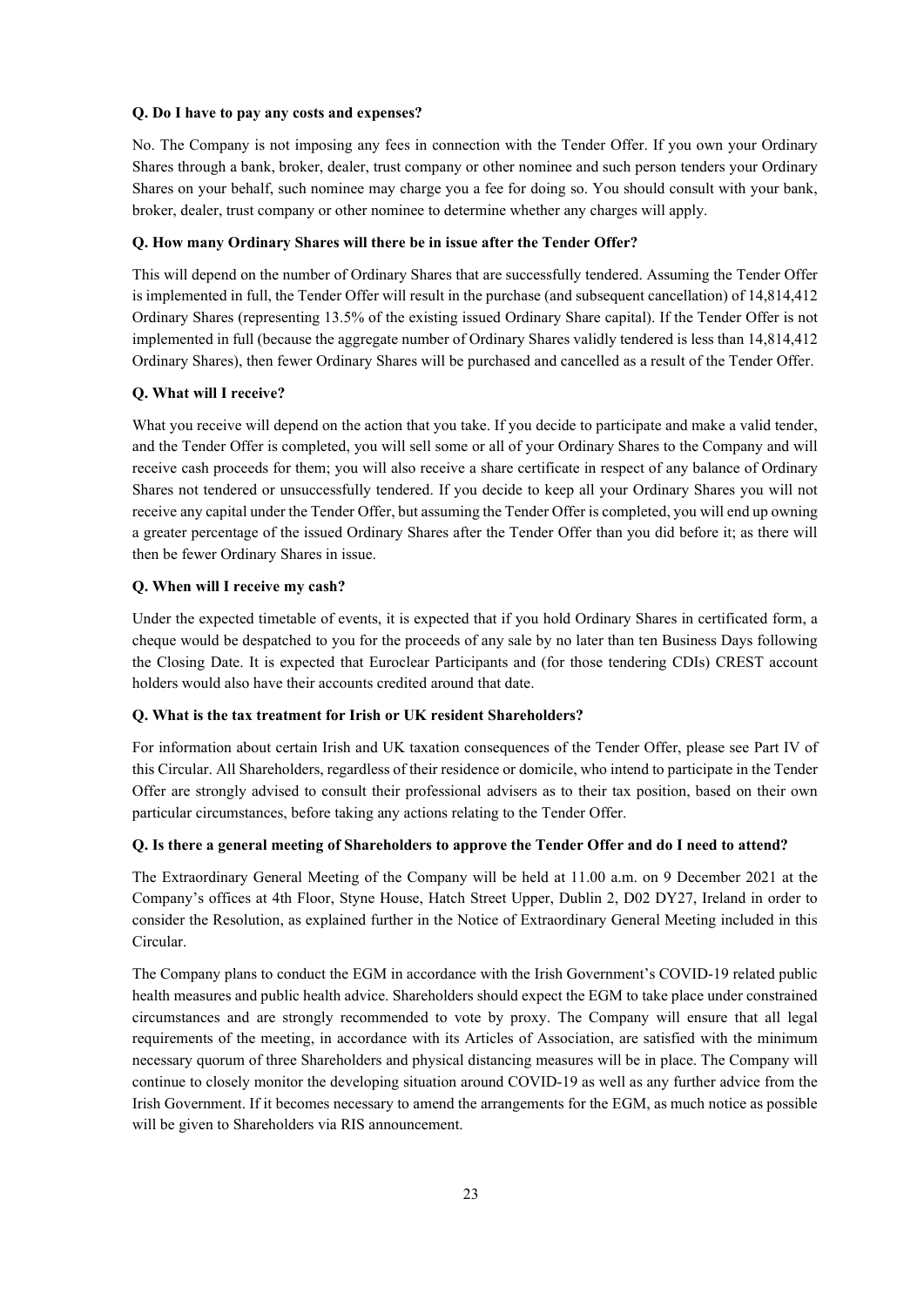**Q. Do I have to pay any costs and expenses?**

No. The Company is not imposing any fees in connection with the Tender Offer. If you own your Ordinary Shares through a bank, broker, dealer, trust company or other nominee and such person tenders your Ordinary Shares on your behalf, such nominee may charge you a fee for doing so. You should consult with your bank, broker, dealer, trust company or other nominee to determine whether any charges will apply.

**Q. How many Ordinary Shares will there be in issue after the Tender Offer?**

This will depend on the number of Ordinary Shares that are successfully tendered. Assuming the Tender Offer is implemented in full, the Tender Offer will result in the purchase (and subsequent cancellation) of 14,814,412 Ordinary Shares (representing 13.5% of the existing issued Ordinary Share capital). If the Tender Offer is not implemented in full (because the aggregate number of Ordinary Shares validly tendered is less than 14,814,412 Ordinary Shares), then fewer Ordinary Shares will be purchased and cancelled as a result of the Tender Offer.

**Q. What will I receive?**

What you receive will depend on the action that you take. If you decide to participate and make a valid tender, and the Tender Offer is completed, you will sell some or all of your Ordinary Shares to the Company and will receive cash proceeds for them; you will also receive a share certificate in respect of any balance of Ordinary Shares not tendered or unsuccessfully tendered. If you decide to keep all your Ordinary Shares you will not receive any capital under the Tender Offer, but assuming the Tender Offer is completed, you will end up owning a greater percentage of the issued Ordinary Shares after the Tender Offer than you did before it; as there will then be fewer Ordinary Shares in issue.

**Q. When will I receive my cash?**

Under the expected timetable of events, it is expected that if you hold Ordinary Shares in certificated form, a cheque would be despatched to you for the proceeds of any sale by no later than ten Business Days following the Closing Date. It is expected that Euroclear Participants and (for those tendering CDIs) CREST account holders would also have their accounts credited around that date.

**Q. What is the tax treatment for Irish or UK resident Shareholders?**

For information about certain Irish and UK taxation consequences of the Tender Offer, please see Part IV of this Circular. All Shareholders, regardless of their residence or domicile, who intend to participate in the Tender Offer are strongly advised to consult their professional advisers as to their tax position, based on their own particular circumstances, before taking any actions relating to the Tender Offer.

**Q. Is there a general meeting of Shareholders to approve the Tender Offer and do I need to attend?**

The Extraordinary General Meeting of the Company will be held at 11.00 a.m. on 9 December 2021 at the Company's offices at 4th Floor, Styne House, Hatch Street Upper, Dublin 2, D02 DY27, Ireland in order to consider the Resolution, as explained further in the Notice of Extraordinary General Meeting included in this Circular.

The Company plans to conduct the EGM in accordance with the Irish Government's COVID-19 related public health measures and public health advice. Shareholders should expect the EGM to take place under constrained circumstances and are strongly recommended to vote by proxy. The Company will ensure that all legal requirements of the meeting, in accordance with its Articles of Association, are satisfied with the minimum necessary quorum of three Shareholders and physical distancing measures will be in place. The Company will continue to closely monitor the developing situation around COVID-19 as well as any further advice from the Irish Government. If it becomes necessary to amend the arrangements for the EGM, as much notice as possible will be given to Shareholders via RIS announcement.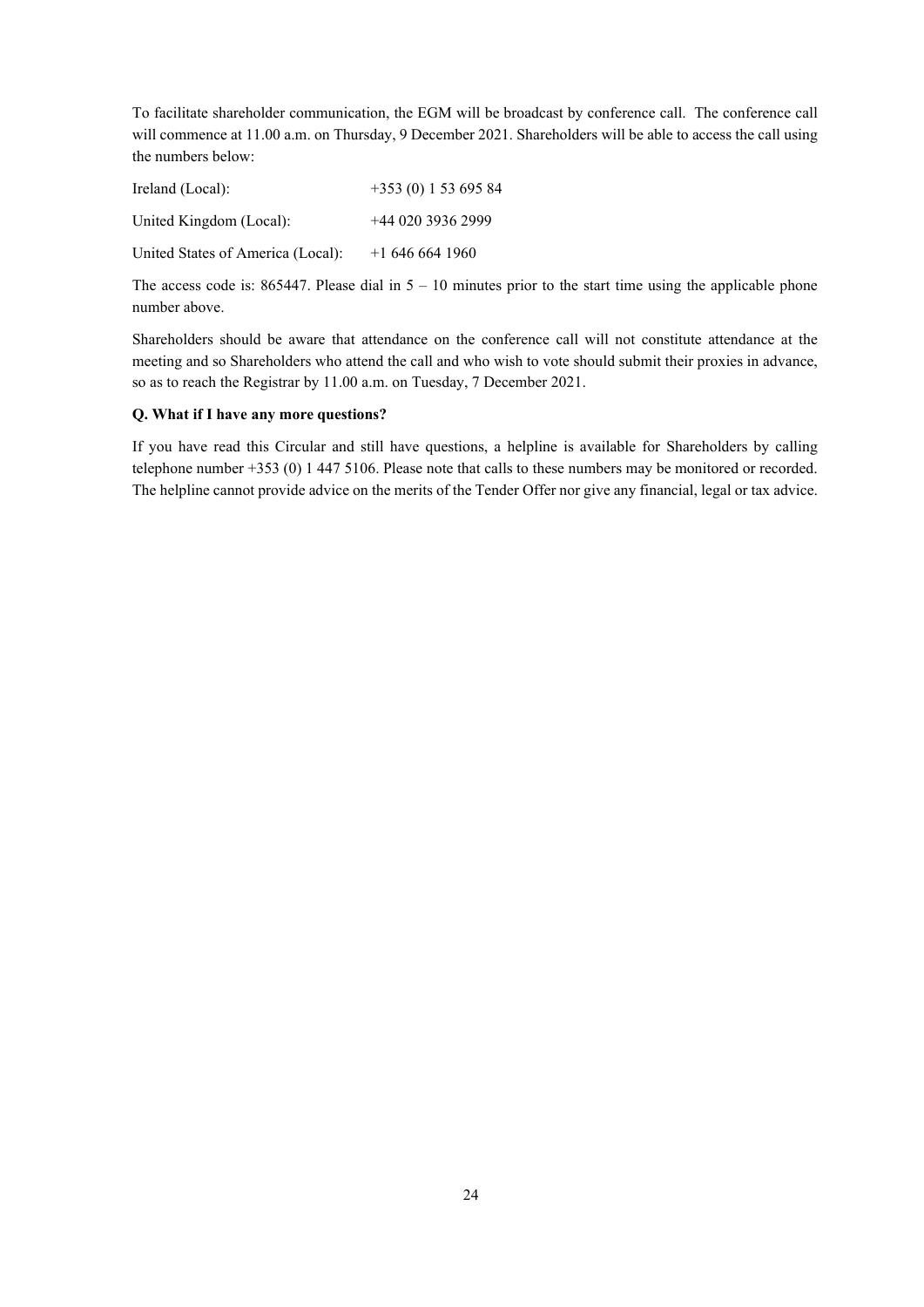To facilitate shareholder communication, the EGM will be broadcast by conference call. The conference call will commence at 11.00 a.m. on Thursday, 9 December 2021. Shareholders will be able to access the call using the numbers below:

| | |
|---|---|
| Ireland (Local): | +353 (0) 1 53 695 84 |
| United Kingdom (Local): | +44 020 3936 2999 |
| United States of America (Local): | +1 646 664 1960 |

The access code is: 865447. Please dial in 5 – 10 minutes prior to the start time using the applicable phone number above.

Shareholders should be aware that attendance on the conference call will not constitute attendance at the meeting and so Shareholders who attend the call and who wish to vote should submit their proxies in advance, so as to reach the Registrar by 11.00 a.m. on Tuesday, 7 December 2021.

**Q. What if I have any more questions?**

If you have read this Circular and still have questions, a helpline is available for Shareholders by calling telephone number +353 (0) 1 447 5106. Please note that calls to these numbers may be monitored or recorded. The helpline cannot provide advice on the merits of the Tender Offer nor give any financial, legal or tax advice.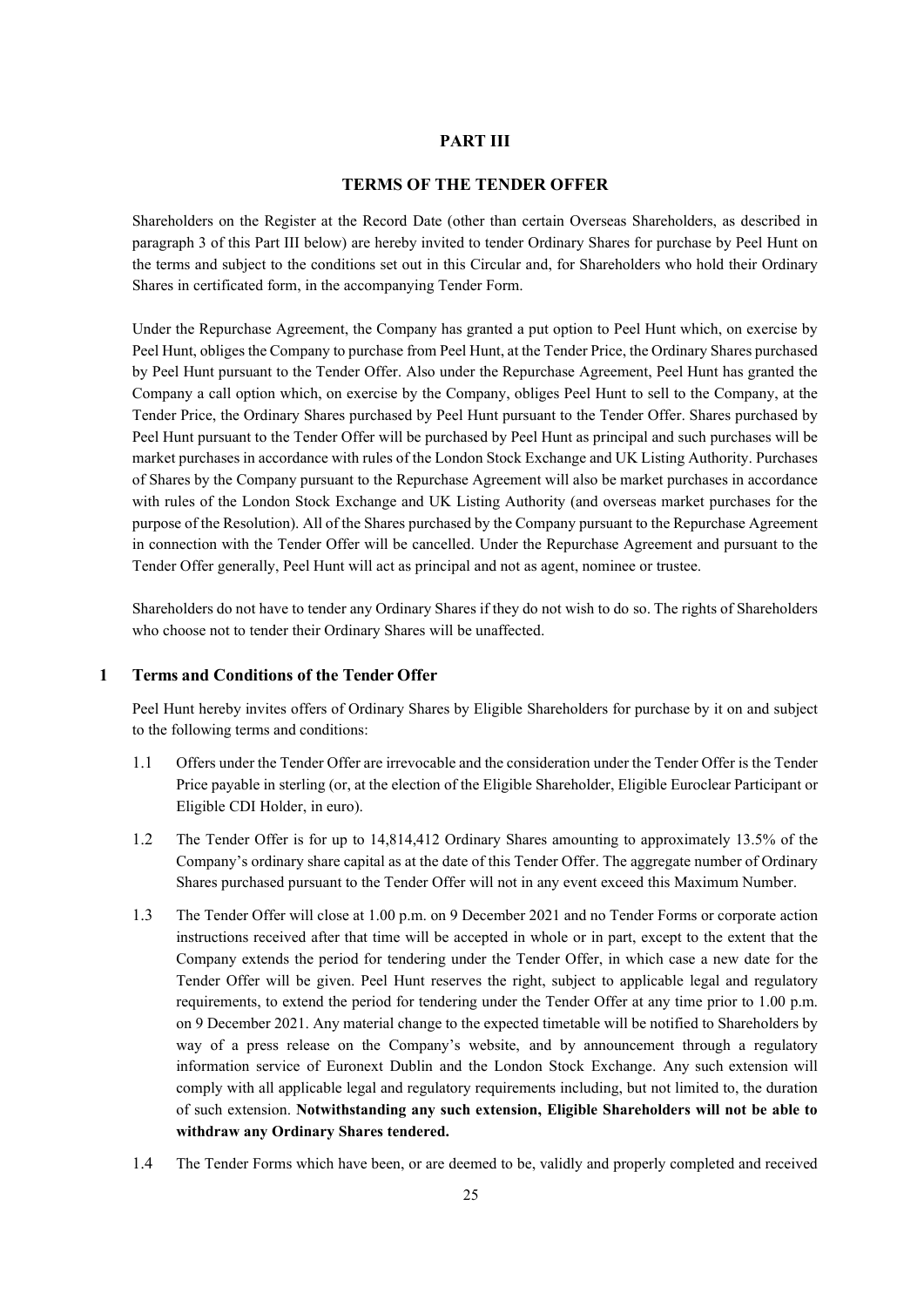# PART III

## TERMS OF THE TENDER OFFER

Shareholders on the Register at the Record Date (other than certain Overseas Shareholders, as described in paragraph 3 of this Part III below) are hereby invited to tender Ordinary Shares for purchase by Peel Hunt on the terms and subject to the conditions set out in this Circular and, for Shareholders who hold their Ordinary Shares in certificated form, in the accompanying Tender Form.

Under the Repurchase Agreement, the Company has granted a put option to Peel Hunt which, on exercise by Peel Hunt, obliges the Company to purchase from Peel Hunt, at the Tender Price, the Ordinary Shares purchased by Peel Hunt pursuant to the Tender Offer. Also under the Repurchase Agreement, Peel Hunt has granted the Company a call option which, on exercise by the Company, obliges Peel Hunt to sell to the Company, at the Tender Price, the Ordinary Shares purchased by Peel Hunt pursuant to the Tender Offer. Shares purchased by Peel Hunt pursuant to the Tender Offer will be purchased by Peel Hunt as principal and such purchases will be market purchases in accordance with rules of the London Stock Exchange and UK Listing Authority. Purchases of Shares by the Company pursuant to the Repurchase Agreement will also be market purchases in accordance with rules of the London Stock Exchange and UK Listing Authority (and overseas market purchases for the purpose of the Resolution). All of the Shares purchased by the Company pursuant to the Repurchase Agreement in connection with the Tender Offer will be cancelled. Under the Repurchase Agreement and pursuant to the Tender Offer generally, Peel Hunt will act as principal and not as agent, nominee or trustee.

Shareholders do not have to tender any Ordinary Shares if they do not wish to do so. The rights of Shareholders who choose not to tender their Ordinary Shares will be unaffected.

### 1 Terms and Conditions of the Tender Offer

Peel Hunt hereby invites offers of Ordinary Shares by Eligible Shareholders for purchase by it on and subject to the following terms and conditions:

1.1 Offers under the Tender Offer are irrevocable and the consideration under the Tender Offer is the Tender Price payable in sterling (or, at the election of the Eligible Shareholder, Eligible Euroclear Participant or Eligible CDI Holder, in euro).

1.2 The Tender Offer is for up to 14,814,412 Ordinary Shares amounting to approximately 13.5% of the Company's ordinary share capital as at the date of this Tender Offer. The aggregate number of Ordinary Shares purchased pursuant to the Tender Offer will not in any event exceed this Maximum Number.

1.3 The Tender Offer will close at 1.00 p.m. on 9 December 2021 and no Tender Forms or corporate action instructions received after that time will be accepted in whole or in part, except to the extent that the Company extends the period for tendering under the Tender Offer, in which case a new date for the Tender Offer will be given. Peel Hunt reserves the right, subject to applicable legal and regulatory requirements, to extend the period for tendering under the Tender Offer at any time prior to 1.00 p.m. on 9 December 2021. Any material change to the expected timetable will be notified to Shareholders by way of a press release on the Company's website, and by announcement through a regulatory information service of Euronext Dublin and the London Stock Exchange. Any such extension will comply with all applicable legal and regulatory requirements including, but not limited to, the duration of such extension. **Notwithstanding any such extension, Eligible Shareholders will not be able to withdraw any Ordinary Shares tendered.**

1.4 The Tender Forms which have been, or are deemed to be, validly and properly completed and received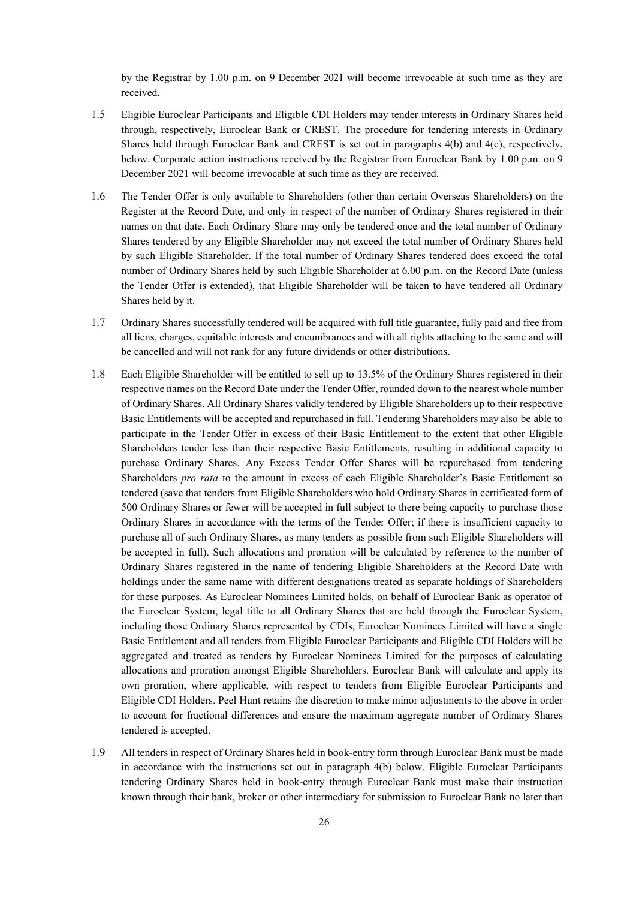by the Registrar by 1.00 p.m. on 9 December 2021 will become irrevocable at such time as they are received.

1.5 Eligible Euroclear Participants and Eligible CDI Holders may tender interests in Ordinary Shares held through, respectively, Euroclear Bank or CREST. The procedure for tendering interests in Ordinary Shares held through Euroclear Bank and CREST is set out in paragraphs 4(b) and 4(c), respectively, below. Corporate action instructions received by the Registrar from Euroclear Bank by 1.00 p.m. on 9 December 2021 will become irrevocable at such time as they are received.

1.6 The Tender Offer is only available to Shareholders (other than certain Overseas Shareholders) on the Register at the Record Date, and only in respect of the number of Ordinary Shares registered in their names on that date. Each Ordinary Share may only be tendered once and the total number of Ordinary Shares tendered by any Eligible Shareholder may not exceed the total number of Ordinary Shares held by such Eligible Shareholder. If the total number of Ordinary Shares tendered does exceed the total number of Ordinary Shares held by such Eligible Shareholder at 6.00 p.m. on the Record Date (unless the Tender Offer is extended), that Eligible Shareholder will be taken to have tendered all Ordinary Shares held by it.

1.7 Ordinary Shares successfully tendered will be acquired with full title guarantee, fully paid and free from all liens, charges, equitable interests and encumbrances and with all rights attaching to the same and will be cancelled and will not rank for any future dividends or other distributions.

1.8 Each Eligible Shareholder will be entitled to sell up to 13.5% of the Ordinary Shares registered in their respective names on the Record Date under the Tender Offer, rounded down to the nearest whole number of Ordinary Shares. All Ordinary Shares validly tendered by Eligible Shareholders up to their respective Basic Entitlements will be accepted and repurchased in full. Tendering Shareholders may also be able to participate in the Tender Offer in excess of their Basic Entitlement to the extent that other Eligible Shareholders tender less than their respective Basic Entitlements, resulting in additional capacity to purchase Ordinary Shares. Any Excess Tender Offer Shares will be repurchased from tendering Shareholders *pro rata* to the amount in excess of each Eligible Shareholder's Basic Entitlement so tendered (save that tenders from Eligible Shareholders who hold Ordinary Shares in certificated form of 500 Ordinary Shares or fewer will be accepted in full subject to there being capacity to purchase those Ordinary Shares in accordance with the terms of the Tender Offer; if there is insufficient capacity to purchase all of such Ordinary Shares, as many tenders as possible from such Eligible Shareholders will be accepted in full). Such allocations and proration will be calculated by reference to the number of Ordinary Shares registered in the name of tendering Eligible Shareholders at the Record Date with holdings under the same name with different designations treated as separate holdings of Shareholders for these purposes. As Euroclear Nominees Limited holds, on behalf of Euroclear Bank as operator of the Euroclear System, legal title to all Ordinary Shares that are held through the Euroclear System, including those Ordinary Shares represented by CDIs, Euroclear Nominees Limited will have a single Basic Entitlement and all tenders from Eligible Euroclear Participants and Eligible CDI Holders will be aggregated and treated as tenders by Euroclear Nominees Limited for the purposes of calculating allocations and proration amongst Eligible Shareholders. Euroclear Bank will calculate and apply its own proration, where applicable, with respect to tenders from Eligible Euroclear Participants and Eligible CDI Holders. Peel Hunt retains the discretion to make minor adjustments to the above in order to account for fractional differences and ensure the maximum aggregate number of Ordinary Shares tendered is accepted.

1.9 All tenders in respect of Ordinary Shares held in book-entry form through Euroclear Bank must be made in accordance with the instructions set out in paragraph 4(b) below. Eligible Euroclear Participants tendering Ordinary Shares held in book-entry through Euroclear Bank must make their instruction known through their bank, broker or other intermediary for submission to Euroclear Bank no later than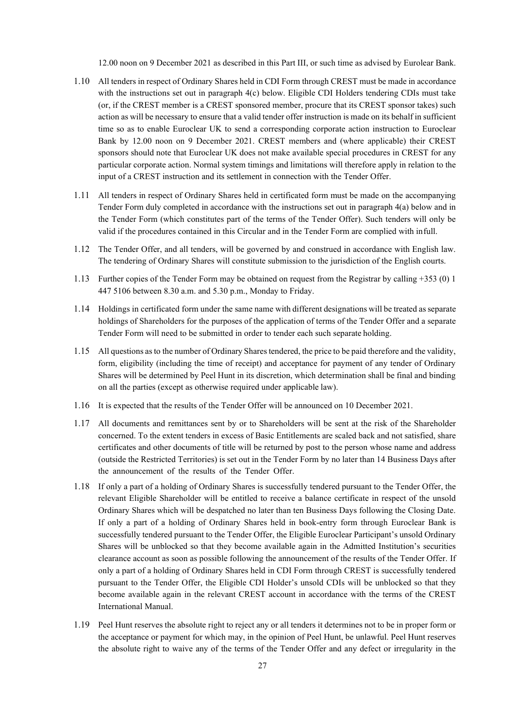12.00 noon on 9 December 2021 as described in this Part III, or such time as advised by Eurolear Bank.

1.10 All tenders in respect of Ordinary Shares held in CDI Form through CREST must be made in accordance with the instructions set out in paragraph 4(c) below. Eligible CDI Holders tendering CDIs must take (or, if the CREST member is a CREST sponsored member, procure that its CREST sponsor takes) such action as will be necessary to ensure that a valid tender offer instruction is made on its behalf in sufficient time so as to enable Euroclear UK to send a corresponding corporate action instruction to Euroclear Bank by 12.00 noon on 9 December 2021. CREST members and (where applicable) their CREST sponsors should note that Euroclear UK does not make available special procedures in CREST for any particular corporate action. Normal system timings and limitations will therefore apply in relation to the input of a CREST instruction and its settlement in connection with the Tender Offer.

1.11 All tenders in respect of Ordinary Shares held in certificated form must be made on the accompanying Tender Form duly completed in accordance with the instructions set out in paragraph 4(a) below and in the Tender Form (which constitutes part of the terms of the Tender Offer). Such tenders will only be valid if the procedures contained in this Circular and in the Tender Form are complied with infull.

1.12 The Tender Offer, and all tenders, will be governed by and construed in accordance with English law. The tendering of Ordinary Shares will constitute submission to the jurisdiction of the English courts.

1.13 Further copies of the Tender Form may be obtained on request from the Registrar by calling +353 (0) 1 447 5106 between 8.30 a.m. and 5.30 p.m., Monday to Friday.

1.14 Holdings in certificated form under the same name with different designations will be treated as separate holdings of Shareholders for the purposes of the application of terms of the Tender Offer and a separate Tender Form will need to be submitted in order to tender each such separate holding.

1.15 All questions as to the number of Ordinary Shares tendered, the price to be paid therefore and the validity, form, eligibility (including the time of receipt) and acceptance for payment of any tender of Ordinary Shares will be determined by Peel Hunt in its discretion, which determination shall be final and binding on all the parties (except as otherwise required under applicable law).

1.16 It is expected that the results of the Tender Offer will be announced on 10 December 2021.

1.17 All documents and remittances sent by or to Shareholders will be sent at the risk of the Shareholder concerned. To the extent tenders in excess of Basic Entitlements are scaled back and not satisfied, share certificates and other documents of title will be returned by post to the person whose name and address (outside the Restricted Territories) is set out in the Tender Form by no later than 14 Business Days after the announcement of the results of the Tender Offer.

1.18 If only a part of a holding of Ordinary Shares is successfully tendered pursuant to the Tender Offer, the relevant Eligible Shareholder will be entitled to receive a balance certificate in respect of the unsold Ordinary Shares which will be despatched no later than ten Business Days following the Closing Date. If only a part of a holding of Ordinary Shares held in book-entry form through Euroclear Bank is successfully tendered pursuant to the Tender Offer, the Eligible Euroclear Participant's unsold Ordinary Shares will be unblocked so that they become available again in the Admitted Institution's securities clearance account as soon as possible following the announcement of the results of the Tender Offer. If only a part of a holding of Ordinary Shares held in CDI Form through CREST is successfully tendered pursuant to the Tender Offer, the Eligible CDI Holder's unsold CDIs will be unblocked so that they become available again in the relevant CREST account in accordance with the terms of the CREST International Manual.

1.19 Peel Hunt reserves the absolute right to reject any or all tenders it determines not to be in proper form or the acceptance or payment for which may, in the opinion of Peel Hunt, be unlawful. Peel Hunt reserves the absolute right to waive any of the terms of the Tender Offer and any defect or irregularity in the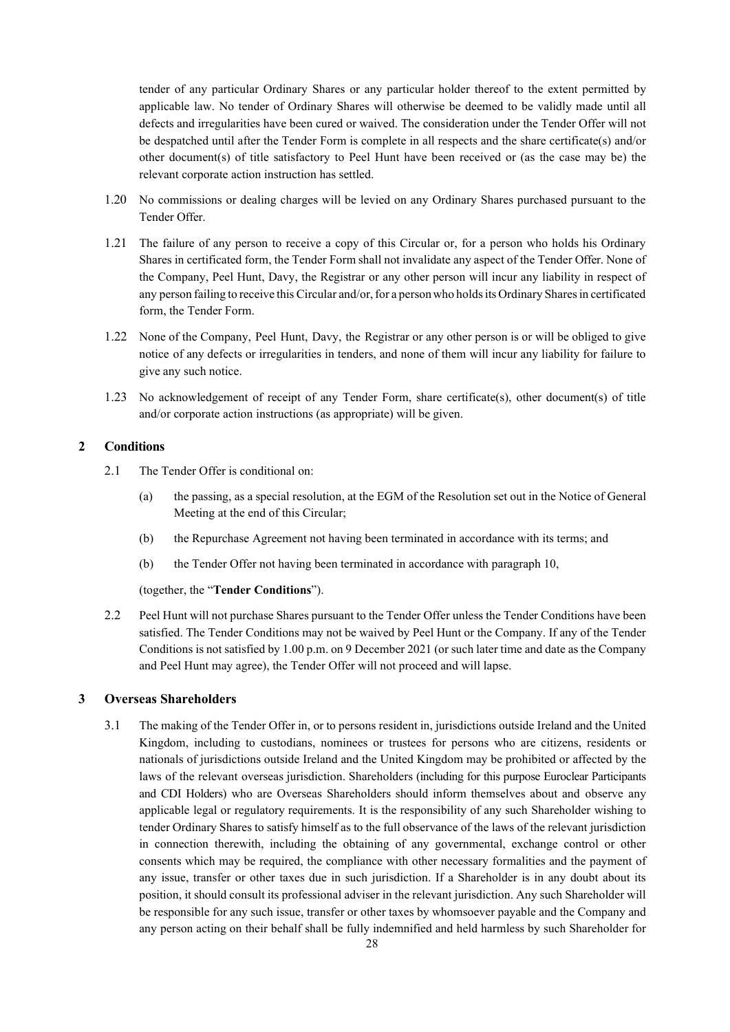tender of any particular Ordinary Shares or any particular holder thereof to the extent permitted by applicable law. No tender of Ordinary Shares will otherwise be deemed to be validly made until all defects and irregularities have been cured or waived. The consideration under the Tender Offer will not be despatched until after the Tender Form is complete in all respects and the share certificate(s) and/or other document(s) of title satisfactory to Peel Hunt have been received or (as the case may be) the relevant corporate action instruction has settled.

1.20 No commissions or dealing charges will be levied on any Ordinary Shares purchased pursuant to the Tender Offer.

1.21 The failure of any person to receive a copy of this Circular or, for a person who holds his Ordinary Shares in certificated form, the Tender Form shall not invalidate any aspect of the Tender Offer. None of the Company, Peel Hunt, Davy, the Registrar or any other person will incur any liability in respect of any person failing to receive this Circular and/or, for a person who holds its Ordinary Shares in certificated form, the Tender Form.

1.22 None of the Company, Peel Hunt, Davy, the Registrar or any other person is or will be obliged to give notice of any defects or irregularities in tenders, and none of them will incur any liability for failure to give any such notice.

1.23 No acknowledgement of receipt of any Tender Form, share certificate(s), other document(s) of title and/or corporate action instructions (as appropriate) will be given.

## 2 Conditions

2.1 The Tender Offer is conditional on:

(a) the passing, as a special resolution, at the EGM of the Resolution set out in the Notice of General Meeting at the end of this Circular;

(b) the Repurchase Agreement not having been terminated in accordance with its terms; and

(b) the Tender Offer not having been terminated in accordance with paragraph 10,

(together, the "**Tender Conditions**").

2.2 Peel Hunt will not purchase Shares pursuant to the Tender Offer unless the Tender Conditions have been satisfied. The Tender Conditions may not be waived by Peel Hunt or the Company. If any of the Tender Conditions is not satisfied by 1.00 p.m. on 9 December 2021 (or such later time and date as the Company and Peel Hunt may agree), the Tender Offer will not proceed and will lapse.

## 3 Overseas Shareholders

3.1 The making of the Tender Offer in, or to persons resident in, jurisdictions outside Ireland and the United Kingdom, including to custodians, nominees or trustees for persons who are citizens, residents or nationals of jurisdictions outside Ireland and the United Kingdom may be prohibited or affected by the laws of the relevant overseas jurisdiction. Shareholders (including for this purpose Euroclear Participants and CDI Holders) who are Overseas Shareholders should inform themselves about and observe any applicable legal or regulatory requirements. It is the responsibility of any such Shareholder wishing to tender Ordinary Shares to satisfy himself as to the full observance of the laws of the relevant jurisdiction in connection therewith, including the obtaining of any governmental, exchange control or other consents which may be required, the compliance with other necessary formalities and the payment of any issue, transfer or other taxes due in such jurisdiction. If a Shareholder is in any doubt about its position, it should consult its professional adviser in the relevant jurisdiction. Any such Shareholder will be responsible for any such issue, transfer or other taxes by whomsoever payable and the Company and any person acting on their behalf shall be fully indemnified and held harmless by such Shareholder for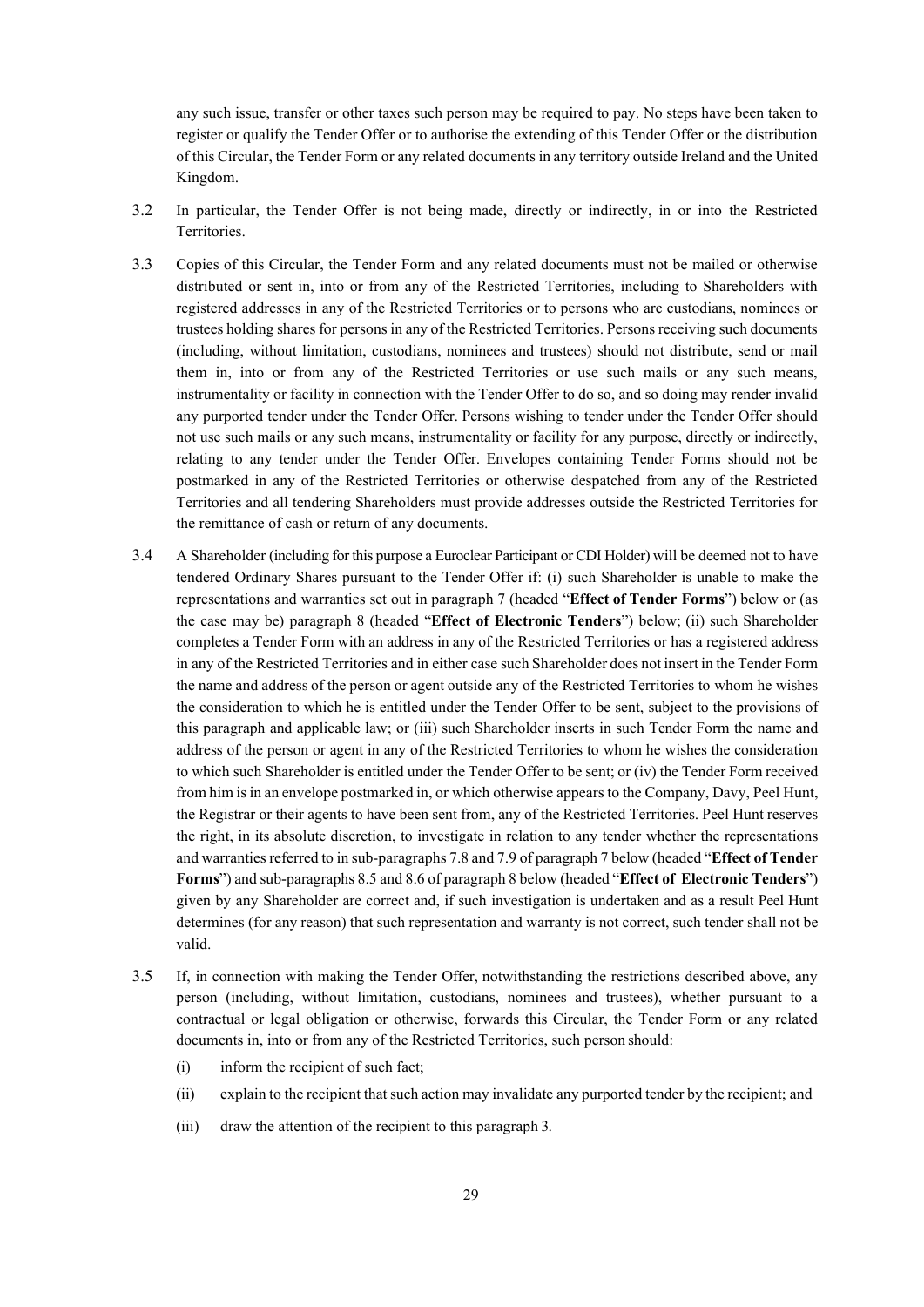any such issue, transfer or other taxes such person may be required to pay. No steps have been taken to register or qualify the Tender Offer or to authorise the extending of this Tender Offer or the distribution of this Circular, the Tender Form or any related documents in any territory outside Ireland and the United Kingdom.

3.2 In particular, the Tender Offer is not being made, directly or indirectly, in or into the Restricted Territories.

3.3 Copies of this Circular, the Tender Form and any related documents must not be mailed or otherwise distributed or sent in, into or from any of the Restricted Territories, including to Shareholders with registered addresses in any of the Restricted Territories or to persons who are custodians, nominees or trustees holding shares for persons in any of the Restricted Territories. Persons receiving such documents (including, without limitation, custodians, nominees and trustees) should not distribute, send or mail them in, into or from any of the Restricted Territories or use such mails or any such means, instrumentality or facility in connection with the Tender Offer to do so, and so doing may render invalid any purported tender under the Tender Offer. Persons wishing to tender under the Tender Offer should not use such mails or any such means, instrumentality or facility for any purpose, directly or indirectly, relating to any tender under the Tender Offer. Envelopes containing Tender Forms should not be postmarked in any of the Restricted Territories or otherwise despatched from any of the Restricted Territories and all tendering Shareholders must provide addresses outside the Restricted Territories for the remittance of cash or return of any documents.

3.4 A Shareholder (including for this purpose a Euroclear Participant or CDI Holder) will be deemed not to have tendered Ordinary Shares pursuant to the Tender Offer if: (i) such Shareholder is unable to make the representations and warranties set out in paragraph 7 (headed "**Effect of Tender Forms**") below or (as the case may be) paragraph 8 (headed "**Effect of Electronic Tenders**") below; (ii) such Shareholder completes a Tender Form with an address in any of the Restricted Territories or has a registered address in any of the Restricted Territories and in either case such Shareholder does not insert in the Tender Form the name and address of the person or agent outside any of the Restricted Territories to whom he wishes the consideration to which he is entitled under the Tender Offer to be sent, subject to the provisions of this paragraph and applicable law; or (iii) such Shareholder inserts in such Tender Form the name and address of the person or agent in any of the Restricted Territories to whom he wishes the consideration to which such Shareholder is entitled under the Tender Offer to be sent; or (iv) the Tender Form received from him is in an envelope postmarked in, or which otherwise appears to the Company, Davy, Peel Hunt, the Registrar or their agents to have been sent from, any of the Restricted Territories. Peel Hunt reserves the right, in its absolute discretion, to investigate in relation to any tender whether the representations and warranties referred to in sub-paragraphs 7.8 and 7.9 of paragraph 7 below (headed "**Effect of Tender Forms**") and sub-paragraphs 8.5 and 8.6 of paragraph 8 below (headed "**Effect of Electronic Tenders**") given by any Shareholder are correct and, if such investigation is undertaken and as a result Peel Hunt determines (for any reason) that such representation and warranty is not correct, such tender shall not be valid.

3.5 If, in connection with making the Tender Offer, notwithstanding the restrictions described above, any person (including, without limitation, custodians, nominees and trustees), whether pursuant to a contractual or legal obligation or otherwise, forwards this Circular, the Tender Form or any related documents in, into or from any of the Restricted Territories, such person should:

(i) inform the recipient of such fact;

(ii) explain to the recipient that such action may invalidate any purported tender by the recipient; and

(iii) draw the attention of the recipient to this paragraph 3.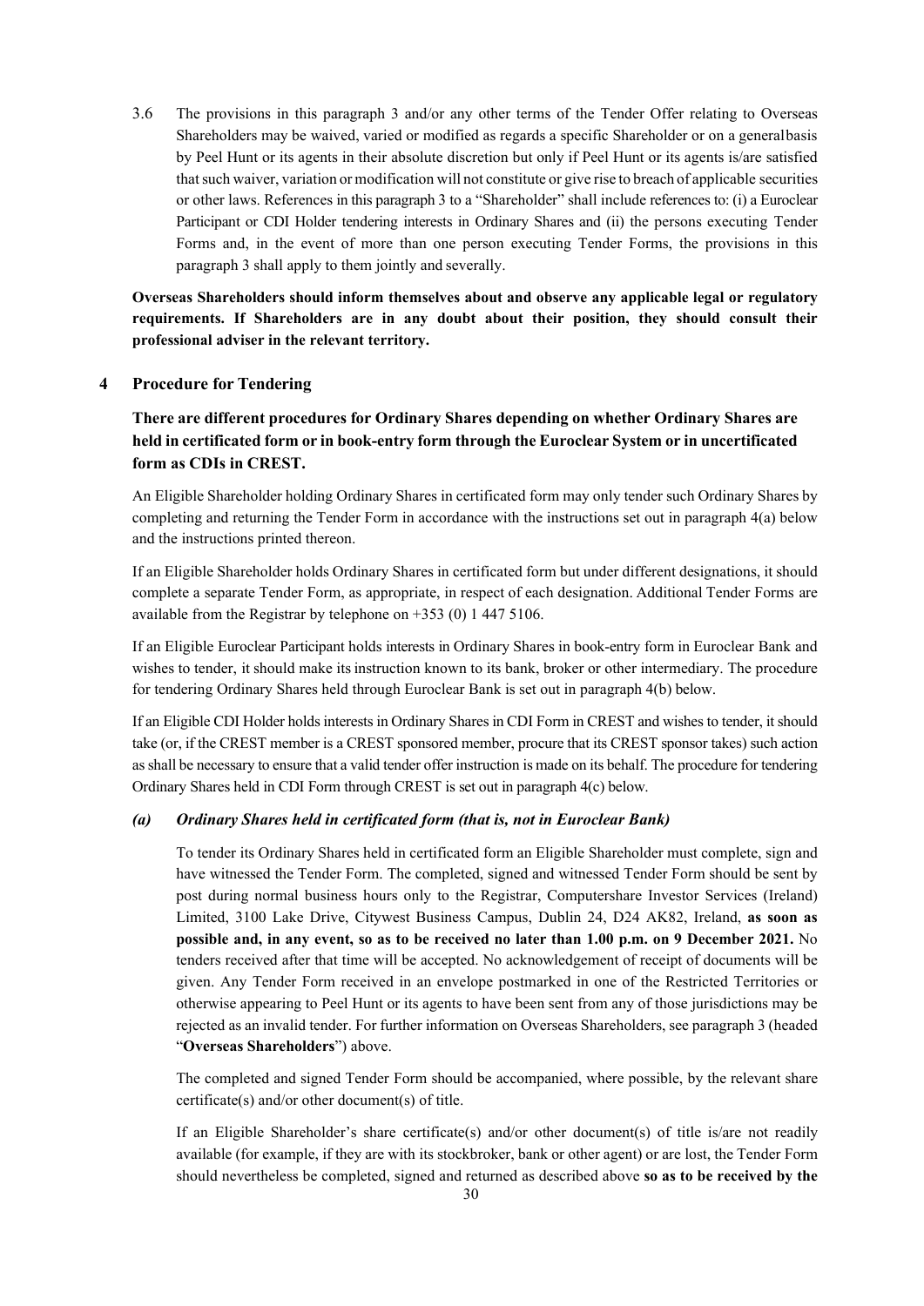3.6 The provisions in this paragraph 3 and/or any other terms of the Tender Offer relating to Overseas Shareholders may be waived, varied or modified as regards a specific Shareholder or on a general basis by Peel Hunt or its agents in their absolute discretion but only if Peel Hunt or its agents is/are satisfied that such waiver, variation or modification will not constitute or give rise to breach of applicable securities or other laws. References in this paragraph 3 to a "Shareholder" shall include references to: (i) a Euroclear Participant or CDI Holder tendering interests in Ordinary Shares and (ii) the persons executing Tender Forms and, in the event of more than one person executing Tender Forms, the provisions in this paragraph 3 shall apply to them jointly and severally.

**Overseas Shareholders should inform themselves about and observe any applicable legal or regulatory requirements. If Shareholders are in any doubt about their position, they should consult their professional adviser in the relevant territory.**

## 4 Procedure for Tendering

**There are different procedures for Ordinary Shares depending on whether Ordinary Shares are held in certificated form or in book-entry form through the Euroclear System or in uncertificated form as CDIs in CREST.**

An Eligible Shareholder holding Ordinary Shares in certificated form may only tender such Ordinary Shares by completing and returning the Tender Form in accordance with the instructions set out in paragraph 4(a) below and the instructions printed thereon.

If an Eligible Shareholder holds Ordinary Shares in certificated form but under different designations, it should complete a separate Tender Form, as appropriate, in respect of each designation. Additional Tender Forms are available from the Registrar by telephone on +353 (0) 1 447 5106.

If an Eligible Euroclear Participant holds interests in Ordinary Shares in book-entry form in Euroclear Bank and wishes to tender, it should make its instruction known to its bank, broker or other intermediary. The procedure for tendering Ordinary Shares held through Euroclear Bank is set out in paragraph 4(b) below.

If an Eligible CDI Holder holds interests in Ordinary Shares in CDI Form in CREST and wishes to tender, it should take (or, if the CREST member is a CREST sponsored member, procure that its CREST sponsor takes) such action as shall be necessary to ensure that a valid tender offer instruction is made on its behalf. The procedure for tendering Ordinary Shares held in CDI Form through CREST is set out in paragraph 4(c) below.

### *(a) Ordinary Shares held in certificated form (that is, not in Euroclear Bank)*

To tender its Ordinary Shares held in certificated form an Eligible Shareholder must complete, sign and have witnessed the Tender Form. The completed, signed and witnessed Tender Form should be sent by post during normal business hours only to the Registrar, Computershare Investor Services (Ireland) Limited, 3100 Lake Drive, Citywest Business Campus, Dublin 24, D24 AK82, Ireland, **as soon as possible and, in any event, so as to be received no later than 1.00 p.m. on 9 December 2021.** No tenders received after that time will be accepted. No acknowledgement of receipt of documents will be given. Any Tender Form received in an envelope postmarked in one of the Restricted Territories or otherwise appearing to Peel Hunt or its agents to have been sent from any of those jurisdictions may be rejected as an invalid tender. For further information on Overseas Shareholders, see paragraph 3 (headed "**Overseas Shareholders**") above.

The completed and signed Tender Form should be accompanied, where possible, by the relevant share certificate(s) and/or other document(s) of title.

If an Eligible Shareholder's share certificate(s) and/or other document(s) of title is/are not readily available (for example, if they are with its stockbroker, bank or other agent) or are lost, the Tender Form should nevertheless be completed, signed and returned as described above **so as to be received by the**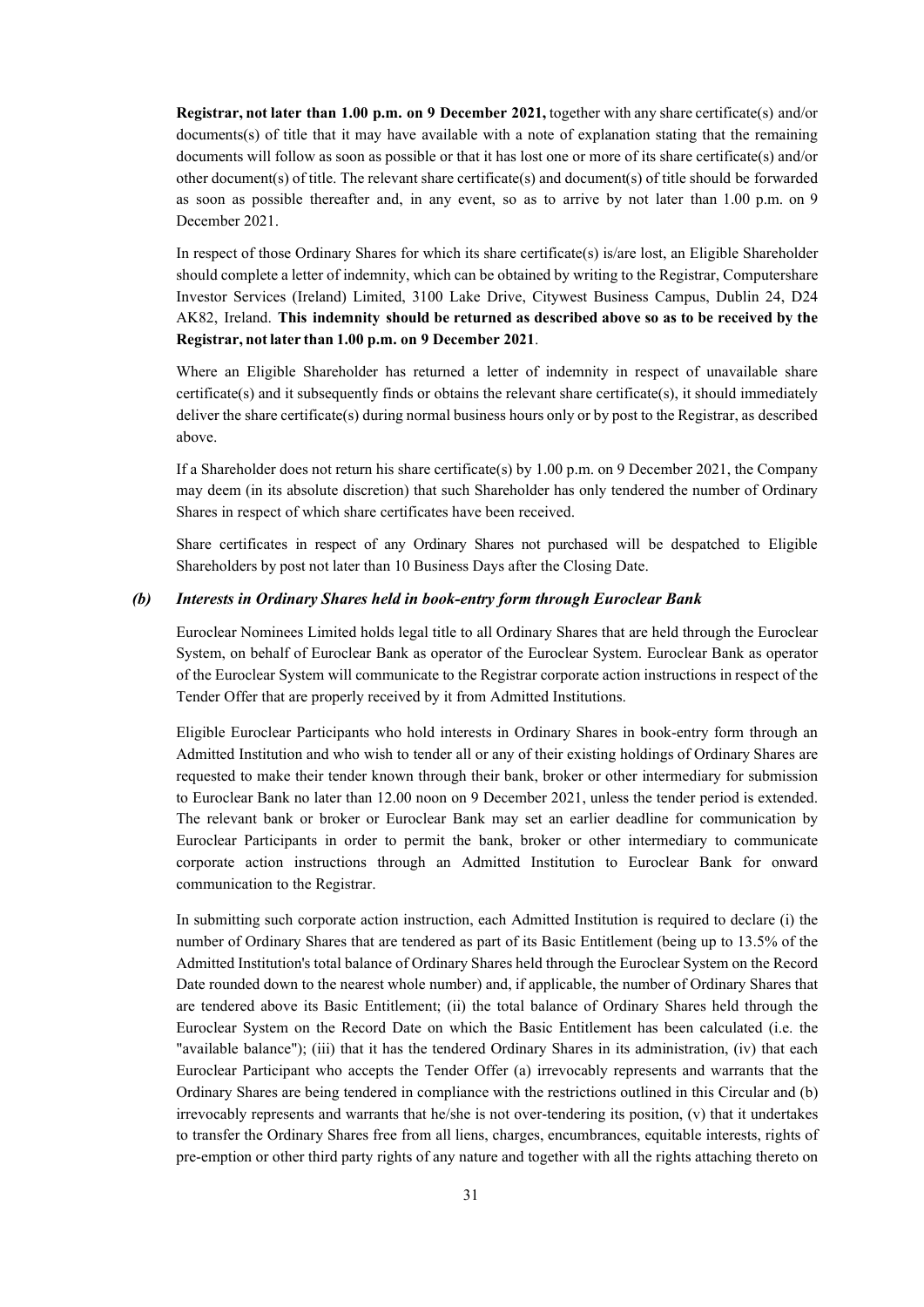**Registrar, not later than 1.00 p.m. on 9 December 2021,** together with any share certificate(s) and/or documents(s) of title that it may have available with a note of explanation stating that the remaining documents will follow as soon as possible or that it has lost one or more of its share certificate(s) and/or other document(s) of title. The relevant share certificate(s) and document(s) of title should be forwarded as soon as possible thereafter and, in any event, so as to arrive by not later than 1.00 p.m. on 9 December 2021.

In respect of those Ordinary Shares for which its share certificate(s) is/are lost, an Eligible Shareholder should complete a letter of indemnity, which can be obtained by writing to the Registrar, Computershare Investor Services (Ireland) Limited, 3100 Lake Drive, Citywest Business Campus, Dublin 24, D24 AK82, Ireland. **This indemnity should be returned as described above so as to be received by the Registrar, not later than 1.00 p.m. on 9 December 2021**.

Where an Eligible Shareholder has returned a letter of indemnity in respect of unavailable share certificate(s) and it subsequently finds or obtains the relevant share certificate(s), it should immediately deliver the share certificate(s) during normal business hours only or by post to the Registrar, as described above.

If a Shareholder does not return his share certificate(s) by 1.00 p.m. on 9 December 2021, the Company may deem (in its absolute discretion) that such Shareholder has only tendered the number of Ordinary Shares in respect of which share certificates have been received.

Share certificates in respect of any Ordinary Shares not purchased will be despatched to Eligible Shareholders by post not later than 10 Business Days after the Closing Date.

***(b) Interests in Ordinary Shares held in book-entry form through Euroclear Bank***

Euroclear Nominees Limited holds legal title to all Ordinary Shares that are held through the Euroclear System, on behalf of Euroclear Bank as operator of the Euroclear System. Euroclear Bank as operator of the Euroclear System will communicate to the Registrar corporate action instructions in respect of the Tender Offer that are properly received by it from Admitted Institutions.

Eligible Euroclear Participants who hold interests in Ordinary Shares in book-entry form through an Admitted Institution and who wish to tender all or any of their existing holdings of Ordinary Shares are requested to make their tender known through their bank, broker or other intermediary for submission to Euroclear Bank no later than 12.00 noon on 9 December 2021, unless the tender period is extended. The relevant bank or broker or Euroclear Bank may set an earlier deadline for communication by Euroclear Participants in order to permit the bank, broker or other intermediary to communicate corporate action instructions through an Admitted Institution to Euroclear Bank for onward communication to the Registrar.

In submitting such corporate action instruction, each Admitted Institution is required to declare (i) the number of Ordinary Shares that are tendered as part of its Basic Entitlement (being up to 13.5% of the Admitted Institution's total balance of Ordinary Shares held through the Euroclear System on the Record Date rounded down to the nearest whole number) and, if applicable, the number of Ordinary Shares that are tendered above its Basic Entitlement; (ii) the total balance of Ordinary Shares held through the Euroclear System on the Record Date on which the Basic Entitlement has been calculated (i.e. the "available balance"); (iii) that it has the tendered Ordinary Shares in its administration, (iv) that each Euroclear Participant who accepts the Tender Offer (a) irrevocably represents and warrants that the Ordinary Shares are being tendered in compliance with the restrictions outlined in this Circular and (b) irrevocably represents and warrants that he/she is not over-tendering its position, (v) that it undertakes to transfer the Ordinary Shares free from all liens, charges, encumbrances, equitable interests, rights of pre-emption or other third party rights of any nature and together with all the rights attaching thereto on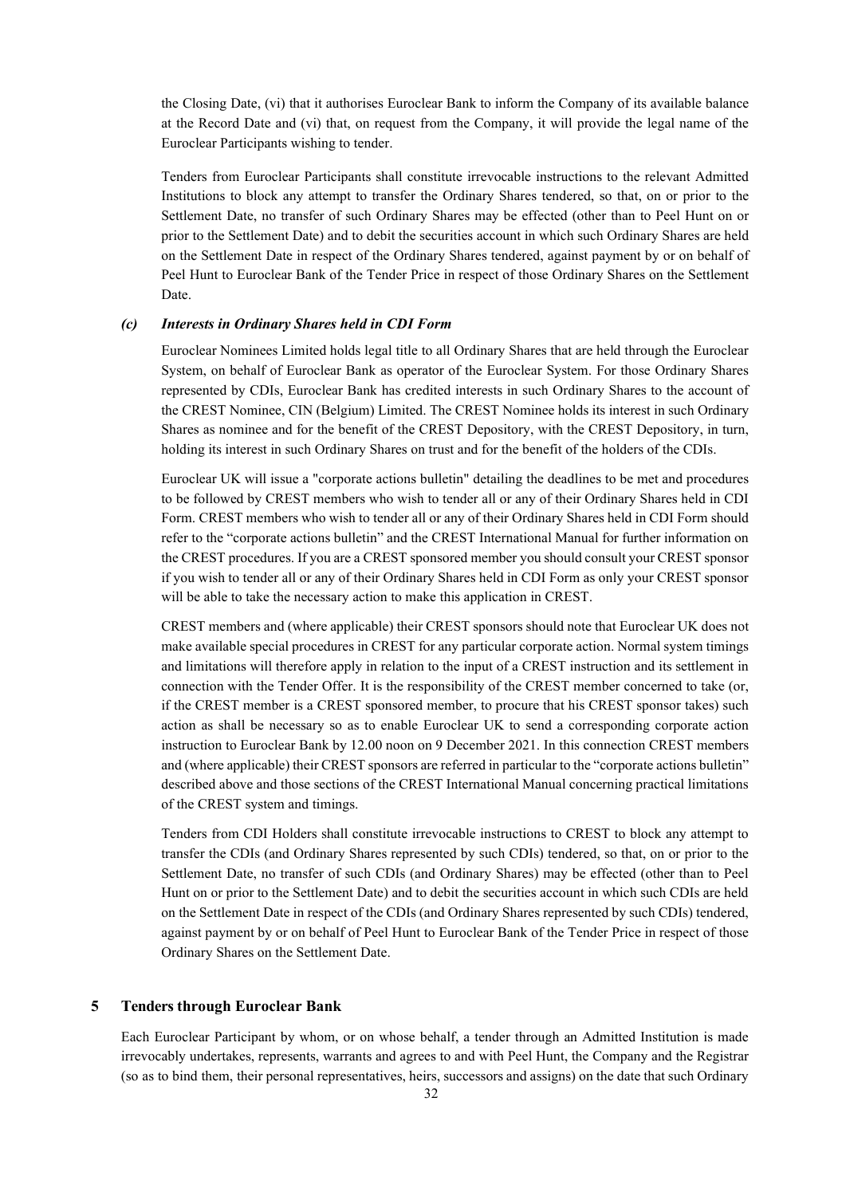the Closing Date, (vi) that it authorises Euroclear Bank to inform the Company of its available balance at the Record Date and (vi) that, on request from the Company, it will provide the legal name of the Euroclear Participants wishing to tender.

Tenders from Euroclear Participants shall constitute irrevocable instructions to the relevant Admitted Institutions to block any attempt to transfer the Ordinary Shares tendered, so that, on or prior to the Settlement Date, no transfer of such Ordinary Shares may be effected (other than to Peel Hunt on or prior to the Settlement Date) and to debit the securities account in which such Ordinary Shares are held on the Settlement Date in respect of the Ordinary Shares tendered, against payment by or on behalf of Peel Hunt to Euroclear Bank of the Tender Price in respect of those Ordinary Shares on the Settlement Date.

### *(c) Interests in Ordinary Shares held in CDI Form*

Euroclear Nominees Limited holds legal title to all Ordinary Shares that are held through the Euroclear System, on behalf of Euroclear Bank as operator of the Euroclear System. For those Ordinary Shares represented by CDIs, Euroclear Bank has credited interests in such Ordinary Shares to the account of the CREST Nominee, CIN (Belgium) Limited. The CREST Nominee holds its interest in such Ordinary Shares as nominee and for the benefit of the CREST Depository, with the CREST Depository, in turn, holding its interest in such Ordinary Shares on trust and for the benefit of the holders of the CDIs.

Euroclear UK will issue a "corporate actions bulletin" detailing the deadlines to be met and procedures to be followed by CREST members who wish to tender all or any of their Ordinary Shares held in CDI Form. CREST members who wish to tender all or any of their Ordinary Shares held in CDI Form should refer to the "corporate actions bulletin" and the CREST International Manual for further information on the CREST procedures. If you are a CREST sponsored member you should consult your CREST sponsor if you wish to tender all or any of their Ordinary Shares held in CDI Form as only your CREST sponsor will be able to take the necessary action to make this application in CREST.

CREST members and (where applicable) their CREST sponsors should note that Euroclear UK does not make available special procedures in CREST for any particular corporate action. Normal system timings and limitations will therefore apply in relation to the input of a CREST instruction and its settlement in connection with the Tender Offer. It is the responsibility of the CREST member concerned to take (or, if the CREST member is a CREST sponsored member, to procure that his CREST sponsor takes) such action as shall be necessary so as to enable Euroclear UK to send a corresponding corporate action instruction to Euroclear Bank by 12.00 noon on 9 December 2021. In this connection CREST members and (where applicable) their CREST sponsors are referred in particular to the "corporate actions bulletin" described above and those sections of the CREST International Manual concerning practical limitations of the CREST system and timings.

Tenders from CDI Holders shall constitute irrevocable instructions to CREST to block any attempt to transfer the CDIs (and Ordinary Shares represented by such CDIs) tendered, so that, on or prior to the Settlement Date, no transfer of such CDIs (and Ordinary Shares) may be effected (other than to Peel Hunt on or prior to the Settlement Date) and to debit the securities account in which such CDIs are held on the Settlement Date in respect of the CDIs (and Ordinary Shares represented by such CDIs) tendered, against payment by or on behalf of Peel Hunt to Euroclear Bank of the Tender Price in respect of those Ordinary Shares on the Settlement Date.

## 5 Tenders through Euroclear Bank

Each Euroclear Participant by whom, or on whose behalf, a tender through an Admitted Institution is made irrevocably undertakes, represents, warrants and agrees to and with Peel Hunt, the Company and the Registrar (so as to bind them, their personal representatives, heirs, successors and assigns) on the date that such Ordinary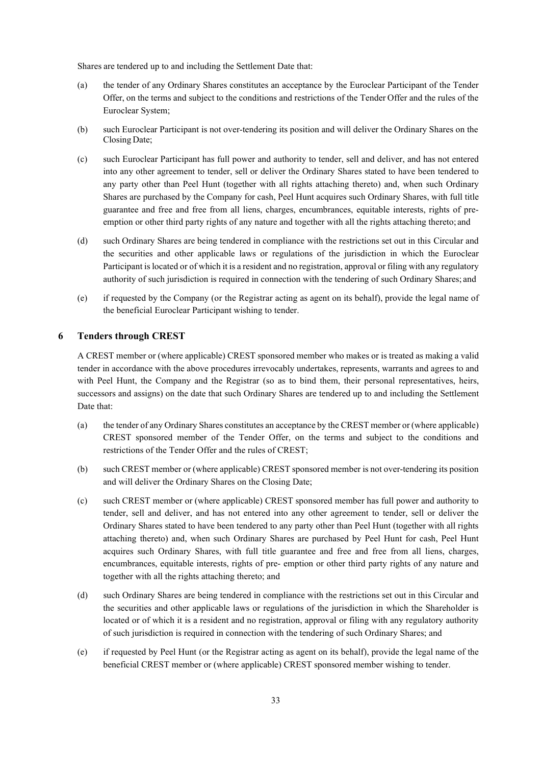Shares are tendered up to and including the Settlement Date that:

(a) the tender of any Ordinary Shares constitutes an acceptance by the Euroclear Participant of the Tender Offer, on the terms and subject to the conditions and restrictions of the Tender Offer and the rules of the Euroclear System;

(b) such Euroclear Participant is not over-tendering its position and will deliver the Ordinary Shares on the Closing Date;

(c) such Euroclear Participant has full power and authority to tender, sell and deliver, and has not entered into any other agreement to tender, sell or deliver the Ordinary Shares stated to have been tendered to any party other than Peel Hunt (together with all rights attaching thereto) and, when such Ordinary Shares are purchased by the Company for cash, Peel Hunt acquires such Ordinary Shares, with full title guarantee and free and free from all liens, charges, encumbrances, equitable interests, rights of pre-emption or other third party rights of any nature and together with all the rights attaching thereto; and

(d) such Ordinary Shares are being tendered in compliance with the restrictions set out in this Circular and the securities and other applicable laws or regulations of the jurisdiction in which the Euroclear Participant is located or of which it is a resident and no registration, approval or filing with any regulatory authority of such jurisdiction is required in connection with the tendering of such Ordinary Shares; and

(e) if requested by the Company (or the Registrar acting as agent on its behalf), provide the legal name of the beneficial Euroclear Participant wishing to tender.

## 6 Tenders through CREST

A CREST member or (where applicable) CREST sponsored member who makes or is treated as making a valid tender in accordance with the above procedures irrevocably undertakes, represents, warrants and agrees to and with Peel Hunt, the Company and the Registrar (so as to bind them, their personal representatives, heirs, successors and assigns) on the date that such Ordinary Shares are tendered up to and including the Settlement Date that:

(a) the tender of any Ordinary Shares constitutes an acceptance by the CREST member or (where applicable) CREST sponsored member of the Tender Offer, on the terms and subject to the conditions and restrictions of the Tender Offer and the rules of CREST;

(b) such CREST member or (where applicable) CREST sponsored member is not over-tendering its position and will deliver the Ordinary Shares on the Closing Date;

(c) such CREST member or (where applicable) CREST sponsored member has full power and authority to tender, sell and deliver, and has not entered into any other agreement to tender, sell or deliver the Ordinary Shares stated to have been tendered to any party other than Peel Hunt (together with all rights attaching thereto) and, when such Ordinary Shares are purchased by Peel Hunt for cash, Peel Hunt acquires such Ordinary Shares, with full title guarantee and free and free from all liens, charges, encumbrances, equitable interests, rights of pre- emption or other third party rights of any nature and together with all the rights attaching thereto; and

(d) such Ordinary Shares are being tendered in compliance with the restrictions set out in this Circular and the securities and other applicable laws or regulations of the jurisdiction in which the Shareholder is located or of which it is a resident and no registration, approval or filing with any regulatory authority of such jurisdiction is required in connection with the tendering of such Ordinary Shares; and

(e) if requested by Peel Hunt (or the Registrar acting as agent on its behalf), provide the legal name of the beneficial CREST member or (where applicable) CREST sponsored member wishing to tender.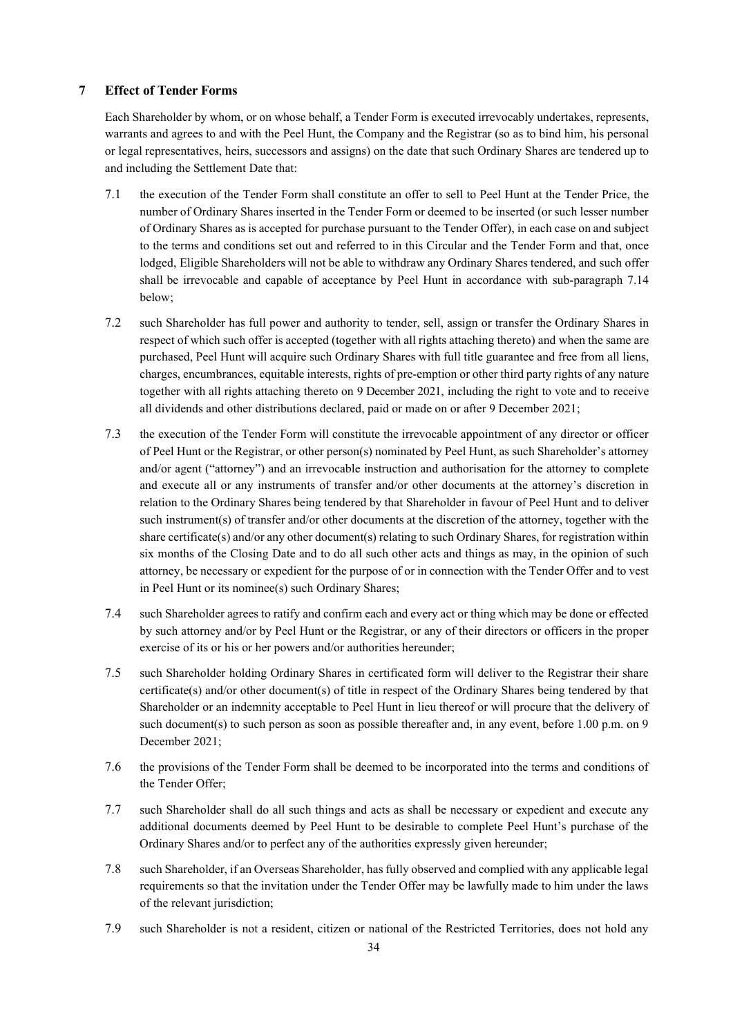## 7 Effect of Tender Forms

Each Shareholder by whom, or on whose behalf, a Tender Form is executed irrevocably undertakes, represents, warrants and agrees to and with the Peel Hunt, the Company and the Registrar (so as to bind him, his personal or legal representatives, heirs, successors and assigns) on the date that such Ordinary Shares are tendered up to and including the Settlement Date that:

7.1 the execution of the Tender Form shall constitute an offer to sell to Peel Hunt at the Tender Price, the number of Ordinary Shares inserted in the Tender Form or deemed to be inserted (or such lesser number of Ordinary Shares as is accepted for purchase pursuant to the Tender Offer), in each case on and subject to the terms and conditions set out and referred to in this Circular and the Tender Form and that, once lodged, Eligible Shareholders will not be able to withdraw any Ordinary Shares tendered, and such offer shall be irrevocable and capable of acceptance by Peel Hunt in accordance with sub-paragraph 7.14 below;

7.2 such Shareholder has full power and authority to tender, sell, assign or transfer the Ordinary Shares in respect of which such offer is accepted (together with all rights attaching thereto) and when the same are purchased, Peel Hunt will acquire such Ordinary Shares with full title guarantee and free from all liens, charges, encumbrances, equitable interests, rights of pre-emption or other third party rights of any nature together with all rights attaching thereto on 9 December 2021, including the right to vote and to receive all dividends and other distributions declared, paid or made on or after 9 December 2021;

7.3 the execution of the Tender Form will constitute the irrevocable appointment of any director or officer of Peel Hunt or the Registrar, or other person(s) nominated by Peel Hunt, as such Shareholder's attorney and/or agent ("attorney") and an irrevocable instruction and authorisation for the attorney to complete and execute all or any instruments of transfer and/or other documents at the attorney's discretion in relation to the Ordinary Shares being tendered by that Shareholder in favour of Peel Hunt and to deliver such instrument(s) of transfer and/or other documents at the discretion of the attorney, together with the share certificate(s) and/or any other document(s) relating to such Ordinary Shares, for registration within six months of the Closing Date and to do all such other acts and things as may, in the opinion of such attorney, be necessary or expedient for the purpose of or in connection with the Tender Offer and to vest in Peel Hunt or its nominee(s) such Ordinary Shares;

7.4 such Shareholder agrees to ratify and confirm each and every act or thing which may be done or effected by such attorney and/or by Peel Hunt or the Registrar, or any of their directors or officers in the proper exercise of its or his or her powers and/or authorities hereunder;

7.5 such Shareholder holding Ordinary Shares in certificated form will deliver to the Registrar their share certificate(s) and/or other document(s) of title in respect of the Ordinary Shares being tendered by that Shareholder or an indemnity acceptable to Peel Hunt in lieu thereof or will procure that the delivery of such document(s) to such person as soon as possible thereafter and, in any event, before 1.00 p.m. on 9 December 2021;

7.6 the provisions of the Tender Form shall be deemed to be incorporated into the terms and conditions of the Tender Offer;

7.7 such Shareholder shall do all such things and acts as shall be necessary or expedient and execute any additional documents deemed by Peel Hunt to be desirable to complete Peel Hunt's purchase of the Ordinary Shares and/or to perfect any of the authorities expressly given hereunder;

7.8 such Shareholder, if an Overseas Shareholder, has fully observed and complied with any applicable legal requirements so that the invitation under the Tender Offer may be lawfully made to him under the laws of the relevant jurisdiction;

7.9 such Shareholder is not a resident, citizen or national of the Restricted Territories, does not hold any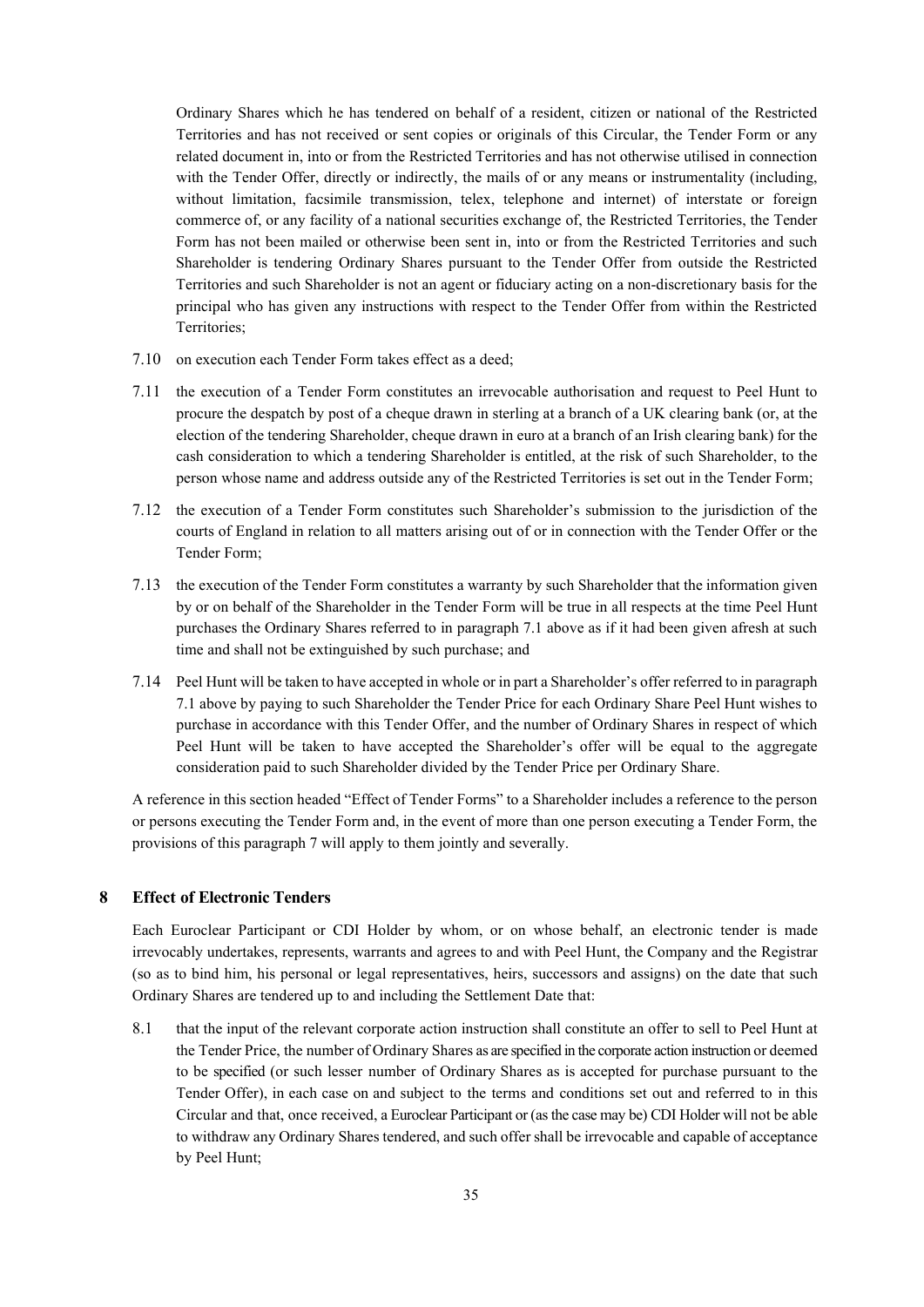Ordinary Shares which he has tendered on behalf of a resident, citizen or national of the Restricted Territories and has not received or sent copies or originals of this Circular, the Tender Form or any related document in, into or from the Restricted Territories and has not otherwise utilised in connection with the Tender Offer, directly or indirectly, the mails of or any means or instrumentality (including, without limitation, facsimile transmission, telex, telephone and internet) of interstate or foreign commerce of, or any facility of a national securities exchange of, the Restricted Territories, the Tender Form has not been mailed or otherwise been sent in, into or from the Restricted Territories and such Shareholder is tendering Ordinary Shares pursuant to the Tender Offer from outside the Restricted Territories and such Shareholder is not an agent or fiduciary acting on a non-discretionary basis for the principal who has given any instructions with respect to the Tender Offer from within the Restricted Territories;

7.10 on execution each Tender Form takes effect as a deed;

7.11 the execution of a Tender Form constitutes an irrevocable authorisation and request to Peel Hunt to procure the despatch by post of a cheque drawn in sterling at a branch of a UK clearing bank (or, at the election of the tendering Shareholder, cheque drawn in euro at a branch of an Irish clearing bank) for the cash consideration to which a tendering Shareholder is entitled, at the risk of such Shareholder, to the person whose name and address outside any of the Restricted Territories is set out in the Tender Form;

7.12 the execution of a Tender Form constitutes such Shareholder's submission to the jurisdiction of the courts of England in relation to all matters arising out of or in connection with the Tender Offer or the Tender Form;

7.13 the execution of the Tender Form constitutes a warranty by such Shareholder that the information given by or on behalf of the Shareholder in the Tender Form will be true in all respects at the time Peel Hunt purchases the Ordinary Shares referred to in paragraph 7.1 above as if it had been given afresh at such time and shall not be extinguished by such purchase; and

7.14 Peel Hunt will be taken to have accepted in whole or in part a Shareholder's offer referred to in paragraph 7.1 above by paying to such Shareholder the Tender Price for each Ordinary Share Peel Hunt wishes to purchase in accordance with this Tender Offer, and the number of Ordinary Shares in respect of which Peel Hunt will be taken to have accepted the Shareholder's offer will be equal to the aggregate consideration paid to such Shareholder divided by the Tender Price per Ordinary Share.

A reference in this section headed "Effect of Tender Forms" to a Shareholder includes a reference to the person or persons executing the Tender Form and, in the event of more than one person executing a Tender Form, the provisions of this paragraph 7 will apply to them jointly and severally.

## 8 Effect of Electronic Tenders

Each Euroclear Participant or CDI Holder by whom, or on whose behalf, an electronic tender is made irrevocably undertakes, represents, warrants and agrees to and with Peel Hunt, the Company and the Registrar (so as to bind him, his personal or legal representatives, heirs, successors and assigns) on the date that such Ordinary Shares are tendered up to and including the Settlement Date that:

8.1 that the input of the relevant corporate action instruction shall constitute an offer to sell to Peel Hunt at the Tender Price, the number of Ordinary Shares as are specified in the corporate action instruction or deemed to be specified (or such lesser number of Ordinary Shares as is accepted for purchase pursuant to the Tender Offer), in each case on and subject to the terms and conditions set out and referred to in this Circular and that, once received, a Euroclear Participant or (as the case may be) CDI Holder will not be able to withdraw any Ordinary Shares tendered, and such offer shall be irrevocable and capable of acceptance by Peel Hunt;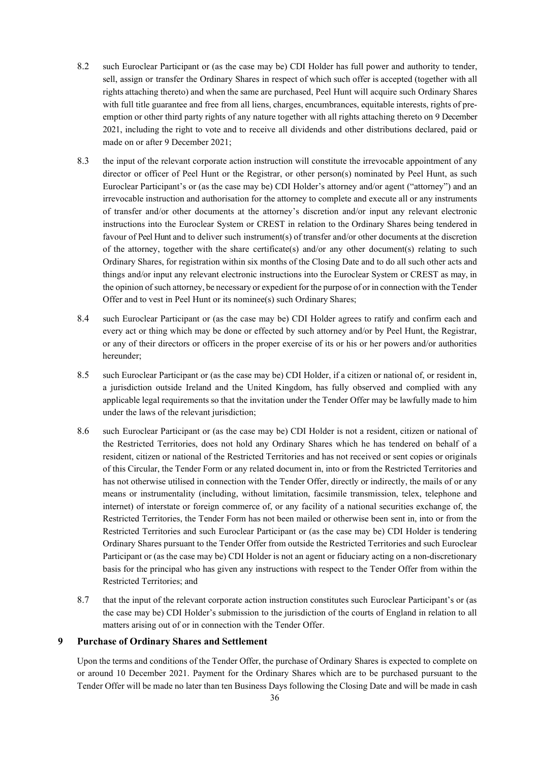8.2 such Euroclear Participant or (as the case may be) CDI Holder has full power and authority to tender, sell, assign or transfer the Ordinary Shares in respect of which such offer is accepted (together with all rights attaching thereto) and when the same are purchased, Peel Hunt will acquire such Ordinary Shares with full title guarantee and free from all liens, charges, encumbrances, equitable interests, rights of pre-emption or other third party rights of any nature together with all rights attaching thereto on 9 December 2021, including the right to vote and to receive all dividends and other distributions declared, paid or made on or after 9 December 2021;

8.3 the input of the relevant corporate action instruction will constitute the irrevocable appointment of any director or officer of Peel Hunt or the Registrar, or other person(s) nominated by Peel Hunt, as such Euroclear Participant's or (as the case may be) CDI Holder's attorney and/or agent ("attorney") and an irrevocable instruction and authorisation for the attorney to complete and execute all or any instruments of transfer and/or other documents at the attorney's discretion and/or input any relevant electronic instructions into the Euroclear System or CREST in relation to the Ordinary Shares being tendered in favour of Peel Hunt and to deliver such instrument(s) of transfer and/or other documents at the discretion of the attorney, together with the share certificate(s) and/or any other document(s) relating to such Ordinary Shares, for registration within six months of the Closing Date and to do all such other acts and things and/or input any relevant electronic instructions into the Euroclear System or CREST as may, in the opinion of such attorney, be necessary or expedient for the purpose of or in connection with the Tender Offer and to vest in Peel Hunt or its nominee(s) such Ordinary Shares;

8.4 such Euroclear Participant or (as the case may be) CDI Holder agrees to ratify and confirm each and every act or thing which may be done or effected by such attorney and/or by Peel Hunt, the Registrar, or any of their directors or officers in the proper exercise of its or his or her powers and/or authorities hereunder;

8.5 such Euroclear Participant or (as the case may be) CDI Holder, if a citizen or national of, or resident in, a jurisdiction outside Ireland and the United Kingdom, has fully observed and complied with any applicable legal requirements so that the invitation under the Tender Offer may be lawfully made to him under the laws of the relevant jurisdiction;

8.6 such Euroclear Participant or (as the case may be) CDI Holder is not a resident, citizen or national of the Restricted Territories, does not hold any Ordinary Shares which he has tendered on behalf of a resident, citizen or national of the Restricted Territories and has not received or sent copies or originals of this Circular, the Tender Form or any related document in, into or from the Restricted Territories and has not otherwise utilised in connection with the Tender Offer, directly or indirectly, the mails of or any means or instrumentality (including, without limitation, facsimile transmission, telex, telephone and internet) of interstate or foreign commerce of, or any facility of a national securities exchange of, the Restricted Territories, the Tender Form has not been mailed or otherwise been sent in, into or from the Restricted Territories and such Euroclear Participant or (as the case may be) CDI Holder is tendering Ordinary Shares pursuant to the Tender Offer from outside the Restricted Territories and such Euroclear Participant or (as the case may be) CDI Holder is not an agent or fiduciary acting on a non-discretionary basis for the principal who has given any instructions with respect to the Tender Offer from within the Restricted Territories; and

8.7 that the input of the relevant corporate action instruction constitutes such Euroclear Participant's or (as the case may be) CDI Holder's submission to the jurisdiction of the courts of England in relation to all matters arising out of or in connection with the Tender Offer.

## 9 Purchase of Ordinary Shares and Settlement

Upon the terms and conditions of the Tender Offer, the purchase of Ordinary Shares is expected to complete on or around 10 December 2021. Payment for the Ordinary Shares which are to be purchased pursuant to the Tender Offer will be made no later than ten Business Days following the Closing Date and will be made in cash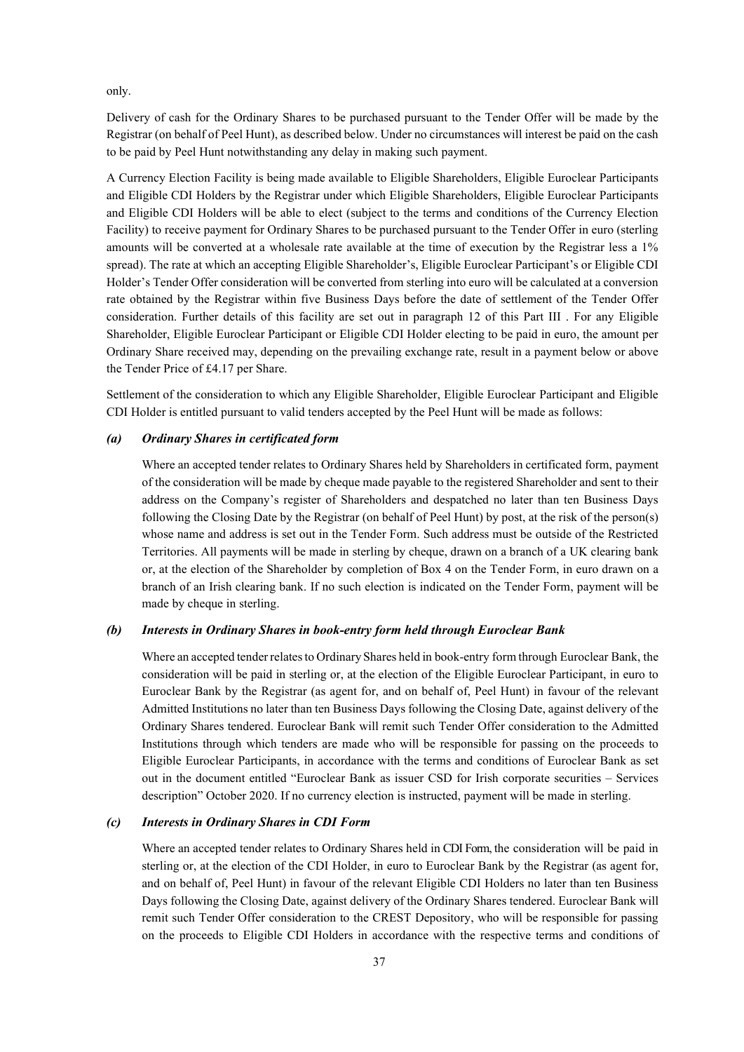only.

Delivery of cash for the Ordinary Shares to be purchased pursuant to the Tender Offer will be made by the Registrar (on behalf of Peel Hunt), as described below. Under no circumstances will interest be paid on the cash to be paid by Peel Hunt notwithstanding any delay in making such payment.

A Currency Election Facility is being made available to Eligible Shareholders, Eligible Euroclear Participants and Eligible CDI Holders by the Registrar under which Eligible Shareholders, Eligible Euroclear Participants and Eligible CDI Holders will be able to elect (subject to the terms and conditions of the Currency Election Facility) to receive payment for Ordinary Shares to be purchased pursuant to the Tender Offer in euro (sterling amounts will be converted at a wholesale rate available at the time of execution by the Registrar less a 1% spread). The rate at which an accepting Eligible Shareholder's, Eligible Euroclear Participant's or Eligible CDI Holder's Tender Offer consideration will be converted from sterling into euro will be calculated at a conversion rate obtained by the Registrar within five Business Days before the date of settlement of the Tender Offer consideration. Further details of this facility are set out in paragraph 12 of this Part III . For any Eligible Shareholder, Eligible Euroclear Participant or Eligible CDI Holder electing to be paid in euro, the amount per Ordinary Share received may, depending on the prevailing exchange rate, result in a payment below or above the Tender Price of £4.17 per Share.

Settlement of the consideration to which any Eligible Shareholder, Eligible Euroclear Participant and Eligible CDI Holder is entitled pursuant to valid tenders accepted by the Peel Hunt will be made as follows:

***(a) Ordinary Shares in certificated form***

Where an accepted tender relates to Ordinary Shares held by Shareholders in certificated form, payment of the consideration will be made by cheque made payable to the registered Shareholder and sent to their address on the Company's register of Shareholders and despatched no later than ten Business Days following the Closing Date by the Registrar (on behalf of Peel Hunt) by post, at the risk of the person(s) whose name and address is set out in the Tender Form. Such address must be outside of the Restricted Territories. All payments will be made in sterling by cheque, drawn on a branch of a UK clearing bank or, at the election of the Shareholder by completion of Box 4 on the Tender Form, in euro drawn on a branch of an Irish clearing bank. If no such election is indicated on the Tender Form, payment will be made by cheque in sterling.

***(b) Interests in Ordinary Shares in book-entry form held through Euroclear Bank***

Where an accepted tender relates to Ordinary Shares held in book-entry form through Euroclear Bank, the consideration will be paid in sterling or, at the election of the Eligible Euroclear Participant, in euro to Euroclear Bank by the Registrar (as agent for, and on behalf of, Peel Hunt) in favour of the relevant Admitted Institutions no later than ten Business Days following the Closing Date, against delivery of the Ordinary Shares tendered. Euroclear Bank will remit such Tender Offer consideration to the Admitted Institutions through which tenders are made who will be responsible for passing on the proceeds to Eligible Euroclear Participants, in accordance with the terms and conditions of Euroclear Bank as set out in the document entitled "Euroclear Bank as issuer CSD for Irish corporate securities – Services description" October 2020. If no currency election is instructed, payment will be made in sterling.

***(c) Interests in Ordinary Shares in CDI Form***

Where an accepted tender relates to Ordinary Shares held in CDI Form, the consideration will be paid in sterling or, at the election of the CDI Holder, in euro to Euroclear Bank by the Registrar (as agent for, and on behalf of, Peel Hunt) in favour of the relevant Eligible CDI Holders no later than ten Business Days following the Closing Date, against delivery of the Ordinary Shares tendered. Euroclear Bank will remit such Tender Offer consideration to the CREST Depository, who will be responsible for passing on the proceeds to Eligible CDI Holders in accordance with the respective terms and conditions of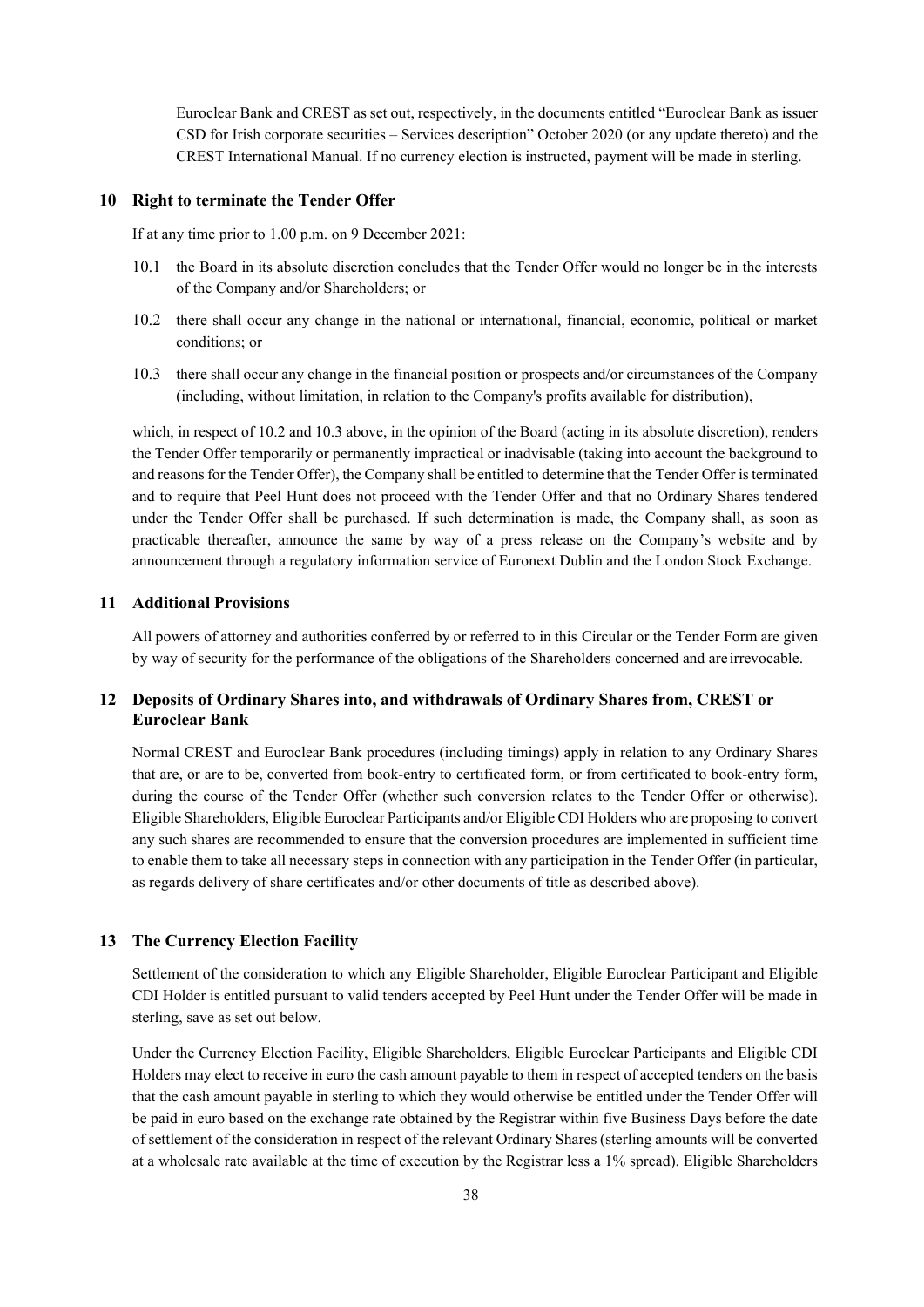Euroclear Bank and CREST as set out, respectively, in the documents entitled "Euroclear Bank as issuer CSD for Irish corporate securities – Services description" October 2020 (or any update thereto) and the CREST International Manual. If no currency election is instructed, payment will be made in sterling.

## 10 Right to terminate the Tender Offer

If at any time prior to 1.00 p.m. on 9 December 2021:

10.1 the Board in its absolute discretion concludes that the Tender Offer would no longer be in the interests of the Company and/or Shareholders; or

10.2 there shall occur any change in the national or international, financial, economic, political or market conditions; or

10.3 there shall occur any change in the financial position or prospects and/or circumstances of the Company (including, without limitation, in relation to the Company's profits available for distribution),

which, in respect of 10.2 and 10.3 above, in the opinion of the Board (acting in its absolute discretion), renders the Tender Offer temporarily or permanently impractical or inadvisable (taking into account the background to and reasons for the Tender Offer), the Company shall be entitled to determine that the Tender Offer is terminated and to require that Peel Hunt does not proceed with the Tender Offer and that no Ordinary Shares tendered under the Tender Offer shall be purchased. If such determination is made, the Company shall, as soon as practicable thereafter, announce the same by way of a press release on the Company's website and by announcement through a regulatory information service of Euronext Dublin and the London Stock Exchange.

## 11 Additional Provisions

All powers of attorney and authorities conferred by or referred to in this Circular or the Tender Form are given by way of security for the performance of the obligations of the Shareholders concerned and are irrevocable.

## 12 Deposits of Ordinary Shares into, and withdrawals of Ordinary Shares from, CREST or Euroclear Bank

Normal CREST and Euroclear Bank procedures (including timings) apply in relation to any Ordinary Shares that are, or are to be, converted from book-entry to certificated form, or from certificated to book-entry form, during the course of the Tender Offer (whether such conversion relates to the Tender Offer or otherwise). Eligible Shareholders, Eligible Euroclear Participants and/or Eligible CDI Holders who are proposing to convert any such shares are recommended to ensure that the conversion procedures are implemented in sufficient time to enable them to take all necessary steps in connection with any participation in the Tender Offer (in particular, as regards delivery of share certificates and/or other documents of title as described above).

## 13 The Currency Election Facility

Settlement of the consideration to which any Eligible Shareholder, Eligible Euroclear Participant and Eligible CDI Holder is entitled pursuant to valid tenders accepted by Peel Hunt under the Tender Offer will be made in sterling, save as set out below.

Under the Currency Election Facility, Eligible Shareholders, Eligible Euroclear Participants and Eligible CDI Holders may elect to receive in euro the cash amount payable to them in respect of accepted tenders on the basis that the cash amount payable in sterling to which they would otherwise be entitled under the Tender Offer will be paid in euro based on the exchange rate obtained by the Registrar within five Business Days before the date of settlement of the consideration in respect of the relevant Ordinary Shares (sterling amounts will be converted at a wholesale rate available at the time of execution by the Registrar less a 1% spread). Eligible Shareholders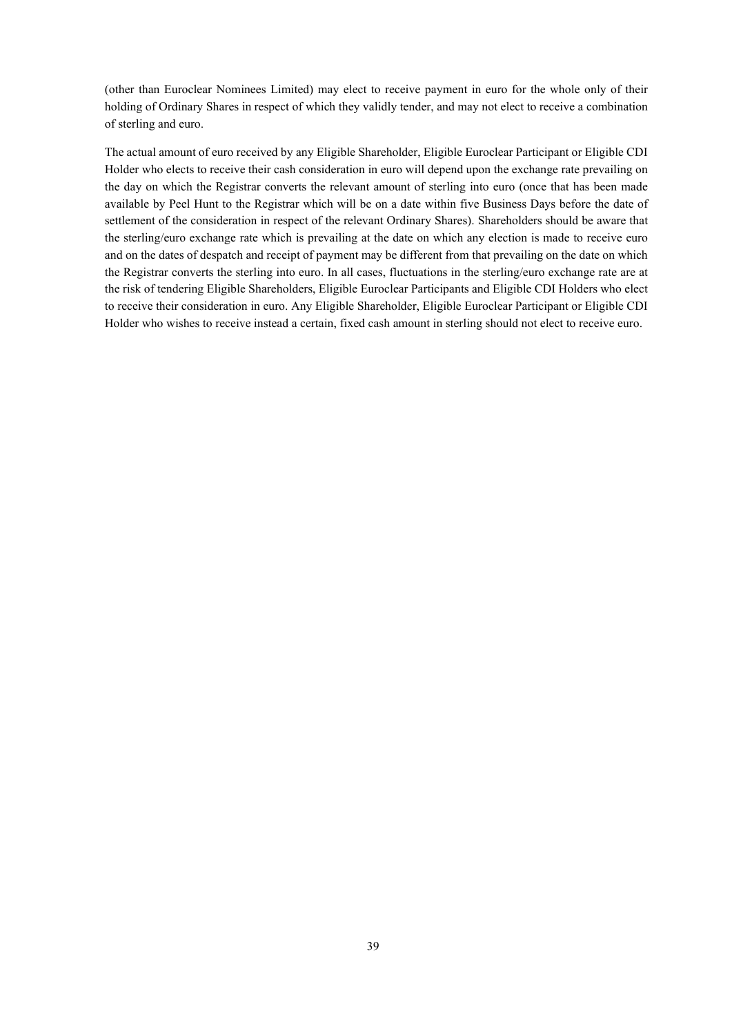(other than Euroclear Nominees Limited) may elect to receive payment in euro for the whole only of their holding of Ordinary Shares in respect of which they validly tender, and may not elect to receive a combination of sterling and euro.

The actual amount of euro received by any Eligible Shareholder, Eligible Euroclear Participant or Eligible CDI Holder who elects to receive their cash consideration in euro will depend upon the exchange rate prevailing on the day on which the Registrar converts the relevant amount of sterling into euro (once that has been made available by Peel Hunt to the Registrar which will be on a date within five Business Days before the date of settlement of the consideration in respect of the relevant Ordinary Shares). Shareholders should be aware that the sterling/euro exchange rate which is prevailing at the date on which any election is made to receive euro and on the dates of despatch and receipt of payment may be different from that prevailing on the date on which the Registrar converts the sterling into euro. In all cases, fluctuations in the sterling/euro exchange rate are at the risk of tendering Eligible Shareholders, Eligible Euroclear Participants and Eligible CDI Holders who elect to receive their consideration in euro. Any Eligible Shareholder, Eligible Euroclear Participant or Eligible CDI Holder who wishes to receive instead a certain, fixed cash amount in sterling should not elect to receive euro.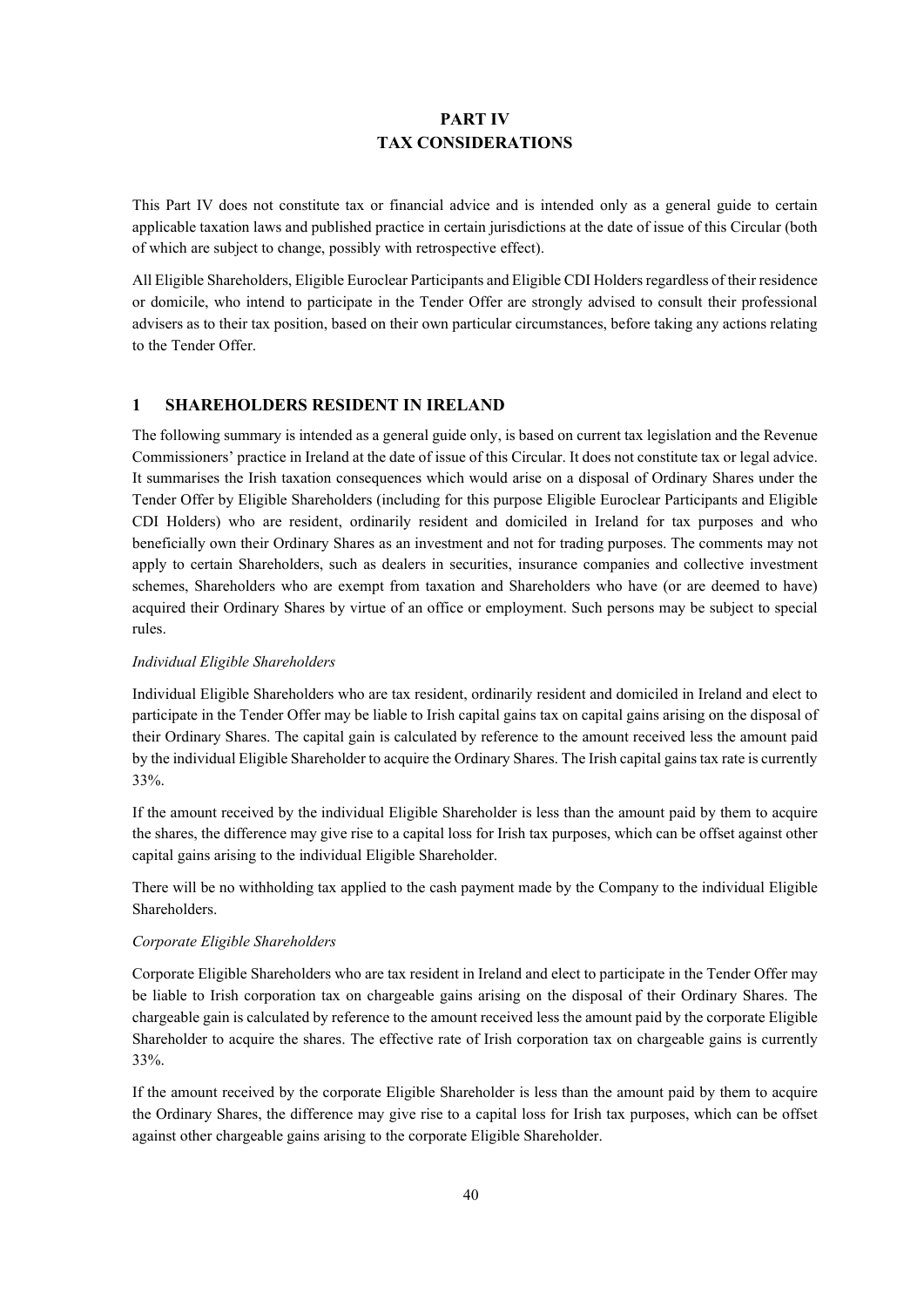# PART IV
# TAX CONSIDERATIONS

This Part IV does not constitute tax or financial advice and is intended only as a general guide to certain applicable taxation laws and published practice in certain jurisdictions at the date of issue of this Circular (both of which are subject to change, possibly with retrospective effect).

All Eligible Shareholders, Eligible Euroclear Participants and Eligible CDI Holders regardless of their residence or domicile, who intend to participate in the Tender Offer are strongly advised to consult their professional advisers as to their tax position, based on their own particular circumstances, before taking any actions relating to the Tender Offer.

## 1 SHAREHOLDERS RESIDENT IN IRELAND

The following summary is intended as a general guide only, is based on current tax legislation and the Revenue Commissioners' practice in Ireland at the date of issue of this Circular. It does not constitute tax or legal advice. It summarises the Irish taxation consequences which would arise on a disposal of Ordinary Shares under the Tender Offer by Eligible Shareholders (including for this purpose Eligible Euroclear Participants and Eligible CDI Holders) who are resident, ordinarily resident and domiciled in Ireland for tax purposes and who beneficially own their Ordinary Shares as an investment and not for trading purposes. The comments may not apply to certain Shareholders, such as dealers in securities, insurance companies and collective investment schemes, Shareholders who are exempt from taxation and Shareholders who have (or are deemed to have) acquired their Ordinary Shares by virtue of an office or employment. Such persons may be subject to special rules.

*Individual Eligible Shareholders*

Individual Eligible Shareholders who are tax resident, ordinarily resident and domiciled in Ireland and elect to participate in the Tender Offer may be liable to Irish capital gains tax on capital gains arising on the disposal of their Ordinary Shares. The capital gain is calculated by reference to the amount received less the amount paid by the individual Eligible Shareholder to acquire the Ordinary Shares. The Irish capital gains tax rate is currently 33%.

If the amount received by the individual Eligible Shareholder is less than the amount paid by them to acquire the shares, the difference may give rise to a capital loss for Irish tax purposes, which can be offset against other capital gains arising to the individual Eligible Shareholder.

There will be no withholding tax applied to the cash payment made by the Company to the individual Eligible Shareholders.

*Corporate Eligible Shareholders*

Corporate Eligible Shareholders who are tax resident in Ireland and elect to participate in the Tender Offer may be liable to Irish corporation tax on chargeable gains arising on the disposal of their Ordinary Shares. The chargeable gain is calculated by reference to the amount received less the amount paid by the corporate Eligible Shareholder to acquire the shares. The effective rate of Irish corporation tax on chargeable gains is currently 33%.

If the amount received by the corporate Eligible Shareholder is less than the amount paid by them to acquire the Ordinary Shares, the difference may give rise to a capital loss for Irish tax purposes, which can be offset against other chargeable gains arising to the corporate Eligible Shareholder.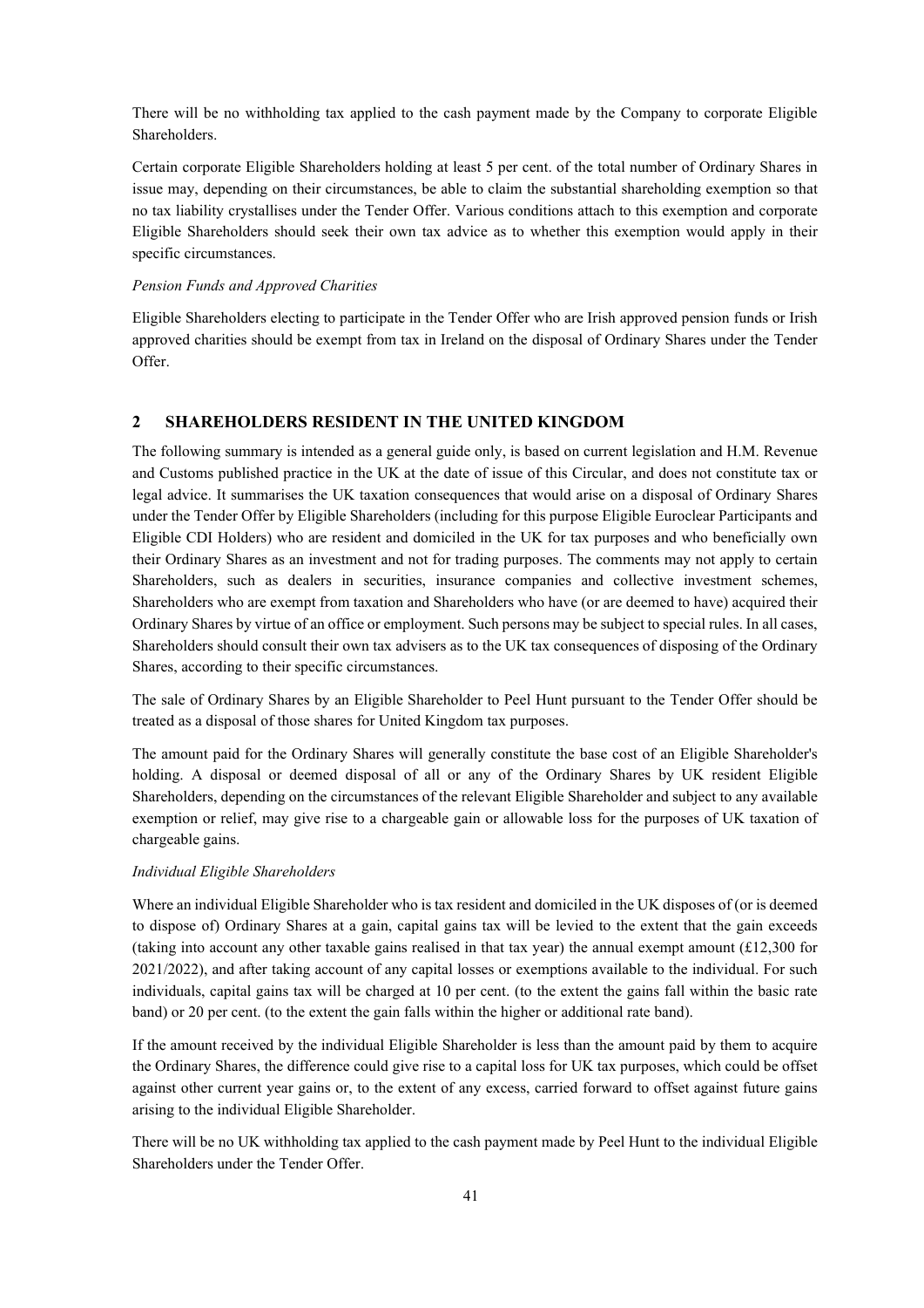There will be no withholding tax applied to the cash payment made by the Company to corporate Eligible Shareholders.

Certain corporate Eligible Shareholders holding at least 5 per cent. of the total number of Ordinary Shares in issue may, depending on their circumstances, be able to claim the substantial shareholding exemption so that no tax liability crystallises under the Tender Offer. Various conditions attach to this exemption and corporate Eligible Shareholders should seek their own tax advice as to whether this exemption would apply in their specific circumstances.

*Pension Funds and Approved Charities*

Eligible Shareholders electing to participate in the Tender Offer who are Irish approved pension funds or Irish approved charities should be exempt from tax in Ireland on the disposal of Ordinary Shares under the Tender Offer.

## 2 SHAREHOLDERS RESIDENT IN THE UNITED KINGDOM

The following summary is intended as a general guide only, is based on current legislation and H.M. Revenue and Customs published practice in the UK at the date of issue of this Circular, and does not constitute tax or legal advice. It summarises the UK taxation consequences that would arise on a disposal of Ordinary Shares under the Tender Offer by Eligible Shareholders (including for this purpose Eligible Euroclear Participants and Eligible CDI Holders) who are resident and domiciled in the UK for tax purposes and who beneficially own their Ordinary Shares as an investment and not for trading purposes. The comments may not apply to certain Shareholders, such as dealers in securities, insurance companies and collective investment schemes, Shareholders who are exempt from taxation and Shareholders who have (or are deemed to have) acquired their Ordinary Shares by virtue of an office or employment. Such persons may be subject to special rules. In all cases, Shareholders should consult their own tax advisers as to the UK tax consequences of disposing of the Ordinary Shares, according to their specific circumstances.

The sale of Ordinary Shares by an Eligible Shareholder to Peel Hunt pursuant to the Tender Offer should be treated as a disposal of those shares for United Kingdom tax purposes.

The amount paid for the Ordinary Shares will generally constitute the base cost of an Eligible Shareholder's holding. A disposal or deemed disposal of all or any of the Ordinary Shares by UK resident Eligible Shareholders, depending on the circumstances of the relevant Eligible Shareholder and subject to any available exemption or relief, may give rise to a chargeable gain or allowable loss for the purposes of UK taxation of chargeable gains.

*Individual Eligible Shareholders*

Where an individual Eligible Shareholder who is tax resident and domiciled in the UK disposes of (or is deemed to dispose of) Ordinary Shares at a gain, capital gains tax will be levied to the extent that the gain exceeds (taking into account any other taxable gains realised in that tax year) the annual exempt amount (£12,300 for 2021/2022), and after taking account of any capital losses or exemptions available to the individual. For such individuals, capital gains tax will be charged at 10 per cent. (to the extent the gains fall within the basic rate band) or 20 per cent. (to the extent the gain falls within the higher or additional rate band).

If the amount received by the individual Eligible Shareholder is less than the amount paid by them to acquire the Ordinary Shares, the difference could give rise to a capital loss for UK tax purposes, which could be offset against other current year gains or, to the extent of any excess, carried forward to offset against future gains arising to the individual Eligible Shareholder.

There will be no UK withholding tax applied to the cash payment made by Peel Hunt to the individual Eligible Shareholders under the Tender Offer.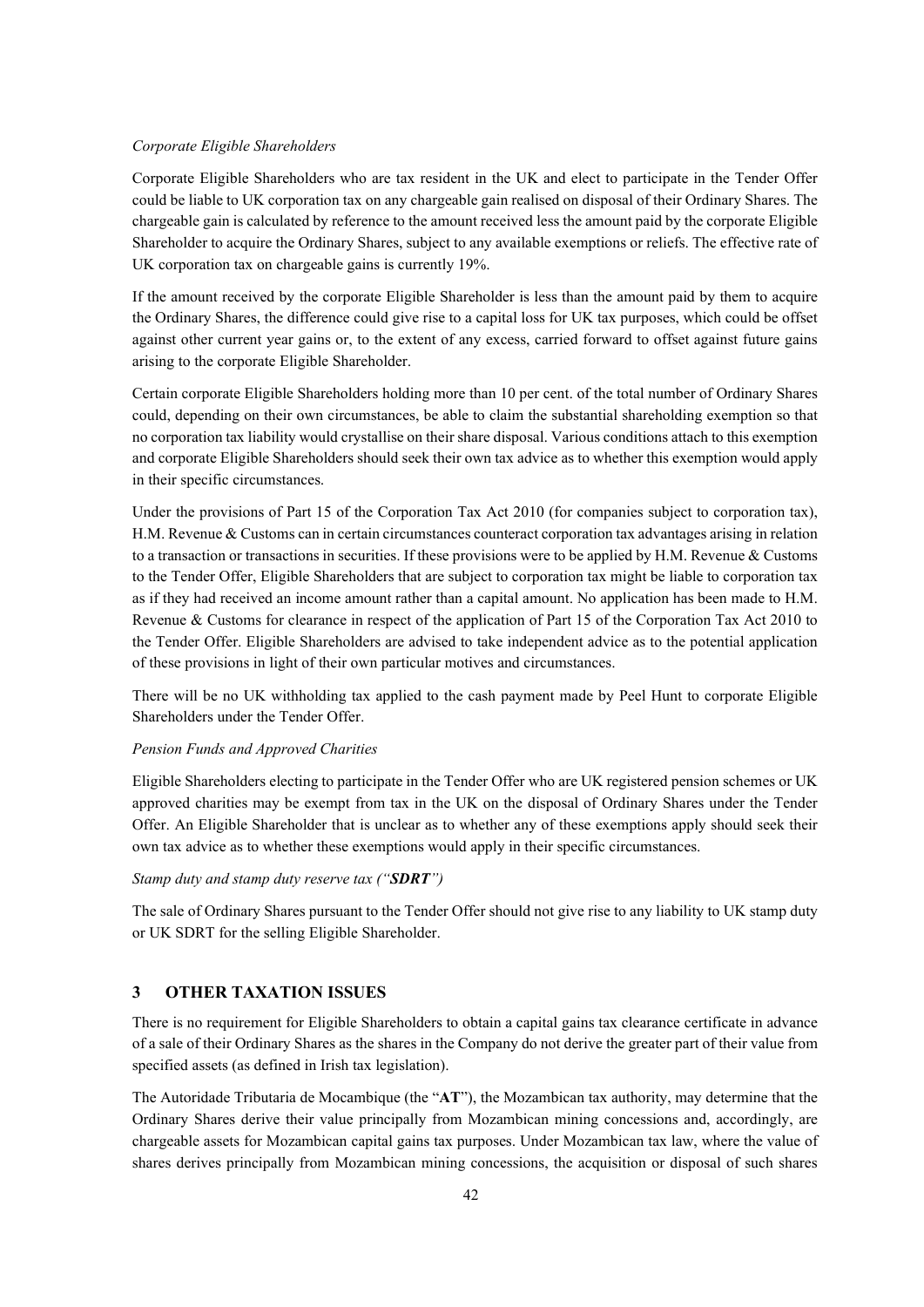*Corporate Eligible Shareholders*

Corporate Eligible Shareholders who are tax resident in the UK and elect to participate in the Tender Offer could be liable to UK corporation tax on any chargeable gain realised on disposal of their Ordinary Shares. The chargeable gain is calculated by reference to the amount received less the amount paid by the corporate Eligible Shareholder to acquire the Ordinary Shares, subject to any available exemptions or reliefs. The effective rate of UK corporation tax on chargeable gains is currently 19%.

If the amount received by the corporate Eligible Shareholder is less than the amount paid by them to acquire the Ordinary Shares, the difference could give rise to a capital loss for UK tax purposes, which could be offset against other current year gains or, to the extent of any excess, carried forward to offset against future gains arising to the corporate Eligible Shareholder.

Certain corporate Eligible Shareholders holding more than 10 per cent. of the total number of Ordinary Shares could, depending on their own circumstances, be able to claim the substantial shareholding exemption so that no corporation tax liability would crystallise on their share disposal. Various conditions attach to this exemption and corporate Eligible Shareholders should seek their own tax advice as to whether this exemption would apply in their specific circumstances.

Under the provisions of Part 15 of the Corporation Tax Act 2010 (for companies subject to corporation tax), H.M. Revenue & Customs can in certain circumstances counteract corporation tax advantages arising in relation to a transaction or transactions in securities. If these provisions were to be applied by H.M. Revenue & Customs to the Tender Offer, Eligible Shareholders that are subject to corporation tax might be liable to corporation tax as if they had received an income amount rather than a capital amount. No application has been made to H.M. Revenue & Customs for clearance in respect of the application of Part 15 of the Corporation Tax Act 2010 to the Tender Offer. Eligible Shareholders are advised to take independent advice as to the potential application of these provisions in light of their own particular motives and circumstances.

There will be no UK withholding tax applied to the cash payment made by Peel Hunt to corporate Eligible Shareholders under the Tender Offer.

*Pension Funds and Approved Charities*

Eligible Shareholders electing to participate in the Tender Offer who are UK registered pension schemes or UK approved charities may be exempt from tax in the UK on the disposal of Ordinary Shares under the Tender Offer. An Eligible Shareholder that is unclear as to whether any of these exemptions apply should seek their own tax advice as to whether these exemptions would apply in their specific circumstances.

*Stamp duty and stamp duty reserve tax ("**SDRT**")*

The sale of Ordinary Shares pursuant to the Tender Offer should not give rise to any liability to UK stamp duty or UK SDRT for the selling Eligible Shareholder.

## 3 OTHER TAXATION ISSUES

There is no requirement for Eligible Shareholders to obtain a capital gains tax clearance certificate in advance of a sale of their Ordinary Shares as the shares in the Company do not derive the greater part of their value from specified assets (as defined in Irish tax legislation).

The Autoridade Tributaria de Mocambique (the "**AT**"), the Mozambican tax authority, may determine that the Ordinary Shares derive their value principally from Mozambican mining concessions and, accordingly, are chargeable assets for Mozambican capital gains tax purposes. Under Mozambican tax law, where the value of shares derives principally from Mozambican mining concessions, the acquisition or disposal of such shares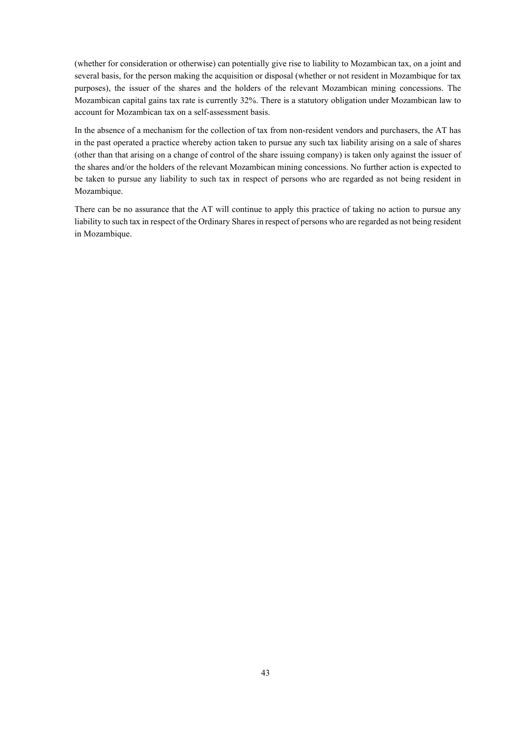(whether for consideration or otherwise) can potentially give rise to liability to Mozambican tax, on a joint and several basis, for the person making the acquisition or disposal (whether or not resident in Mozambique for tax purposes), the issuer of the shares and the holders of the relevant Mozambican mining concessions. The Mozambican capital gains tax rate is currently 32%. There is a statutory obligation under Mozambican law to account for Mozambican tax on a self-assessment basis.

In the absence of a mechanism for the collection of tax from non-resident vendors and purchasers, the AT has in the past operated a practice whereby action taken to pursue any such tax liability arising on a sale of shares (other than that arising on a change of control of the share issuing company) is taken only against the issuer of the shares and/or the holders of the relevant Mozambican mining concessions. No further action is expected to be taken to pursue any liability to such tax in respect of persons who are regarded as not being resident in Mozambique.

There can be no assurance that the AT will continue to apply this practice of taking no action to pursue any liability to such tax in respect of the Ordinary Shares in respect of persons who are regarded as not being resident in Mozambique.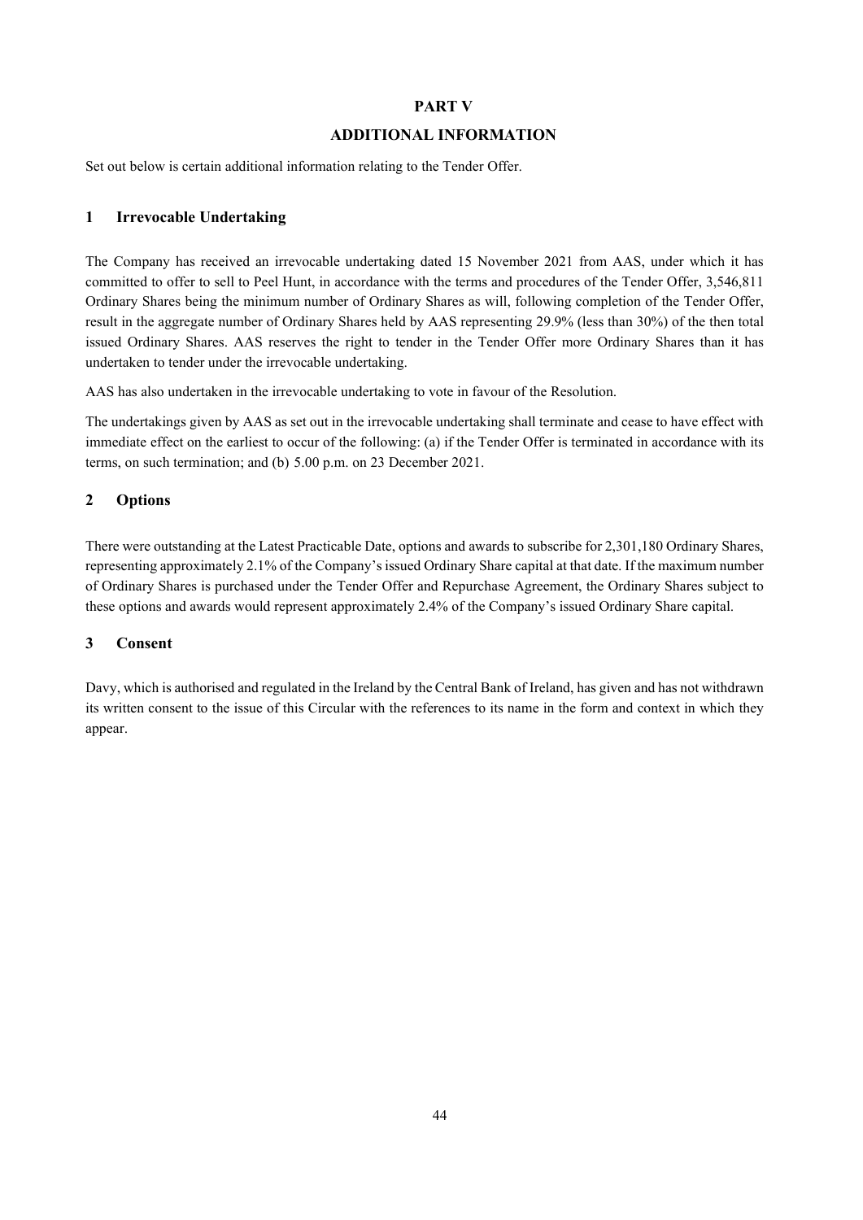# PART V

# ADDITIONAL INFORMATION

Set out below is certain additional information relating to the Tender Offer.

## 1 Irrevocable Undertaking

The Company has received an irrevocable undertaking dated 15 November 2021 from AAS, under which it has committed to offer to sell to Peel Hunt, in accordance with the terms and procedures of the Tender Offer, 3,546,811 Ordinary Shares being the minimum number of Ordinary Shares as will, following completion of the Tender Offer, result in the aggregate number of Ordinary Shares held by AAS representing 29.9% (less than 30%) of the then total issued Ordinary Shares. AAS reserves the right to tender in the Tender Offer more Ordinary Shares than it has undertaken to tender under the irrevocable undertaking.

AAS has also undertaken in the irrevocable undertaking to vote in favour of the Resolution.

The undertakings given by AAS as set out in the irrevocable undertaking shall terminate and cease to have effect with immediate effect on the earliest to occur of the following: (a) if the Tender Offer is terminated in accordance with its terms, on such termination; and (b) 5.00 p.m. on 23 December 2021.

## 2 Options

There were outstanding at the Latest Practicable Date, options and awards to subscribe for 2,301,180 Ordinary Shares, representing approximately 2.1% of the Company's issued Ordinary Share capital at that date. If the maximum number of Ordinary Shares is purchased under the Tender Offer and Repurchase Agreement, the Ordinary Shares subject to these options and awards would represent approximately 2.4% of the Company's issued Ordinary Share capital.

## 3 Consent

Davy, which is authorised and regulated in the Ireland by the Central Bank of Ireland, has given and has not withdrawn its written consent to the issue of this Circular with the references to its name in the form and context in which they appear.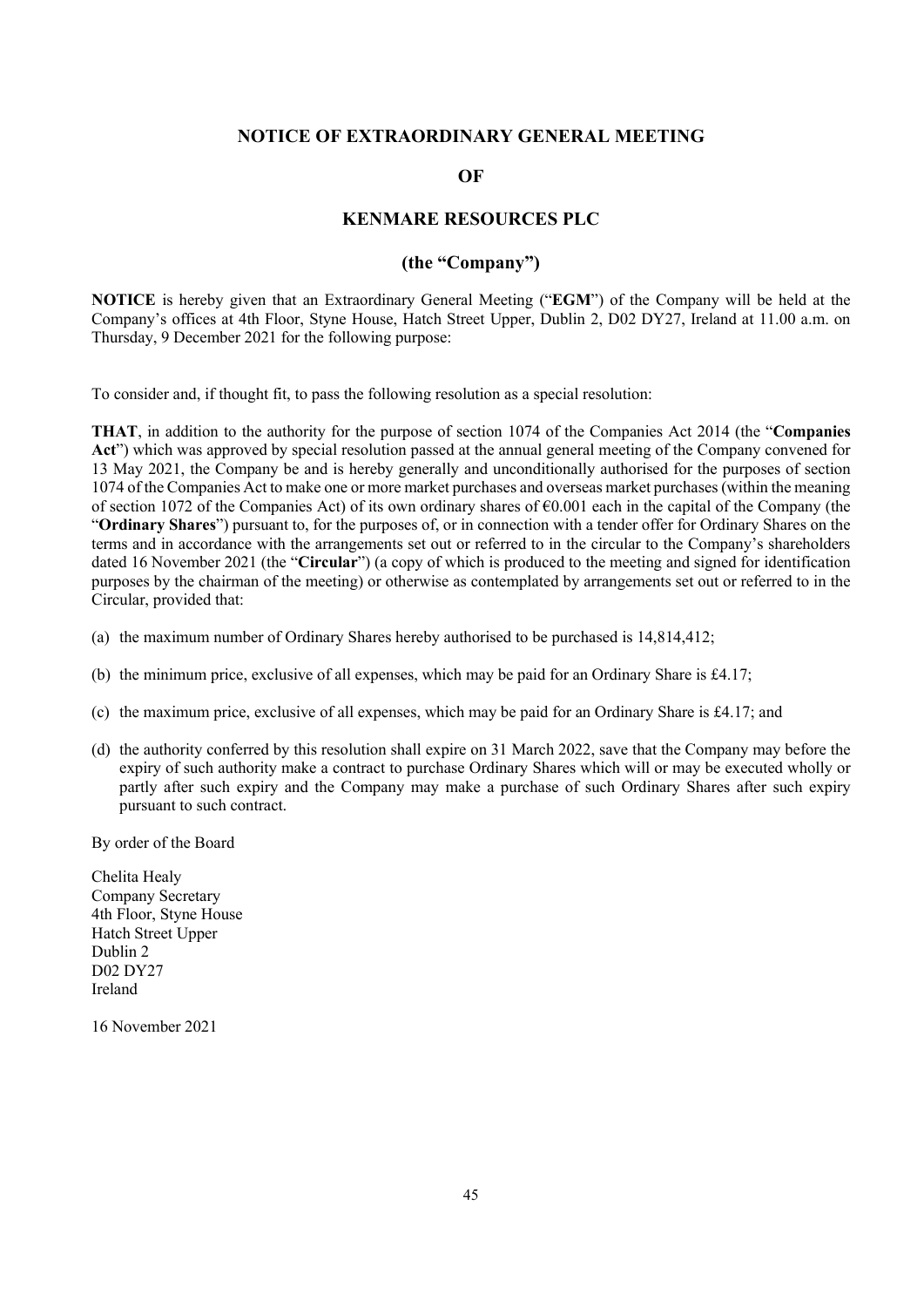# NOTICE OF EXTRAORDINARY GENERAL MEETING

# OF

# KENMARE RESOURCES PLC

## (the "Company")

**NOTICE** is hereby given that an Extraordinary General Meeting ("**EGM**") of the Company will be held at the Company's offices at 4th Floor, Styne House, Hatch Street Upper, Dublin 2, D02 DY27, Ireland at 11.00 a.m. on Thursday, 9 December 2021 for the following purpose:

To consider and, if thought fit, to pass the following resolution as a special resolution:

**THAT**, in addition to the authority for the purpose of section 1074 of the Companies Act 2014 (the "**Companies Act**") which was approved by special resolution passed at the annual general meeting of the Company convened for 13 May 2021, the Company be and is hereby generally and unconditionally authorised for the purposes of section 1074 of the Companies Act to make one or more market purchases and overseas market purchases (within the meaning of section 1072 of the Companies Act) of its own ordinary shares of €0.001 each in the capital of the Company (the "**Ordinary Shares**") pursuant to, for the purposes of, or in connection with a tender offer for Ordinary Shares on the terms and in accordance with the arrangements set out or referred to in the circular to the Company's shareholders dated 16 November 2021 (the "**Circular**") (a copy of which is produced to the meeting and signed for identification purposes by the chairman of the meeting) or otherwise as contemplated by arrangements set out or referred to in the Circular, provided that:

(a) the maximum number of Ordinary Shares hereby authorised to be purchased is 14,814,412;

(b) the minimum price, exclusive of all expenses, which may be paid for an Ordinary Share is £4.17;

(c) the maximum price, exclusive of all expenses, which may be paid for an Ordinary Share is £4.17; and

(d) the authority conferred by this resolution shall expire on 31 March 2022, save that the Company may before the expiry of such authority make a contract to purchase Ordinary Shares which will or may be executed wholly or partly after such expiry and the Company may make a purchase of such Ordinary Shares after such expiry pursuant to such contract.

By order of the Board

Chelita Healy
Company Secretary
4th Floor, Styne House
Hatch Street Upper
Dublin 2
D02 DY27
Ireland

16 November 2021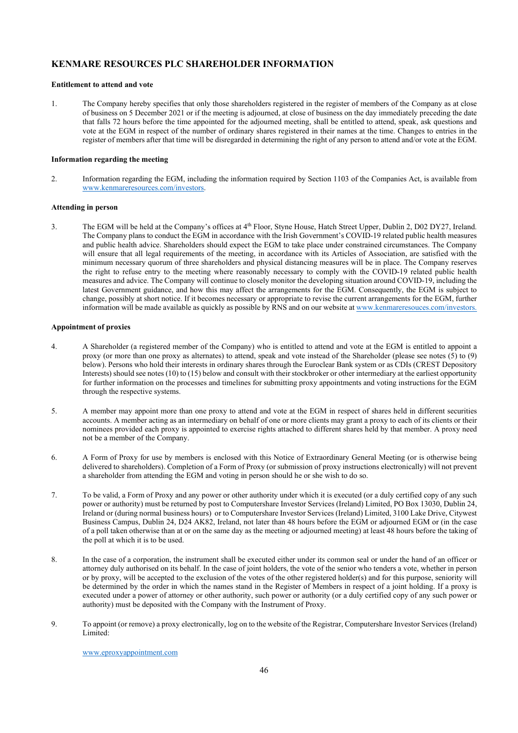## KENMARE RESOURCES PLC SHAREHOLDER INFORMATION

**Entitlement to attend and vote**

1. The Company hereby specifies that only those shareholders registered in the register of members of the Company as at close of business on 5 December 2021 or if the meeting is adjourned, at close of business on the day immediately preceding the date that falls 72 hours before the time appointed for the adjourned meeting, shall be entitled to attend, speak, ask questions and vote at the EGM in respect of the number of ordinary shares registered in their names at the time. Changes to entries in the register of members after that time will be disregarded in determining the right of any person to attend and/or vote at the EGM.

**Information regarding the meeting**

2. Information regarding the EGM, including the information required by Section 1103 of the Companies Act, is available from www.kenmareresources.com/investors.

**Attending in person**

3. The EGM will be held at the Company's offices at 4th Floor, Styne House, Hatch Street Upper, Dublin 2, D02 DY27, Ireland. The Company plans to conduct the EGM in accordance with the Irish Government's COVID-19 related public health measures and public health advice. Shareholders should expect the EGM to take place under constrained circumstances. The Company will ensure that all legal requirements of the meeting, in accordance with its Articles of Association, are satisfied with the minimum necessary quorum of three shareholders and physical distancing measures will be in place. The Company reserves the right to refuse entry to the meeting where reasonably necessary to comply with the COVID-19 related public health measures and advice. The Company will continue to closely monitor the developing situation around COVID-19, including the latest Government guidance, and how this may affect the arrangements for the EGM. Consequently, the EGM is subject to change, possibly at short notice. If it becomes necessary or appropriate to revise the current arrangements for the EGM, further information will be made available as quickly as possible by RNS and on our website at www.kenmareresouces.com/investors.

**Appointment of proxies**

4. A Shareholder (a registered member of the Company) who is entitled to attend and vote at the EGM is entitled to appoint a proxy (or more than one proxy as alternates) to attend, speak and vote instead of the Shareholder (please see notes (5) to (9) below). Persons who hold their interests in ordinary shares through the Euroclear Bank system or as CDIs (CREST Depository Interests) should see notes (10) to (15) below and consult with their stockbroker or other intermediary at the earliest opportunity for further information on the processes and timelines for submitting proxy appointments and voting instructions for the EGM through the respective systems.

5. A member may appoint more than one proxy to attend and vote at the EGM in respect of shares held in different securities accounts. A member acting as an intermediary on behalf of one or more clients may grant a proxy to each of its clients or their nominees provided each proxy is appointed to exercise rights attached to different shares held by that member. A proxy need not be a member of the Company.

6. A Form of Proxy for use by members is enclosed with this Notice of Extraordinary General Meeting (or is otherwise being delivered to shareholders). Completion of a Form of Proxy (or submission of proxy instructions electronically) will not prevent a shareholder from attending the EGM and voting in person should he or she wish to do so.

7. To be valid, a Form of Proxy and any power or other authority under which it is executed (or a duly certified copy of any such power or authority) must be returned by post to Computershare Investor Services (Ireland) Limited, PO Box 13030, Dublin 24, Ireland or (during normal business hours) or to Computershare Investor Services (Ireland) Limited, 3100 Lake Drive, Citywest Business Campus, Dublin 24, D24 AK82, Ireland, not later than 48 hours before the EGM or adjourned EGM or (in the case of a poll taken otherwise than at or on the same day as the meeting or adjourned meeting) at least 48 hours before the taking of the poll at which it is to be used.

8. In the case of a corporation, the instrument shall be executed either under its common seal or under the hand of an officer or attorney duly authorised on its behalf. In the case of joint holders, the vote of the senior who tenders a vote, whether in person or by proxy, will be accepted to the exclusion of the votes of the other registered holder(s) and for this purpose, seniority will be determined by the order in which the names stand in the Register of Members in respect of a joint holding. If a proxy is executed under a power of attorney or other authority, such power or authority (or a duly certified copy of any such power or authority) must be deposited with the Company with the Instrument of Proxy.

9. To appoint (or remove) a proxy electronically, log on to the website of the Registrar, Computershare Investor Services (Ireland) Limited:

   www.eproxyappointment.com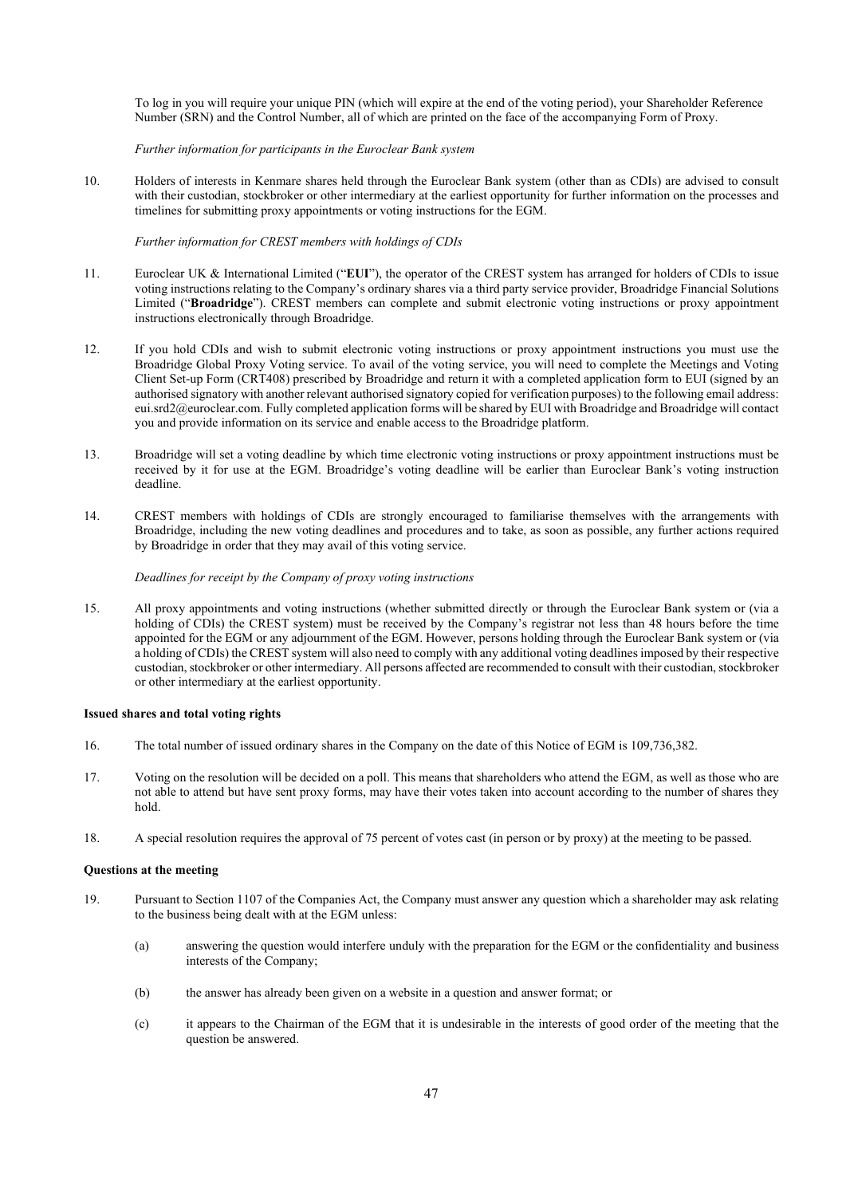To log in you will require your unique PIN (which will expire at the end of the voting period), your Shareholder Reference Number (SRN) and the Control Number, all of which are printed on the face of the accompanying Form of Proxy.

*Further information for participants in the Euroclear Bank system*

10. Holders of interests in Kenmare shares held through the Euroclear Bank system (other than as CDIs) are advised to consult with their custodian, stockbroker or other intermediary at the earliest opportunity for further information on the processes and timelines for submitting proxy appointments or voting instructions for the EGM.

*Further information for CREST members with holdings of CDIs*

11. Euroclear UK & International Limited ("**EUI**"), the operator of the CREST system has arranged for holders of CDIs to issue voting instructions relating to the Company's ordinary shares via a third party service provider, Broadridge Financial Solutions Limited ("**Broadridge**"). CREST members can complete and submit electronic voting instructions or proxy appointment instructions electronically through Broadridge.

12. If you hold CDIs and wish to submit electronic voting instructions or proxy appointment instructions you must use the Broadridge Global Proxy Voting service. To avail of the voting service, you will need to complete the Meetings and Voting Client Set-up Form (CRT408) prescribed by Broadridge and return it with a completed application form to EUI (signed by an authorised signatory with another relevant authorised signatory copied for verification purposes) to the following email address: eui.srd2@euroclear.com. Fully completed application forms will be shared by EUI with Broadridge and Broadridge will contact you and provide information on its service and enable access to the Broadridge platform.

13. Broadridge will set a voting deadline by which time electronic voting instructions or proxy appointment instructions must be received by it for use at the EGM. Broadridge's voting deadline will be earlier than Euroclear Bank's voting instruction deadline.

14. CREST members with holdings of CDIs are strongly encouraged to familiarise themselves with the arrangements with Broadridge, including the new voting deadlines and procedures and to take, as soon as possible, any further actions required by Broadridge in order that they may avail of this voting service.

*Deadlines for receipt by the Company of proxy voting instructions*

15. All proxy appointments and voting instructions (whether submitted directly or through the Euroclear Bank system or (via a holding of CDIs) the CREST system) must be received by the Company's registrar not less than 48 hours before the time appointed for the EGM or any adjournment of the EGM. However, persons holding through the Euroclear Bank system or (via a holding of CDIs) the CREST system will also need to comply with any additional voting deadlines imposed by their respective custodian, stockbroker or other intermediary. All persons affected are recommended to consult with their custodian, stockbroker or other intermediary at the earliest opportunity.

**Issued shares and total voting rights**

16. The total number of issued ordinary shares in the Company on the date of this Notice of EGM is 109,736,382.

17. Voting on the resolution will be decided on a poll. This means that shareholders who attend the EGM, as well as those who are not able to attend but have sent proxy forms, may have their votes taken into account according to the number of shares they hold.

18. A special resolution requires the approval of 75 percent of votes cast (in person or by proxy) at the meeting to be passed.

**Questions at the meeting**

19. Pursuant to Section 1107 of the Companies Act, the Company must answer any question which a shareholder may ask relating to the business being dealt with at the EGM unless:

    (a) answering the question would interfere unduly with the preparation for the EGM or the confidentiality and business interests of the Company;

    (b) the answer has already been given on a website in a question and answer format; or

    (c) it appears to the Chairman of the EGM that it is undesirable in the interests of good order of the meeting that the question be answered.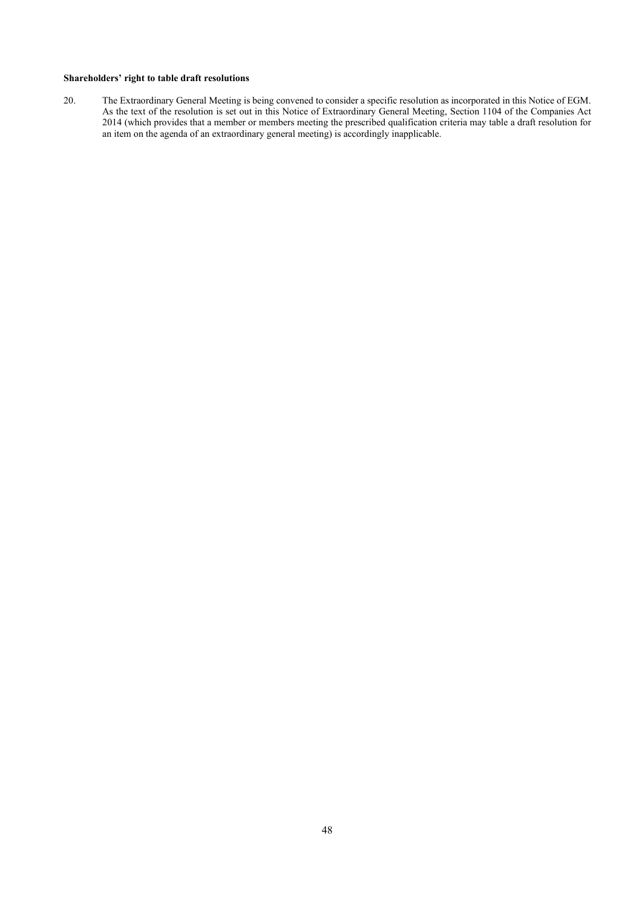**Shareholders' right to table draft resolutions**

20. The Extraordinary General Meeting is being convened to consider a specific resolution as incorporated in this Notice of EGM. As the text of the resolution is set out in this Notice of Extraordinary General Meeting, Section 1104 of the Companies Act 2014 (which provides that a member or members meeting the prescribed qualification criteria may table a draft resolution for an item on the agenda of an extraordinary general meeting) is accordingly inapplicable.